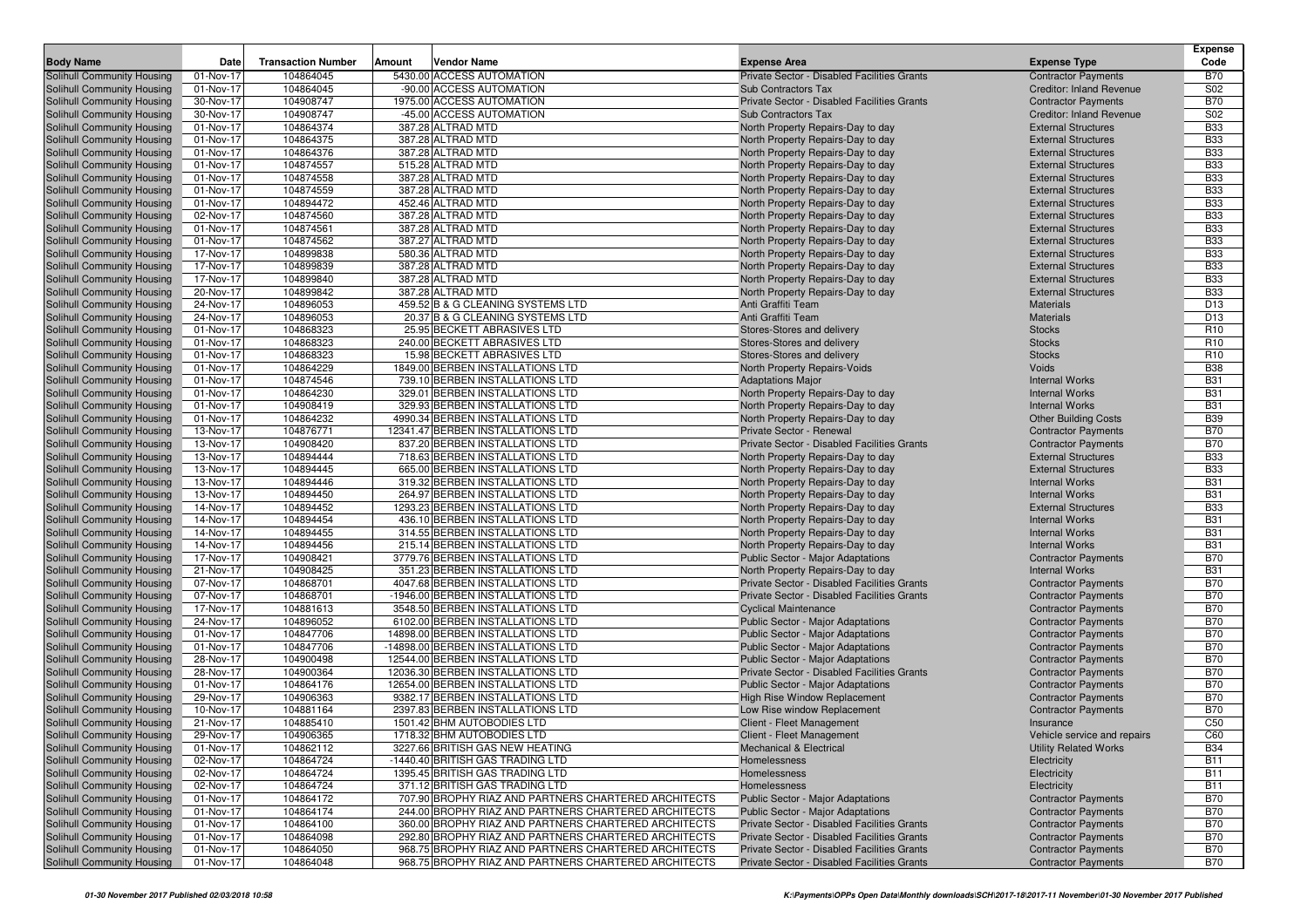| Body Name | Date | Transaction Number | Amount | Vendor Name | Expense Area | Expense Type | Expense Code |
|---|---|---|---|---|---|---|---|
| Solihull Community Housing | 01-Nov-17 | 104864045 | 5430.00 | ACCESS AUTOMATION | Private Sector - Disabled Facilities Grants | Contractor Payments | B70 |
| Solihull Community Housing | 01-Nov-17 | 104864045 | -90.00 | ACCESS AUTOMATION | Sub Contractors Tax | Creditor: Inland Revenue | S02 |
| Solihull Community Housing | 30-Nov-17 | 104908747 | 1975.00 | ACCESS AUTOMATION | Private Sector - Disabled Facilities Grants | Contractor Payments | B70 |
| Solihull Community Housing | 30-Nov-17 | 104908747 | -45.00 | ACCESS AUTOMATION | Sub Contractors Tax | Creditor: Inland Revenue | S02 |
| Solihull Community Housing | 01-Nov-17 | 104864374 | 387.28 | ALTRAD MTD | North Property Repairs-Day to day | External Structures | B33 |
| Solihull Community Housing | 01-Nov-17 | 104864375 | 387.28 | ALTRAD MTD | North Property Repairs-Day to day | External Structures | B33 |
| Solihull Community Housing | 01-Nov-17 | 104864376 | 387.28 | ALTRAD MTD | North Property Repairs-Day to day | External Structures | B33 |
| Solihull Community Housing | 01-Nov-17 | 104874557 | 515.28 | ALTRAD MTD | North Property Repairs-Day to day | External Structures | B33 |
| Solihull Community Housing | 01-Nov-17 | 104874558 | 387.28 | ALTRAD MTD | North Property Repairs-Day to day | External Structures | B33 |
| Solihull Community Housing | 01-Nov-17 | 104874559 | 387.28 | ALTRAD MTD | North Property Repairs-Day to day | External Structures | B33 |
| Solihull Community Housing | 01-Nov-17 | 104894472 | 452.46 | ALTRAD MTD | North Property Repairs-Day to day | External Structures | B33 |
| Solihull Community Housing | 02-Nov-17 | 104874560 | 387.28 | ALTRAD MTD | North Property Repairs-Day to day | External Structures | B33 |
| Solihull Community Housing | 01-Nov-17 | 104874561 | 387.28 | ALTRAD MTD | North Property Repairs-Day to day | External Structures | B33 |
| Solihull Community Housing | 01-Nov-17 | 104874562 | 387.27 | ALTRAD MTD | North Property Repairs-Day to day | External Structures | B33 |
| Solihull Community Housing | 17-Nov-17 | 104899838 | 580.36 | ALTRAD MTD | North Property Repairs-Day to day | External Structures | B33 |
| Solihull Community Housing | 17-Nov-17 | 104899839 | 387.28 | ALTRAD MTD | North Property Repairs-Day to day | External Structures | B33 |
| Solihull Community Housing | 17-Nov-17 | 104899840 | 387.28 | ALTRAD MTD | North Property Repairs-Day to day | External Structures | B33 |
| Solihull Community Housing | 20-Nov-17 | 104899842 | 387.28 | ALTRAD MTD | North Property Repairs-Day to day | External Structures | B33 |
| Solihull Community Housing | 24-Nov-17 | 104896053 | 459.52 | B & G CLEANING SYSTEMS LTD | Anti Graffiti Team | Materials | D13 |
| Solihull Community Housing | 24-Nov-17 | 104896053 | 20.37 | B & G CLEANING SYSTEMS LTD | Anti Graffiti Team | Materials | D13 |
| Solihull Community Housing | 01-Nov-17 | 104868323 | 25.95 | BECKETT ABRASIVES LTD | Stores-Stores and delivery | Stocks | R10 |
| Solihull Community Housing | 01-Nov-17 | 104868323 | 240.00 | BECKETT ABRASIVES LTD | Stores-Stores and delivery | Stocks | R10 |
| Solihull Community Housing | 01-Nov-17 | 104868323 | 15.98 | BECKETT ABRASIVES LTD | Stores-Stores and delivery | Stocks | R10 |
| Solihull Community Housing | 01-Nov-17 | 104864229 | 1849.00 | BERBEN INSTALLATIONS LTD | North Property Repairs-Voids | Voids | B38 |
| Solihull Community Housing | 01-Nov-17 | 104874546 | 739.10 | BERBEN INSTALLATIONS LTD | Adaptations Major | Internal Works | B31 |
| Solihull Community Housing | 01-Nov-17 | 104864230 | 329.01 | BERBEN INSTALLATIONS LTD | North Property Repairs-Day to day | Internal Works | B31 |
| Solihull Community Housing | 01-Nov-17 | 104908419 | 329.93 | BERBEN INSTALLATIONS LTD | North Property Repairs-Day to day | Internal Works | B31 |
| Solihull Community Housing | 01-Nov-17 | 104864232 | 4990.34 | BERBEN INSTALLATIONS LTD | North Property Repairs-Day to day | Other Building Costs | B39 |
| Solihull Community Housing | 13-Nov-17 | 104876771 | 12341.47 | BERBEN INSTALLATIONS LTD | Private Sector - Renewal | Contractor Payments | B70 |
| Solihull Community Housing | 13-Nov-17 | 104908420 | 837.20 | BERBEN INSTALLATIONS LTD | Private Sector - Disabled Facilities Grants | Contractor Payments | B70 |
| Solihull Community Housing | 13-Nov-17 | 104894444 | 718.63 | BERBEN INSTALLATIONS LTD | North Property Repairs-Day to day | External Structures | B33 |
| Solihull Community Housing | 13-Nov-17 | 104894445 | 665.00 | BERBEN INSTALLATIONS LTD | North Property Repairs-Day to day | External Structures | B33 |
| Solihull Community Housing | 13-Nov-17 | 104894446 | 319.32 | BERBEN INSTALLATIONS LTD | North Property Repairs-Day to day | Internal Works | B31 |
| Solihull Community Housing | 13-Nov-17 | 104894450 | 264.97 | BERBEN INSTALLATIONS LTD | North Property Repairs-Day to day | Internal Works | B31 |
| Solihull Community Housing | 14-Nov-17 | 104894452 | 1293.23 | BERBEN INSTALLATIONS LTD | North Property Repairs-Day to day | External Structures | B33 |
| Solihull Community Housing | 14-Nov-17 | 104894454 | 436.10 | BERBEN INSTALLATIONS LTD | North Property Repairs-Day to day | Internal Works | B31 |
| Solihull Community Housing | 14-Nov-17 | 104894455 | 314.55 | BERBEN INSTALLATIONS LTD | North Property Repairs-Day to day | Internal Works | B31 |
| Solihull Community Housing | 14-Nov-17 | 104894456 | 215.14 | BERBEN INSTALLATIONS LTD | North Property Repairs-Day to day | Internal Works | B31 |
| Solihull Community Housing | 17-Nov-17 | 104908421 | 3779.76 | BERBEN INSTALLATIONS LTD | Public Sector - Major Adaptations | Contractor Payments | B70 |
| Solihull Community Housing | 21-Nov-17 | 104908425 | 351.23 | BERBEN INSTALLATIONS LTD | North Property Repairs-Day to day | Internal Works | B31 |
| Solihull Community Housing | 07-Nov-17 | 104868701 | 4047.68 | BERBEN INSTALLATIONS LTD | Private Sector - Disabled Facilities Grants | Contractor Payments | B70 |
| Solihull Community Housing | 07-Nov-17 | 104868701 | -1946.00 | BERBEN INSTALLATIONS LTD | Private Sector - Disabled Facilities Grants | Contractor Payments | B70 |
| Solihull Community Housing | 17-Nov-17 | 104881613 | 3548.50 | BERBEN INSTALLATIONS LTD | Cyclical Maintenance | Contractor Payments | B70 |
| Solihull Community Housing | 24-Nov-17 | 104896052 | 6102.00 | BERBEN INSTALLATIONS LTD | Public Sector - Major Adaptations | Contractor Payments | B70 |
| Solihull Community Housing | 01-Nov-17 | 104847706 | 14898.00 | BERBEN INSTALLATIONS LTD | Public Sector - Major Adaptations | Contractor Payments | B70 |
| Solihull Community Housing | 01-Nov-17 | 104847706 | -14898.00 | BERBEN INSTALLATIONS LTD | Public Sector - Major Adaptations | Contractor Payments | B70 |
| Solihull Community Housing | 28-Nov-17 | 104900498 | 12544.00 | BERBEN INSTALLATIONS LTD | Public Sector - Major Adaptations | Contractor Payments | B70 |
| Solihull Community Housing | 28-Nov-17 | 104900364 | 12036.30 | BERBEN INSTALLATIONS LTD | Private Sector - Disabled Facilities Grants | Contractor Payments | B70 |
| Solihull Community Housing | 01-Nov-17 | 104864176 | 12654.00 | BERBEN INSTALLATIONS LTD | Public Sector - Major Adaptations | Contractor Payments | B70 |
| Solihull Community Housing | 29-Nov-17 | 104906363 | 9382.17 | BERBEN INSTALLATIONS LTD | High Rise Window Replacement | Contractor Payments | B70 |
| Solihull Community Housing | 10-Nov-17 | 104881164 | 2397.83 | BERBEN INSTALLATIONS LTD | Low Rise window Replacement | Contractor Payments | B70 |
| Solihull Community Housing | 21-Nov-17 | 104885410 | 1501.42 | BHM AUTOBODIES LTD | Client - Fleet Management | Insurance | C50 |
| Solihull Community Housing | 29-Nov-17 | 104906365 | 1718.32 | BHM AUTOBODIES LTD | Client - Fleet Management | Vehicle service and repairs | C60 |
| Solihull Community Housing | 01-Nov-17 | 104862112 | 3227.66 | BRITISH GAS NEW HEATING | Mechanical & Electrical | Utility Related Works | B34 |
| Solihull Community Housing | 02-Nov-17 | 104864724 | -1440.40 | BRITISH GAS TRADING LTD | Homelessness | Electricity | B11 |
| Solihull Community Housing | 02-Nov-17 | 104864724 | 1395.45 | BRITISH GAS TRADING LTD | Homelessness | Electricity | B11 |
| Solihull Community Housing | 02-Nov-17 | 104864724 | 371.12 | BRITISH GAS TRADING LTD | Homelessness | Electricity | B11 |
| Solihull Community Housing | 01-Nov-17 | 104864172 | 707.90 | BROPHY RIAZ AND PARTNERS CHARTERED ARCHITECTS | Public Sector - Major Adaptations | Contractor Payments | B70 |
| Solihull Community Housing | 01-Nov-17 | 104864174 | 244.00 | BROPHY RIAZ AND PARTNERS CHARTERED ARCHITECTS | Public Sector - Major Adaptations | Contractor Payments | B70 |
| Solihull Community Housing | 01-Nov-17 | 104864100 | 360.00 | BROPHY RIAZ AND PARTNERS CHARTERED ARCHITECTS | Private Sector - Disabled Facilities Grants | Contractor Payments | B70 |
| Solihull Community Housing | 01-Nov-17 | 104864098 | 292.80 | BROPHY RIAZ AND PARTNERS CHARTERED ARCHITECTS | Private Sector - Disabled Facilities Grants | Contractor Payments | B70 |
| Solihull Community Housing | 01-Nov-17 | 104864050 | 968.75 | BROPHY RIAZ AND PARTNERS CHARTERED ARCHITECTS | Private Sector - Disabled Facilities Grants | Contractor Payments | B70 |
| Solihull Community Housing | 01-Nov-17 | 104864048 | 968.75 | BROPHY RIAZ AND PARTNERS CHARTERED ARCHITECTS | Private Sector - Disabled Facilities Grants | Contractor Payments | B70 |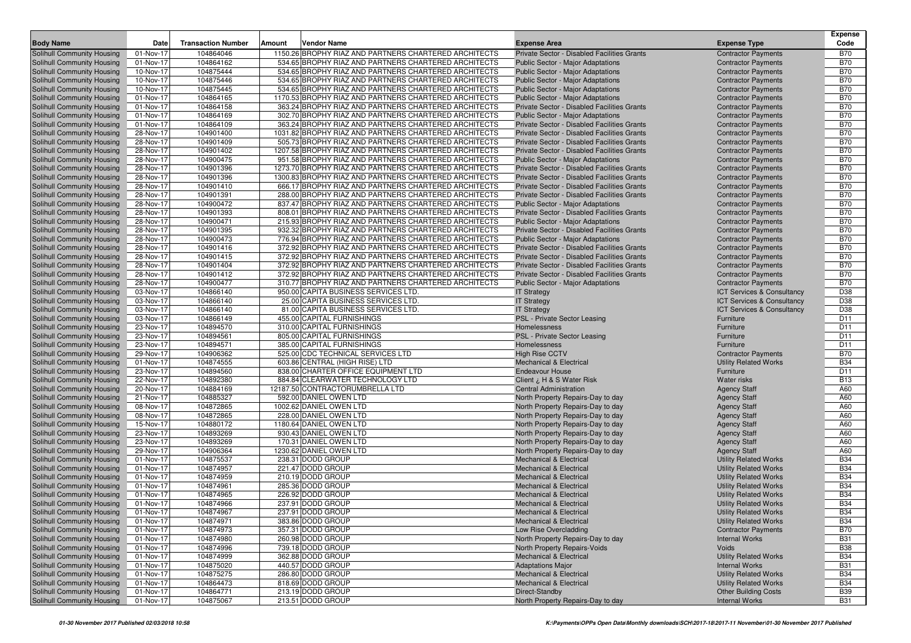| Body Name | Date | Transaction Number | Amount | Vendor Name | Expense Area | Expense Type | Expense Code |
|---|---|---|---|---|---|---|---|
| Solihull Community Housing | 01-Nov-17 | 104864046 | 1150.26 | BROPHY RIAZ AND PARTNERS CHARTERED ARCHITECTS | Private Sector - Disabled Facilities Grants | Contractor Payments | B70 |
| Solihull Community Housing | 01-Nov-17 | 104864162 | 534.65 | BROPHY RIAZ AND PARTNERS CHARTERED ARCHITECTS | Public Sector - Major Adaptations | Contractor Payments | B70 |
| Solihull Community Housing | 10-Nov-17 | 104875444 | 534.65 | BROPHY RIAZ AND PARTNERS CHARTERED ARCHITECTS | Public Sector - Major Adaptations | Contractor Payments | B70 |
| Solihull Community Housing | 10-Nov-17 | 104875446 | 534.65 | BROPHY RIAZ AND PARTNERS CHARTERED ARCHITECTS | Public Sector - Major Adaptations | Contractor Payments | B70 |
| Solihull Community Housing | 10-Nov-17 | 104875445 | 534.65 | BROPHY RIAZ AND PARTNERS CHARTERED ARCHITECTS | Public Sector - Major Adaptations | Contractor Payments | B70 |
| Solihull Community Housing | 01-Nov-17 | 104864165 | 1170.53 | BROPHY RIAZ AND PARTNERS CHARTERED ARCHITECTS | Public Sector - Major Adaptations | Contractor Payments | B70 |
| Solihull Community Housing | 01-Nov-17 | 104864158 | 363.24 | BROPHY RIAZ AND PARTNERS CHARTERED ARCHITECTS | Private Sector - Disabled Facilities Grants | Contractor Payments | B70 |
| Solihull Community Housing | 01-Nov-17 | 104864169 | 302.70 | BROPHY RIAZ AND PARTNERS CHARTERED ARCHITECTS | Public Sector - Major Adaptations | Contractor Payments | B70 |
| Solihull Community Housing | 01-Nov-17 | 104864109 | 363.24 | BROPHY RIAZ AND PARTNERS CHARTERED ARCHITECTS | Private Sector - Disabled Facilities Grants | Contractor Payments | B70 |
| Solihull Community Housing | 28-Nov-17 | 104901400 | 1031.82 | BROPHY RIAZ AND PARTNERS CHARTERED ARCHITECTS | Private Sector - Disabled Facilities Grants | Contractor Payments | B70 |
| Solihull Community Housing | 28-Nov-17 | 104901409 | 505.73 | BROPHY RIAZ AND PARTNERS CHARTERED ARCHITECTS | Private Sector - Disabled Facilities Grants | Contractor Payments | B70 |
| Solihull Community Housing | 28-Nov-17 | 104901402 | 1207.58 | BROPHY RIAZ AND PARTNERS CHARTERED ARCHITECTS | Private Sector - Disabled Facilities Grants | Contractor Payments | B70 |
| Solihull Community Housing | 28-Nov-17 | 104900475 | 951.58 | BROPHY RIAZ AND PARTNERS CHARTERED ARCHITECTS | Public Sector - Major Adaptations | Contractor Payments | B70 |
| Solihull Community Housing | 28-Nov-17 | 104901396 | 1273.70 | BROPHY RIAZ AND PARTNERS CHARTERED ARCHITECTS | Private Sector - Disabled Facilities Grants | Contractor Payments | B70 |
| Solihull Community Housing | 28-Nov-17 | 104901396 | 1300.83 | BROPHY RIAZ AND PARTNERS CHARTERED ARCHITECTS | Private Sector - Disabled Facilities Grants | Contractor Payments | B70 |
| Solihull Community Housing | 28-Nov-17 | 104901410 | 666.17 | BROPHY RIAZ AND PARTNERS CHARTERED ARCHITECTS | Private Sector - Disabled Facilities Grants | Contractor Payments | B70 |
| Solihull Community Housing | 28-Nov-17 | 104901391 | 288.00 | BROPHY RIAZ AND PARTNERS CHARTERED ARCHITECTS | Private Sector - Disabled Facilities Grants | Contractor Payments | B70 |
| Solihull Community Housing | 28-Nov-17 | 104900472 | 837.47 | BROPHY RIAZ AND PARTNERS CHARTERED ARCHITECTS | Public Sector - Major Adaptations | Contractor Payments | B70 |
| Solihull Community Housing | 28-Nov-17 | 104901393 | 808.01 | BROPHY RIAZ AND PARTNERS CHARTERED ARCHITECTS | Private Sector - Disabled Facilities Grants | Contractor Payments | B70 |
| Solihull Community Housing | 28-Nov-17 | 104900471 | 215.93 | BROPHY RIAZ AND PARTNERS CHARTERED ARCHITECTS | Public Sector - Major Adaptations | Contractor Payments | B70 |
| Solihull Community Housing | 28-Nov-17 | 104901395 | 932.32 | BROPHY RIAZ AND PARTNERS CHARTERED ARCHITECTS | Private Sector - Disabled Facilities Grants | Contractor Payments | B70 |
| Solihull Community Housing | 28-Nov-17 | 104900473 | 776.94 | BROPHY RIAZ AND PARTNERS CHARTERED ARCHITECTS | Public Sector - Major Adaptations | Contractor Payments | B70 |
| Solihull Community Housing | 28-Nov-17 | 104901416 | 372.92 | BROPHY RIAZ AND PARTNERS CHARTERED ARCHITECTS | Private Sector - Disabled Facilities Grants | Contractor Payments | B70 |
| Solihull Community Housing | 28-Nov-17 | 104901415 | 372.92 | BROPHY RIAZ AND PARTNERS CHARTERED ARCHITECTS | Private Sector - Disabled Facilities Grants | Contractor Payments | B70 |
| Solihull Community Housing | 28-Nov-17 | 104901404 | 372.92 | BROPHY RIAZ AND PARTNERS CHARTERED ARCHITECTS | Private Sector - Disabled Facilities Grants | Contractor Payments | B70 |
| Solihull Community Housing | 28-Nov-17 | 104901412 | 372.92 | BROPHY RIAZ AND PARTNERS CHARTERED ARCHITECTS | Private Sector - Disabled Facilities Grants | Contractor Payments | B70 |
| Solihull Community Housing | 28-Nov-17 | 104900477 | 310.77 | BROPHY RIAZ AND PARTNERS CHARTERED ARCHITECTS | Public Sector - Major Adaptations | Contractor Payments | B70 |
| Solihull Community Housing | 03-Nov-17 | 104866140 | 950.00 | CAPITA BUSINESS SERVICES LTD. | IT Strategy | ICT Services & Consultancy | D38 |
| Solihull Community Housing | 03-Nov-17 | 104866140 | 25.00 | CAPITA BUSINESS SERVICES LTD. | IT Strategy | ICT Services & Consultancy | D38 |
| Solihull Community Housing | 03-Nov-17 | 104866140 | 81.00 | CAPITA BUSINESS SERVICES LTD. | IT Strategy | ICT Services & Consultancy | D38 |
| Solihull Community Housing | 03-Nov-17 | 104866149 | 455.00 | CAPITAL FURNISHINGS | PSL - Private Sector Leasing | Furniture | D11 |
| Solihull Community Housing | 23-Nov-17 | 104894570 | 310.00 | CAPITAL FURNISHINGS | Homelessness | Furniture | D11 |
| Solihull Community Housing | 23-Nov-17 | 104894561 | 805.00 | CAPITAL FURNISHINGS | PSL - Private Sector Leasing | Furniture | D11 |
| Solihull Community Housing | 23-Nov-17 | 104894571 | 385.00 | CAPITAL FURNISHINGS | Homelessness | Furniture | D11 |
| Solihull Community Housing | 29-Nov-17 | 104906362 | 525.00 | CDC TECHNICAL SERVICES LTD | High Rise CCTV | Contractor Payments | B70 |
| Solihull Community Housing | 01-Nov-17 | 104874555 | 603.86 | CENTRAL (HIGH RISE) LTD | Mechanical & Electrical | Utility Related Works | B34 |
| Solihull Community Housing | 23-Nov-17 | 104894560 | 838.00 | CHARTER OFFICE EQUIPMENT LTD | Endeavour House | Furniture | D11 |
| Solihull Community Housing | 22-Nov-17 | 104892380 | 884.84 | CLEARWATER TECHNOLOGY LTD | Client ¿ H & S Water Risk | Water risks | B13 |
| Solihull Community Housing | 20-Nov-17 | 104884169 | 12187.50 | CONTRACTORUMBRELLA LTD | Central Administration | Agency Staff | A60 |
| Solihull Community Housing | 21-Nov-17 | 104885327 | 592.00 | DANIEL OWEN LTD | North Property Repairs-Day to day | Agency Staff | A60 |
| Solihull Community Housing | 08-Nov-17 | 104872865 | 1002.62 | DANIEL OWEN LTD | North Property Repairs-Day to day | Agency Staff | A60 |
| Solihull Community Housing | 08-Nov-17 | 104872865 | 228.00 | DANIEL OWEN LTD | North Property Repairs-Day to day | Agency Staff | A60 |
| Solihull Community Housing | 15-Nov-17 | 104880172 | 1180.64 | DANIEL OWEN LTD | North Property Repairs-Day to day | Agency Staff | A60 |
| Solihull Community Housing | 23-Nov-17 | 104893269 | 930.43 | DANIEL OWEN LTD | North Property Repairs-Day to day | Agency Staff | A60 |
| Solihull Community Housing | 23-Nov-17 | 104893269 | 170.31 | DANIEL OWEN LTD | North Property Repairs-Day to day | Agency Staff | A60 |
| Solihull Community Housing | 29-Nov-17 | 104906364 | 1230.62 | DANIEL OWEN LTD | North Property Repairs-Day to day | Agency Staff | A60 |
| Solihull Community Housing | 01-Nov-17 | 104875537 | 238.31 | DODD GROUP | Mechanical & Electrical | Utility Related Works | B34 |
| Solihull Community Housing | 01-Nov-17 | 104874957 | 221.47 | DODD GROUP | Mechanical & Electrical | Utility Related Works | B34 |
| Solihull Community Housing | 01-Nov-17 | 104874959 | 210.19 | DODD GROUP | Mechanical & Electrical | Utility Related Works | B34 |
| Solihull Community Housing | 01-Nov-17 | 104874961 | 285.36 | DODD GROUP | Mechanical & Electrical | Utility Related Works | B34 |
| Solihull Community Housing | 01-Nov-17 | 104874965 | 226.92 | DODD GROUP | Mechanical & Electrical | Utility Related Works | B34 |
| Solihull Community Housing | 01-Nov-17 | 104874966 | 237.91 | DODD GROUP | Mechanical & Electrical | Utility Related Works | B34 |
| Solihull Community Housing | 01-Nov-17 | 104874967 | 237.91 | DODD GROUP | Mechanical & Electrical | Utility Related Works | B34 |
| Solihull Community Housing | 01-Nov-17 | 104874971 | 383.86 | DODD GROUP | Mechanical & Electrical | Utility Related Works | B34 |
| Solihull Community Housing | 01-Nov-17 | 104874973 | 357.31 | DODD GROUP | Low Rise Overcladding | Contractor Payments | B70 |
| Solihull Community Housing | 01-Nov-17 | 104874980 | 260.98 | DODD GROUP | North Property Repairs-Day to day | Internal Works | B31 |
| Solihull Community Housing | 01-Nov-17 | 104874996 | 739.18 | DODD GROUP | North Property Repairs-Voids | Voids | B38 |
| Solihull Community Housing | 01-Nov-17 | 104874999 | 362.88 | DODD GROUP | Mechanical & Electrical | Utility Related Works | B34 |
| Solihull Community Housing | 01-Nov-17 | 104875020 | 440.57 | DODD GROUP | Adaptations Major | Internal Works | B31 |
| Solihull Community Housing | 01-Nov-17 | 104875275 | 286.80 | DODD GROUP | Mechanical & Electrical | Utility Related Works | B34 |
| Solihull Community Housing | 01-Nov-17 | 104864473 | 818.69 | DODD GROUP | Mechanical & Electrical | Utility Related Works | B34 |
| Solihull Community Housing | 01-Nov-17 | 104864771 | 213.19 | DODD GROUP | Direct-Standby | Other Building Costs | B39 |
| Solihull Community Housing | 01-Nov-17 | 104875067 | 213.51 | DODD GROUP | North Property Repairs-Day to day | Internal Works | B31 |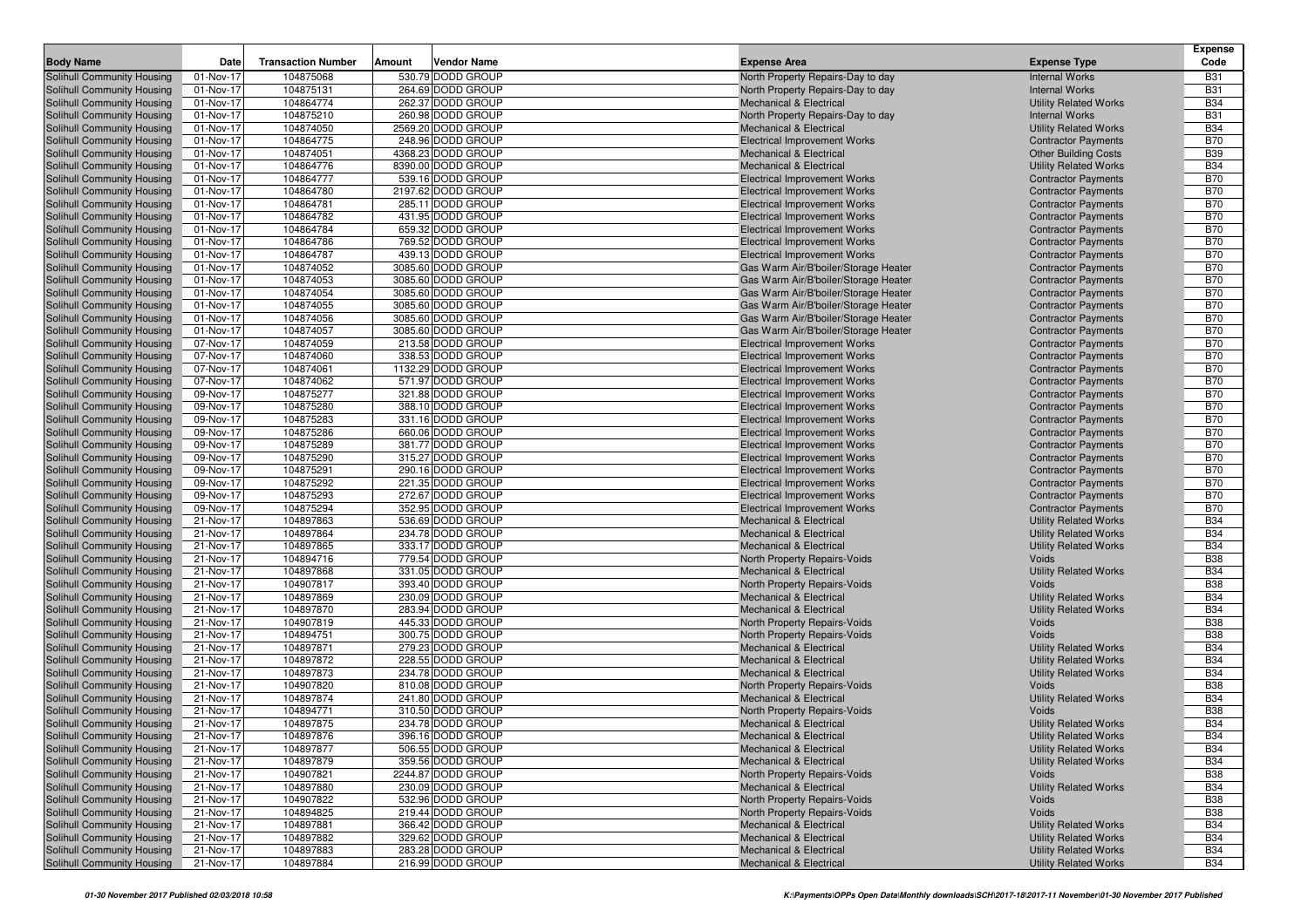| Body Name | Date | Transaction Number | Amount | Vendor Name | Expense Area | Expense Type | Expense Code |
|---|---|---|---|---|---|---|---|
| Solihull Community Housing | 01-Nov-17 | 104875068 | 530.79 | DODD GROUP | North Property Repairs-Day to day | Internal Works | B31 |
| Solihull Community Housing | 01-Nov-17 | 104875131 | 264.69 | DODD GROUP | North Property Repairs-Day to day | Internal Works | B31 |
| Solihull Community Housing | 01-Nov-17 | 104864774 | 262.37 | DODD GROUP | Mechanical & Electrical | Utility Related Works | B34 |
| Solihull Community Housing | 01-Nov-17 | 104875210 | 260.98 | DODD GROUP | North Property Repairs-Day to day | Internal Works | B31 |
| Solihull Community Housing | 01-Nov-17 | 104874050 | 2569.20 | DODD GROUP | Mechanical & Electrical | Utility Related Works | B34 |
| Solihull Community Housing | 01-Nov-17 | 104864775 | 248.96 | DODD GROUP | Electrical Improvement Works | Contractor Payments | B70 |
| Solihull Community Housing | 01-Nov-17 | 104874051 | 4368.23 | DODD GROUP | Mechanical & Electrical | Other Building Costs | B39 |
| Solihull Community Housing | 01-Nov-17 | 104864776 | 8390.00 | DODD GROUP | Mechanical & Electrical | Utility Related Works | B34 |
| Solihull Community Housing | 01-Nov-17 | 104864777 | 539.16 | DODD GROUP | Electrical Improvement Works | Contractor Payments | B70 |
| Solihull Community Housing | 01-Nov-17 | 104864780 | 2197.62 | DODD GROUP | Electrical Improvement Works | Contractor Payments | B70 |
| Solihull Community Housing | 01-Nov-17 | 104864781 | 285.11 | DODD GROUP | Electrical Improvement Works | Contractor Payments | B70 |
| Solihull Community Housing | 01-Nov-17 | 104864782 | 431.95 | DODD GROUP | Electrical Improvement Works | Contractor Payments | B70 |
| Solihull Community Housing | 01-Nov-17 | 104864784 | 659.32 | DODD GROUP | Electrical Improvement Works | Contractor Payments | B70 |
| Solihull Community Housing | 01-Nov-17 | 104864786 | 769.52 | DODD GROUP | Electrical Improvement Works | Contractor Payments | B70 |
| Solihull Community Housing | 01-Nov-17 | 104864787 | 439.13 | DODD GROUP | Electrical Improvement Works | Contractor Payments | B70 |
| Solihull Community Housing | 01-Nov-17 | 104874052 | 3085.60 | DODD GROUP | Gas Warm Air/B'boiler/Storage Heater | Contractor Payments | B70 |
| Solihull Community Housing | 01-Nov-17 | 104874053 | 3085.60 | DODD GROUP | Gas Warm Air/B'boiler/Storage Heater | Contractor Payments | B70 |
| Solihull Community Housing | 01-Nov-17 | 104874054 | 3085.60 | DODD GROUP | Gas Warm Air/B'boiler/Storage Heater | Contractor Payments | B70 |
| Solihull Community Housing | 01-Nov-17 | 104874055 | 3085.60 | DODD GROUP | Gas Warm Air/B'boiler/Storage Heater | Contractor Payments | B70 |
| Solihull Community Housing | 01-Nov-17 | 104874056 | 3085.60 | DODD GROUP | Gas Warm Air/B'boiler/Storage Heater | Contractor Payments | B70 |
| Solihull Community Housing | 01-Nov-17 | 104874057 | 3085.60 | DODD GROUP | Gas Warm Air/B'boiler/Storage Heater | Contractor Payments | B70 |
| Solihull Community Housing | 07-Nov-17 | 104874059 | 213.58 | DODD GROUP | Electrical Improvement Works | Contractor Payments | B70 |
| Solihull Community Housing | 07-Nov-17 | 104874060 | 338.53 | DODD GROUP | Electrical Improvement Works | Contractor Payments | B70 |
| Solihull Community Housing | 07-Nov-17 | 104874061 | 1132.29 | DODD GROUP | Electrical Improvement Works | Contractor Payments | B70 |
| Solihull Community Housing | 07-Nov-17 | 104874062 | 571.97 | DODD GROUP | Electrical Improvement Works | Contractor Payments | B70 |
| Solihull Community Housing | 09-Nov-17 | 104875277 | 321.88 | DODD GROUP | Electrical Improvement Works | Contractor Payments | B70 |
| Solihull Community Housing | 09-Nov-17 | 104875280 | 388.10 | DODD GROUP | Electrical Improvement Works | Contractor Payments | B70 |
| Solihull Community Housing | 09-Nov-17 | 104875283 | 331.16 | DODD GROUP | Electrical Improvement Works | Contractor Payments | B70 |
| Solihull Community Housing | 09-Nov-17 | 104875286 | 660.06 | DODD GROUP | Electrical Improvement Works | Contractor Payments | B70 |
| Solihull Community Housing | 09-Nov-17 | 104875289 | 381.77 | DODD GROUP | Electrical Improvement Works | Contractor Payments | B70 |
| Solihull Community Housing | 09-Nov-17 | 104875290 | 315.27 | DODD GROUP | Electrical Improvement Works | Contractor Payments | B70 |
| Solihull Community Housing | 09-Nov-17 | 104875291 | 290.16 | DODD GROUP | Electrical Improvement Works | Contractor Payments | B70 |
| Solihull Community Housing | 09-Nov-17 | 104875292 | 221.35 | DODD GROUP | Electrical Improvement Works | Contractor Payments | B70 |
| Solihull Community Housing | 09-Nov-17 | 104875293 | 272.67 | DODD GROUP | Electrical Improvement Works | Contractor Payments | B70 |
| Solihull Community Housing | 09-Nov-17 | 104875294 | 352.95 | DODD GROUP | Electrical Improvement Works | Contractor Payments | B70 |
| Solihull Community Housing | 21-Nov-17 | 104897863 | 536.69 | DODD GROUP | Mechanical & Electrical | Utility Related Works | B34 |
| Solihull Community Housing | 21-Nov-17 | 104897864 | 234.78 | DODD GROUP | Mechanical & Electrical | Utility Related Works | B34 |
| Solihull Community Housing | 21-Nov-17 | 104897865 | 333.17 | DODD GROUP | Mechanical & Electrical | Utility Related Works | B34 |
| Solihull Community Housing | 21-Nov-17 | 104894716 | 779.54 | DODD GROUP | North Property Repairs-Voids | Voids | B38 |
| Solihull Community Housing | 21-Nov-17 | 104897868 | 331.05 | DODD GROUP | Mechanical & Electrical | Utility Related Works | B34 |
| Solihull Community Housing | 21-Nov-17 | 104907817 | 393.40 | DODD GROUP | North Property Repairs-Voids | Voids | B38 |
| Solihull Community Housing | 21-Nov-17 | 104897869 | 230.09 | DODD GROUP | Mechanical & Electrical | Utility Related Works | B34 |
| Solihull Community Housing | 21-Nov-17 | 104897870 | 283.94 | DODD GROUP | Mechanical & Electrical | Utility Related Works | B34 |
| Solihull Community Housing | 21-Nov-17 | 104907819 | 445.33 | DODD GROUP | North Property Repairs-Voids | Voids | B38 |
| Solihull Community Housing | 21-Nov-17 | 104894751 | 300.75 | DODD GROUP | North Property Repairs-Voids | Voids | B38 |
| Solihull Community Housing | 21-Nov-17 | 104897871 | 279.23 | DODD GROUP | Mechanical & Electrical | Utility Related Works | B34 |
| Solihull Community Housing | 21-Nov-17 | 104897872 | 228.55 | DODD GROUP | Mechanical & Electrical | Utility Related Works | B34 |
| Solihull Community Housing | 21-Nov-17 | 104897873 | 234.78 | DODD GROUP | Mechanical & Electrical | Utility Related Works | B34 |
| Solihull Community Housing | 21-Nov-17 | 104907820 | 810.08 | DODD GROUP | North Property Repairs-Voids | Voids | B38 |
| Solihull Community Housing | 21-Nov-17 | 104897874 | 241.80 | DODD GROUP | Mechanical & Electrical | Utility Related Works | B34 |
| Solihull Community Housing | 21-Nov-17 | 104894771 | 310.50 | DODD GROUP | North Property Repairs-Voids | Voids | B38 |
| Solihull Community Housing | 21-Nov-17 | 104897875 | 234.78 | DODD GROUP | Mechanical & Electrical | Utility Related Works | B34 |
| Solihull Community Housing | 21-Nov-17 | 104897876 | 396.16 | DODD GROUP | Mechanical & Electrical | Utility Related Works | B34 |
| Solihull Community Housing | 21-Nov-17 | 104897877 | 506.55 | DODD GROUP | Mechanical & Electrical | Utility Related Works | B34 |
| Solihull Community Housing | 21-Nov-17 | 104897879 | 359.56 | DODD GROUP | Mechanical & Electrical | Utility Related Works | B34 |
| Solihull Community Housing | 21-Nov-17 | 104907821 | 2244.87 | DODD GROUP | North Property Repairs-Voids | Voids | B38 |
| Solihull Community Housing | 21-Nov-17 | 104897880 | 230.09 | DODD GROUP | Mechanical & Electrical | Utility Related Works | B34 |
| Solihull Community Housing | 21-Nov-17 | 104907822 | 532.96 | DODD GROUP | North Property Repairs-Voids | Voids | B38 |
| Solihull Community Housing | 21-Nov-17 | 104894825 | 219.44 | DODD GROUP | North Property Repairs-Voids | Voids | B38 |
| Solihull Community Housing | 21-Nov-17 | 104897881 | 366.42 | DODD GROUP | Mechanical & Electrical | Utility Related Works | B34 |
| Solihull Community Housing | 21-Nov-17 | 104897882 | 329.62 | DODD GROUP | Mechanical & Electrical | Utility Related Works | B34 |
| Solihull Community Housing | 21-Nov-17 | 104897883 | 283.28 | DODD GROUP | Mechanical & Electrical | Utility Related Works | B34 |
| Solihull Community Housing | 21-Nov-17 | 104897884 | 216.99 | DODD GROUP | Mechanical & Electrical | Utility Related Works | B34 |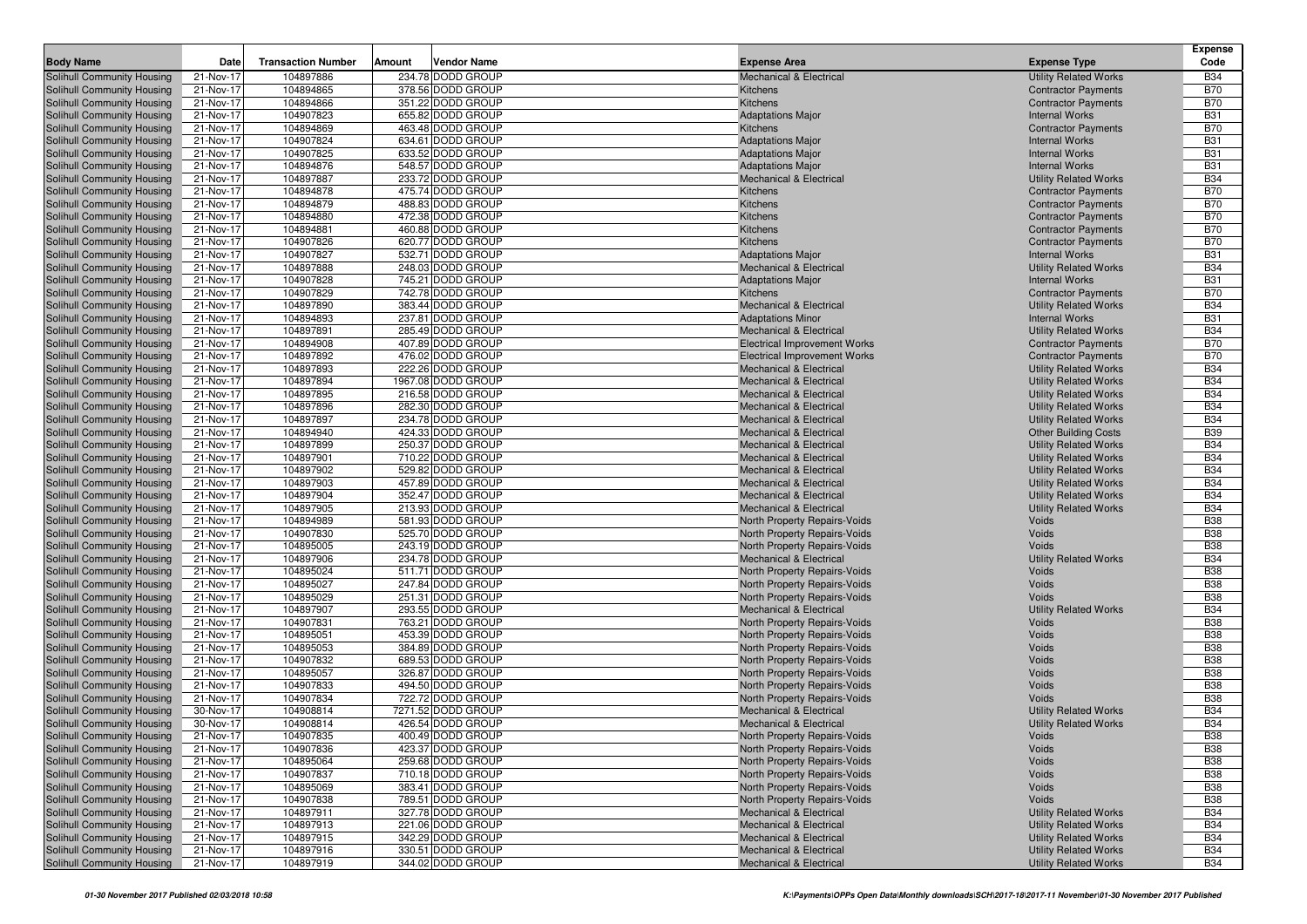| Body Name | Date | Transaction Number | Amount | Vendor Name | Expense Area | Expense Type | Expense Code |
|---|---|---|---|---|---|---|---|
| Solihull Community Housing | 21-Nov-17 | 104897886 | 234.78 | DODD GROUP | Mechanical & Electrical | Utility Related Works | B34 |
| Solihull Community Housing | 21-Nov-17 | 104894865 | 378.56 | DODD GROUP | Kitchens | Contractor Payments | B70 |
| Solihull Community Housing | 21-Nov-17 | 104894866 | 351.22 | DODD GROUP | Kitchens | Contractor Payments | B70 |
| Solihull Community Housing | 21-Nov-17 | 104907823 | 655.82 | DODD GROUP | Adaptations Major | Internal Works | B31 |
| Solihull Community Housing | 21-Nov-17 | 104894869 | 463.48 | DODD GROUP | Kitchens | Contractor Payments | B70 |
| Solihull Community Housing | 21-Nov-17 | 104907824 | 634.61 | DODD GROUP | Adaptations Major | Internal Works | B31 |
| Solihull Community Housing | 21-Nov-17 | 104907825 | 633.52 | DODD GROUP | Adaptations Major | Internal Works | B31 |
| Solihull Community Housing | 21-Nov-17 | 104894876 | 548.57 | DODD GROUP | Adaptations Major | Internal Works | B31 |
| Solihull Community Housing | 21-Nov-17 | 104897887 | 233.72 | DODD GROUP | Mechanical & Electrical | Utility Related Works | B34 |
| Solihull Community Housing | 21-Nov-17 | 104894878 | 475.74 | DODD GROUP | Kitchens | Contractor Payments | B70 |
| Solihull Community Housing | 21-Nov-17 | 104894879 | 488.83 | DODD GROUP | Kitchens | Contractor Payments | B70 |
| Solihull Community Housing | 21-Nov-17 | 104894880 | 472.38 | DODD GROUP | Kitchens | Contractor Payments | B70 |
| Solihull Community Housing | 21-Nov-17 | 104894881 | 460.88 | DODD GROUP | Kitchens | Contractor Payments | B70 |
| Solihull Community Housing | 21-Nov-17 | 104907826 | 620.77 | DODD GROUP | Kitchens | Contractor Payments | B70 |
| Solihull Community Housing | 21-Nov-17 | 104907827 | 532.71 | DODD GROUP | Adaptations Major | Internal Works | B31 |
| Solihull Community Housing | 21-Nov-17 | 104897888 | 248.03 | DODD GROUP | Mechanical & Electrical | Utility Related Works | B34 |
| Solihull Community Housing | 21-Nov-17 | 104907828 | 745.21 | DODD GROUP | Adaptations Major | Internal Works | B31 |
| Solihull Community Housing | 21-Nov-17 | 104907829 | 742.78 | DODD GROUP | Kitchens | Contractor Payments | B70 |
| Solihull Community Housing | 21-Nov-17 | 104897890 | 383.44 | DODD GROUP | Mechanical & Electrical | Utility Related Works | B34 |
| Solihull Community Housing | 21-Nov-17 | 104894893 | 237.81 | DODD GROUP | Adaptations Minor | Internal Works | B31 |
| Solihull Community Housing | 21-Nov-17 | 104897891 | 285.49 | DODD GROUP | Mechanical & Electrical | Utility Related Works | B34 |
| Solihull Community Housing | 21-Nov-17 | 104894908 | 407.89 | DODD GROUP | Electrical Improvement Works | Contractor Payments | B70 |
| Solihull Community Housing | 21-Nov-17 | 104897892 | 476.02 | DODD GROUP | Electrical Improvement Works | Contractor Payments | B70 |
| Solihull Community Housing | 21-Nov-17 | 104897893 | 222.26 | DODD GROUP | Mechanical & Electrical | Utility Related Works | B34 |
| Solihull Community Housing | 21-Nov-17 | 104897894 | 1967.08 | DODD GROUP | Mechanical & Electrical | Utility Related Works | B34 |
| Solihull Community Housing | 21-Nov-17 | 104897895 | 216.58 | DODD GROUP | Mechanical & Electrical | Utility Related Works | B34 |
| Solihull Community Housing | 21-Nov-17 | 104897896 | 282.30 | DODD GROUP | Mechanical & Electrical | Utility Related Works | B34 |
| Solihull Community Housing | 21-Nov-17 | 104897897 | 234.78 | DODD GROUP | Mechanical & Electrical | Utility Related Works | B34 |
| Solihull Community Housing | 21-Nov-17 | 104894940 | 424.33 | DODD GROUP | Mechanical & Electrical | Other Building Costs | B39 |
| Solihull Community Housing | 21-Nov-17 | 104897899 | 250.37 | DODD GROUP | Mechanical & Electrical | Utility Related Works | B34 |
| Solihull Community Housing | 21-Nov-17 | 104897901 | 710.22 | DODD GROUP | Mechanical & Electrical | Utility Related Works | B34 |
| Solihull Community Housing | 21-Nov-17 | 104897902 | 529.82 | DODD GROUP | Mechanical & Electrical | Utility Related Works | B34 |
| Solihull Community Housing | 21-Nov-17 | 104897903 | 457.89 | DODD GROUP | Mechanical & Electrical | Utility Related Works | B34 |
| Solihull Community Housing | 21-Nov-17 | 104897904 | 352.47 | DODD GROUP | Mechanical & Electrical | Utility Related Works | B34 |
| Solihull Community Housing | 21-Nov-17 | 104897905 | 213.93 | DODD GROUP | Mechanical & Electrical | Utility Related Works | B34 |
| Solihull Community Housing | 21-Nov-17 | 104894989 | 581.93 | DODD GROUP | North Property Repairs-Voids | Voids | B38 |
| Solihull Community Housing | 21-Nov-17 | 104907830 | 525.70 | DODD GROUP | North Property Repairs-Voids | Voids | B38 |
| Solihull Community Housing | 21-Nov-17 | 104895005 | 243.19 | DODD GROUP | North Property Repairs-Voids | Voids | B38 |
| Solihull Community Housing | 21-Nov-17 | 104897906 | 234.78 | DODD GROUP | Mechanical & Electrical | Utility Related Works | B34 |
| Solihull Community Housing | 21-Nov-17 | 104895024 | 511.71 | DODD GROUP | North Property Repairs-Voids | Voids | B38 |
| Solihull Community Housing | 21-Nov-17 | 104895027 | 247.84 | DODD GROUP | North Property Repairs-Voids | Voids | B38 |
| Solihull Community Housing | 21-Nov-17 | 104895029 | 251.31 | DODD GROUP | North Property Repairs-Voids | Voids | B38 |
| Solihull Community Housing | 21-Nov-17 | 104897907 | 293.55 | DODD GROUP | Mechanical & Electrical | Utility Related Works | B34 |
| Solihull Community Housing | 21-Nov-17 | 104907831 | 763.21 | DODD GROUP | North Property Repairs-Voids | Voids | B38 |
| Solihull Community Housing | 21-Nov-17 | 104895051 | 453.39 | DODD GROUP | North Property Repairs-Voids | Voids | B38 |
| Solihull Community Housing | 21-Nov-17 | 104895053 | 384.89 | DODD GROUP | North Property Repairs-Voids | Voids | B38 |
| Solihull Community Housing | 21-Nov-17 | 104907832 | 689.53 | DODD GROUP | North Property Repairs-Voids | Voids | B38 |
| Solihull Community Housing | 21-Nov-17 | 104895057 | 326.87 | DODD GROUP | North Property Repairs-Voids | Voids | B38 |
| Solihull Community Housing | 21-Nov-17 | 104907833 | 494.50 | DODD GROUP | North Property Repairs-Voids | Voids | B38 |
| Solihull Community Housing | 21-Nov-17 | 104907834 | 722.72 | DODD GROUP | North Property Repairs-Voids | Voids | B38 |
| Solihull Community Housing | 30-Nov-17 | 104908814 | 7271.52 | DODD GROUP | Mechanical & Electrical | Utility Related Works | B34 |
| Solihull Community Housing | 30-Nov-17 | 104908814 | 426.54 | DODD GROUP | Mechanical & Electrical | Utility Related Works | B34 |
| Solihull Community Housing | 21-Nov-17 | 104907835 | 400.49 | DODD GROUP | North Property Repairs-Voids | Voids | B38 |
| Solihull Community Housing | 21-Nov-17 | 104907836 | 423.37 | DODD GROUP | North Property Repairs-Voids | Voids | B38 |
| Solihull Community Housing | 21-Nov-17 | 104895064 | 259.68 | DODD GROUP | North Property Repairs-Voids | Voids | B38 |
| Solihull Community Housing | 21-Nov-17 | 104907837 | 710.18 | DODD GROUP | North Property Repairs-Voids | Voids | B38 |
| Solihull Community Housing | 21-Nov-17 | 104895069 | 383.41 | DODD GROUP | North Property Repairs-Voids | Voids | B38 |
| Solihull Community Housing | 21-Nov-17 | 104907838 | 789.51 | DODD GROUP | North Property Repairs-Voids | Voids | B38 |
| Solihull Community Housing | 21-Nov-17 | 104897911 | 327.78 | DODD GROUP | Mechanical & Electrical | Utility Related Works | B34 |
| Solihull Community Housing | 21-Nov-17 | 104897913 | 221.06 | DODD GROUP | Mechanical & Electrical | Utility Related Works | B34 |
| Solihull Community Housing | 21-Nov-17 | 104897915 | 342.29 | DODD GROUP | Mechanical & Electrical | Utility Related Works | B34 |
| Solihull Community Housing | 21-Nov-17 | 104897916 | 330.51 | DODD GROUP | Mechanical & Electrical | Utility Related Works | B34 |
| Solihull Community Housing | 21-Nov-17 | 104897919 | 344.02 | DODD GROUP | Mechanical & Electrical | Utility Related Works | B34 |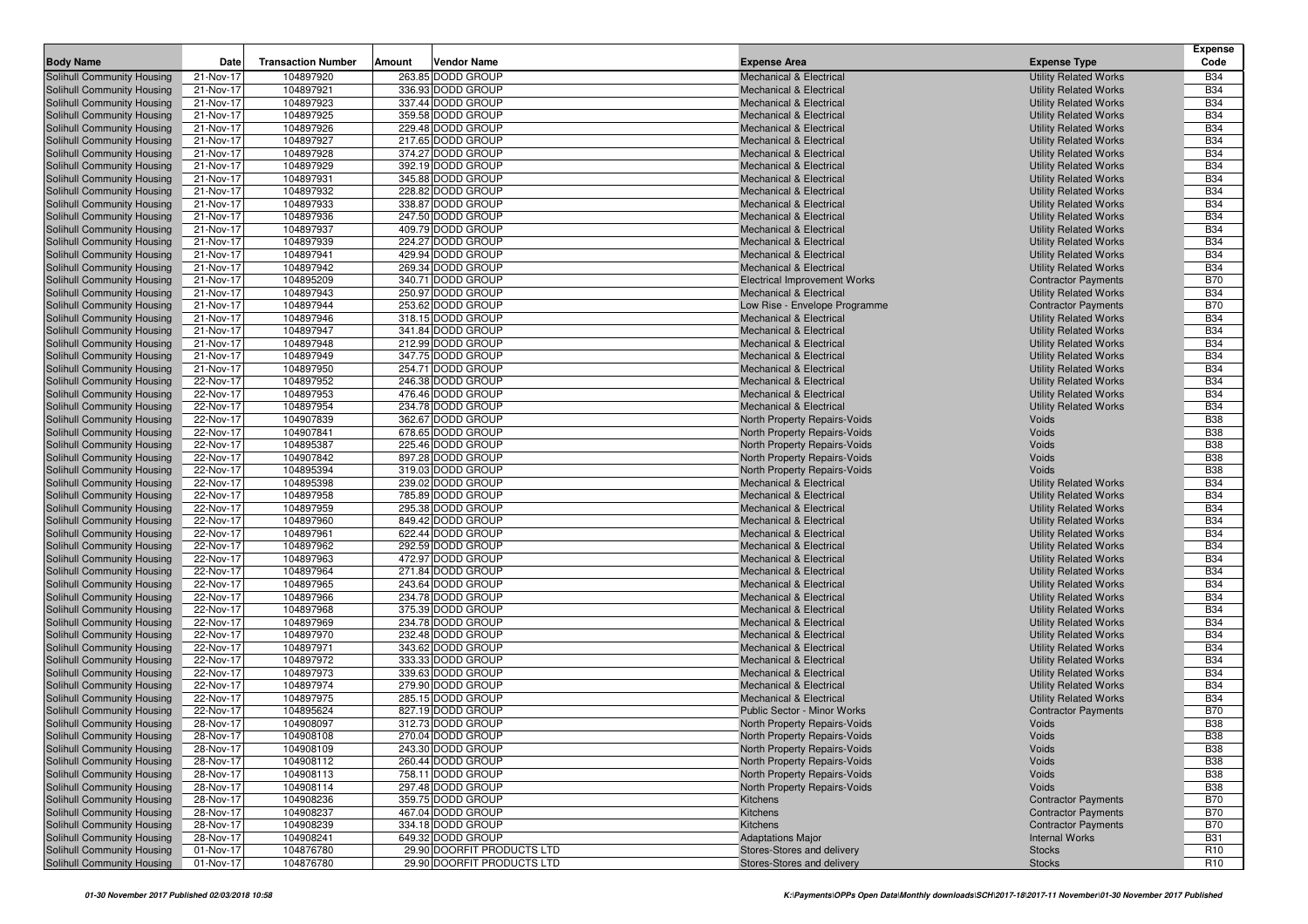| Body Name | Date | Transaction Number | Amount | Vendor Name | Expense Area | Expense Type | Expense Code |
|---|---|---|---|---|---|---|---|
| Solihull Community Housing | 21-Nov-17 | 104897920 | 263.85 | DODD GROUP | Mechanical & Electrical | Utility Related Works | B34 |
| Solihull Community Housing | 21-Nov-17 | 104897921 | 336.93 | DODD GROUP | Mechanical & Electrical | Utility Related Works | B34 |
| Solihull Community Housing | 21-Nov-17 | 104897923 | 337.44 | DODD GROUP | Mechanical & Electrical | Utility Related Works | B34 |
| Solihull Community Housing | 21-Nov-17 | 104897925 | 359.58 | DODD GROUP | Mechanical & Electrical | Utility Related Works | B34 |
| Solihull Community Housing | 21-Nov-17 | 104897926 | 229.48 | DODD GROUP | Mechanical & Electrical | Utility Related Works | B34 |
| Solihull Community Housing | 21-Nov-17 | 104897927 | 217.65 | DODD GROUP | Mechanical & Electrical | Utility Related Works | B34 |
| Solihull Community Housing | 21-Nov-17 | 104897928 | 374.27 | DODD GROUP | Mechanical & Electrical | Utility Related Works | B34 |
| Solihull Community Housing | 21-Nov-17 | 104897929 | 392.19 | DODD GROUP | Mechanical & Electrical | Utility Related Works | B34 |
| Solihull Community Housing | 21-Nov-17 | 104897931 | 345.88 | DODD GROUP | Mechanical & Electrical | Utility Related Works | B34 |
| Solihull Community Housing | 21-Nov-17 | 104897932 | 228.82 | DODD GROUP | Mechanical & Electrical | Utility Related Works | B34 |
| Solihull Community Housing | 21-Nov-17 | 104897933 | 338.87 | DODD GROUP | Mechanical & Electrical | Utility Related Works | B34 |
| Solihull Community Housing | 21-Nov-17 | 104897936 | 247.50 | DODD GROUP | Mechanical & Electrical | Utility Related Works | B34 |
| Solihull Community Housing | 21-Nov-17 | 104897937 | 409.79 | DODD GROUP | Mechanical & Electrical | Utility Related Works | B34 |
| Solihull Community Housing | 21-Nov-17 | 104897939 | 224.27 | DODD GROUP | Mechanical & Electrical | Utility Related Works | B34 |
| Solihull Community Housing | 21-Nov-17 | 104897941 | 429.94 | DODD GROUP | Mechanical & Electrical | Utility Related Works | B34 |
| Solihull Community Housing | 21-Nov-17 | 104897942 | 269.34 | DODD GROUP | Mechanical & Electrical | Utility Related Works | B34 |
| Solihull Community Housing | 21-Nov-17 | 104895209 | 340.71 | DODD GROUP | Electrical Improvement Works | Contractor Payments | B70 |
| Solihull Community Housing | 21-Nov-17 | 104897943 | 250.97 | DODD GROUP | Mechanical & Electrical | Utility Related Works | B34 |
| Solihull Community Housing | 21-Nov-17 | 104897944 | 253.62 | DODD GROUP | Low Rise - Envelope Programme | Contractor Payments | B70 |
| Solihull Community Housing | 21-Nov-17 | 104897946 | 318.15 | DODD GROUP | Mechanical & Electrical | Utility Related Works | B34 |
| Solihull Community Housing | 21-Nov-17 | 104897947 | 341.84 | DODD GROUP | Mechanical & Electrical | Utility Related Works | B34 |
| Solihull Community Housing | 21-Nov-17 | 104897948 | 212.99 | DODD GROUP | Mechanical & Electrical | Utility Related Works | B34 |
| Solihull Community Housing | 21-Nov-17 | 104897949 | 347.75 | DODD GROUP | Mechanical & Electrical | Utility Related Works | B34 |
| Solihull Community Housing | 21-Nov-17 | 104897950 | 254.71 | DODD GROUP | Mechanical & Electrical | Utility Related Works | B34 |
| Solihull Community Housing | 22-Nov-17 | 104897952 | 246.38 | DODD GROUP | Mechanical & Electrical | Utility Related Works | B34 |
| Solihull Community Housing | 22-Nov-17 | 104897953 | 476.46 | DODD GROUP | Mechanical & Electrical | Utility Related Works | B34 |
| Solihull Community Housing | 22-Nov-17 | 104897954 | 234.78 | DODD GROUP | Mechanical & Electrical | Utility Related Works | B34 |
| Solihull Community Housing | 22-Nov-17 | 104907839 | 362.67 | DODD GROUP | North Property Repairs-Voids | Voids | B38 |
| Solihull Community Housing | 22-Nov-17 | 104907841 | 678.65 | DODD GROUP | North Property Repairs-Voids | Voids | B38 |
| Solihull Community Housing | 22-Nov-17 | 104895387 | 225.46 | DODD GROUP | North Property Repairs-Voids | Voids | B38 |
| Solihull Community Housing | 22-Nov-17 | 104907842 | 897.28 | DODD GROUP | North Property Repairs-Voids | Voids | B38 |
| Solihull Community Housing | 22-Nov-17 | 104895394 | 319.03 | DODD GROUP | North Property Repairs-Voids | Voids | B38 |
| Solihull Community Housing | 22-Nov-17 | 104895398 | 239.02 | DODD GROUP | Mechanical & Electrical | Utility Related Works | B34 |
| Solihull Community Housing | 22-Nov-17 | 104897958 | 785.89 | DODD GROUP | Mechanical & Electrical | Utility Related Works | B34 |
| Solihull Community Housing | 22-Nov-17 | 104897959 | 295.38 | DODD GROUP | Mechanical & Electrical | Utility Related Works | B34 |
| Solihull Community Housing | 22-Nov-17 | 104897960 | 849.42 | DODD GROUP | Mechanical & Electrical | Utility Related Works | B34 |
| Solihull Community Housing | 22-Nov-17 | 104897961 | 622.44 | DODD GROUP | Mechanical & Electrical | Utility Related Works | B34 |
| Solihull Community Housing | 22-Nov-17 | 104897962 | 292.59 | DODD GROUP | Mechanical & Electrical | Utility Related Works | B34 |
| Solihull Community Housing | 22-Nov-17 | 104897963 | 472.97 | DODD GROUP | Mechanical & Electrical | Utility Related Works | B34 |
| Solihull Community Housing | 22-Nov-17 | 104897964 | 271.84 | DODD GROUP | Mechanical & Electrical | Utility Related Works | B34 |
| Solihull Community Housing | 22-Nov-17 | 104897965 | 243.64 | DODD GROUP | Mechanical & Electrical | Utility Related Works | B34 |
| Solihull Community Housing | 22-Nov-17 | 104897966 | 234.78 | DODD GROUP | Mechanical & Electrical | Utility Related Works | B34 |
| Solihull Community Housing | 22-Nov-17 | 104897968 | 375.39 | DODD GROUP | Mechanical & Electrical | Utility Related Works | B34 |
| Solihull Community Housing | 22-Nov-17 | 104897969 | 234.78 | DODD GROUP | Mechanical & Electrical | Utility Related Works | B34 |
| Solihull Community Housing | 22-Nov-17 | 104897970 | 232.48 | DODD GROUP | Mechanical & Electrical | Utility Related Works | B34 |
| Solihull Community Housing | 22-Nov-17 | 104897971 | 343.62 | DODD GROUP | Mechanical & Electrical | Utility Related Works | B34 |
| Solihull Community Housing | 22-Nov-17 | 104897972 | 333.33 | DODD GROUP | Mechanical & Electrical | Utility Related Works | B34 |
| Solihull Community Housing | 22-Nov-17 | 104897973 | 339.63 | DODD GROUP | Mechanical & Electrical | Utility Related Works | B34 |
| Solihull Community Housing | 22-Nov-17 | 104897974 | 279.90 | DODD GROUP | Mechanical & Electrical | Utility Related Works | B34 |
| Solihull Community Housing | 22-Nov-17 | 104897975 | 285.15 | DODD GROUP | Mechanical & Electrical | Utility Related Works | B34 |
| Solihull Community Housing | 22-Nov-17 | 104895624 | 827.19 | DODD GROUP | Public Sector - Minor Works | Contractor Payments | B70 |
| Solihull Community Housing | 28-Nov-17 | 104908097 | 312.73 | DODD GROUP | North Property Repairs-Voids | Voids | B38 |
| Solihull Community Housing | 28-Nov-17 | 104908108 | 270.04 | DODD GROUP | North Property Repairs-Voids | Voids | B38 |
| Solihull Community Housing | 28-Nov-17 | 104908109 | 243.30 | DODD GROUP | North Property Repairs-Voids | Voids | B38 |
| Solihull Community Housing | 28-Nov-17 | 104908112 | 260.44 | DODD GROUP | North Property Repairs-Voids | Voids | B38 |
| Solihull Community Housing | 28-Nov-17 | 104908113 | 758.11 | DODD GROUP | North Property Repairs-Voids | Voids | B38 |
| Solihull Community Housing | 28-Nov-17 | 104908114 | 297.48 | DODD GROUP | North Property Repairs-Voids | Voids | B38 |
| Solihull Community Housing | 28-Nov-17 | 104908236 | 359.75 | DODD GROUP | Kitchens | Contractor Payments | B70 |
| Solihull Community Housing | 28-Nov-17 | 104908237 | 467.04 | DODD GROUP | Kitchens | Contractor Payments | B70 |
| Solihull Community Housing | 28-Nov-17 | 104908239 | 334.18 | DODD GROUP | Kitchens | Contractor Payments | B70 |
| Solihull Community Housing | 28-Nov-17 | 104908241 | 649.32 | DODD GROUP | Adaptations Major | Internal Works | B31 |
| Solihull Community Housing | 01-Nov-17 | 104876780 | 29.90 | DOORFIT PRODUCTS LTD | Stores-Stores and delivery | Stocks | R10 |
| Solihull Community Housing | 01-Nov-17 | 104876780 | 29.90 | DOORFIT PRODUCTS LTD | Stores-Stores and delivery | Stocks | R10 |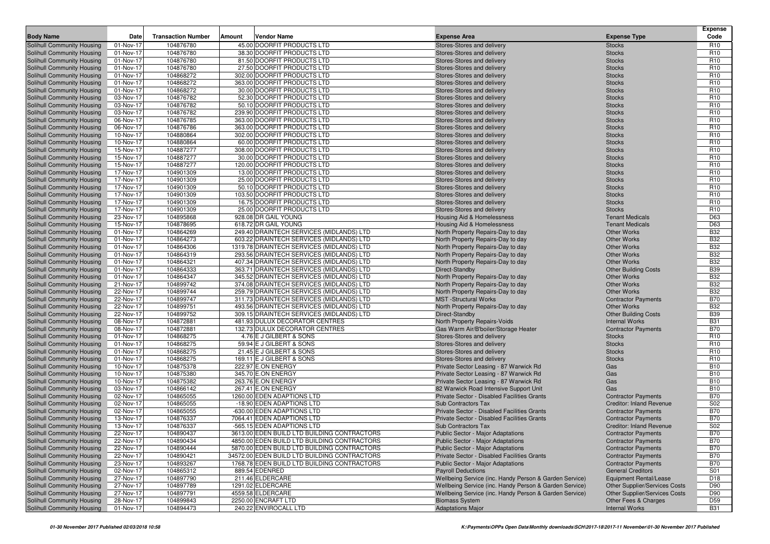| Body Name | Date | Transaction Number | Amount | Vendor Name | Expense Area | Expense Type | Expense Code |
|---|---|---|---|---|---|---|---|
| Solihull Community Housing | 01-Nov-17 | 104876780 | 45.00 | DOORFIT PRODUCTS LTD | Stores-Stores and delivery | Stocks | R10 |
| Solihull Community Housing | 01-Nov-17 | 104876780 | 38.30 | DOORFIT PRODUCTS LTD | Stores-Stores and delivery | Stocks | R10 |
| Solihull Community Housing | 01-Nov-17 | 104876780 | 81.50 | DOORFIT PRODUCTS LTD | Stores-Stores and delivery | Stocks | R10 |
| Solihull Community Housing | 01-Nov-17 | 104876780 | 27.50 | DOORFIT PRODUCTS LTD | Stores-Stores and delivery | Stocks | R10 |
| Solihull Community Housing | 01-Nov-17 | 104868272 | 302.00 | DOORFIT PRODUCTS LTD | Stores-Stores and delivery | Stocks | R10 |
| Solihull Community Housing | 01-Nov-17 | 104868272 | 363.00 | DOORFIT PRODUCTS LTD | Stores-Stores and delivery | Stocks | R10 |
| Solihull Community Housing | 01-Nov-17 | 104868272 | 30.00 | DOORFIT PRODUCTS LTD | Stores-Stores and delivery | Stocks | R10 |
| Solihull Community Housing | 03-Nov-17 | 104876782 | 52.30 | DOORFIT PRODUCTS LTD | Stores-Stores and delivery | Stocks | R10 |
| Solihull Community Housing | 03-Nov-17 | 104876782 | 50.10 | DOORFIT PRODUCTS LTD | Stores-Stores and delivery | Stocks | R10 |
| Solihull Community Housing | 03-Nov-17 | 104876782 | 239.90 | DOORFIT PRODUCTS LTD | Stores-Stores and delivery | Stocks | R10 |
| Solihull Community Housing | 06-Nov-17 | 104876785 | 363.00 | DOORFIT PRODUCTS LTD | Stores-Stores and delivery | Stocks | R10 |
| Solihull Community Housing | 06-Nov-17 | 104876786 | 363.00 | DOORFIT PRODUCTS LTD | Stores-Stores and delivery | Stocks | R10 |
| Solihull Community Housing | 10-Nov-17 | 104880864 | 302.00 | DOORFIT PRODUCTS LTD | Stores-Stores and delivery | Stocks | R10 |
| Solihull Community Housing | 10-Nov-17 | 104880864 | 60.00 | DOORFIT PRODUCTS LTD | Stores-Stores and delivery | Stocks | R10 |
| Solihull Community Housing | 15-Nov-17 | 104887277 | 308.00 | DOORFIT PRODUCTS LTD | Stores-Stores and delivery | Stocks | R10 |
| Solihull Community Housing | 15-Nov-17 | 104887277 | 30.00 | DOORFIT PRODUCTS LTD | Stores-Stores and delivery | Stocks | R10 |
| Solihull Community Housing | 15-Nov-17 | 104887277 | 120.00 | DOORFIT PRODUCTS LTD | Stores-Stores and delivery | Stocks | R10 |
| Solihull Community Housing | 17-Nov-17 | 104901309 | 13.00 | DOORFIT PRODUCTS LTD | Stores-Stores and delivery | Stocks | R10 |
| Solihull Community Housing | 17-Nov-17 | 104901309 | 25.00 | DOORFIT PRODUCTS LTD | Stores-Stores and delivery | Stocks | R10 |
| Solihull Community Housing | 17-Nov-17 | 104901309 | 50.10 | DOORFIT PRODUCTS LTD | Stores-Stores and delivery | Stocks | R10 |
| Solihull Community Housing | 17-Nov-17 | 104901309 | 103.50 | DOORFIT PRODUCTS LTD | Stores-Stores and delivery | Stocks | R10 |
| Solihull Community Housing | 17-Nov-17 | 104901309 | 16.75 | DOORFIT PRODUCTS LTD | Stores-Stores and delivery | Stocks | R10 |
| Solihull Community Housing | 17-Nov-17 | 104901309 | 25.00 | DOORFIT PRODUCTS LTD | Stores-Stores and delivery | Stocks | R10 |
| Solihull Community Housing | 23-Nov-17 | 104895868 | 928.08 | DR GAIL YOUNG | Housing Aid & Homelessness | Tenant Medicals | D63 |
| Solihull Community Housing | 15-Nov-17 | 104878695 | 618.72 | DR GAIL YOUNG | Housing Aid & Homelessness | Tenant Medicals | D63 |
| Solihull Community Housing | 01-Nov-17 | 104864269 | 249.40 | DRAINTECH SERVICES (MIDLANDS) LTD | North Property Repairs-Day to day | Other Works | B32 |
| Solihull Community Housing | 01-Nov-17 | 104864273 | 603.22 | DRAINTECH SERVICES (MIDLANDS) LTD | North Property Repairs-Day to day | Other Works | B32 |
| Solihull Community Housing | 01-Nov-17 | 104864306 | 1319.78 | DRAINTECH SERVICES (MIDLANDS) LTD | North Property Repairs-Day to day | Other Works | B32 |
| Solihull Community Housing | 01-Nov-17 | 104864319 | 293.56 | DRAINTECH SERVICES (MIDLANDS) LTD | North Property Repairs-Day to day | Other Works | B32 |
| Solihull Community Housing | 01-Nov-17 | 104864321 | 407.34 | DRAINTECH SERVICES (MIDLANDS) LTD | North Property Repairs-Day to day | Other Works | B32 |
| Solihull Community Housing | 01-Nov-17 | 104864333 | 363.71 | DRAINTECH SERVICES (MIDLANDS) LTD | Direct-Standby | Other Building Costs | B39 |
| Solihull Community Housing | 01-Nov-17 | 104864347 | 345.52 | DRAINTECH SERVICES (MIDLANDS) LTD | North Property Repairs-Day to day | Other Works | B32 |
| Solihull Community Housing | 21-Nov-17 | 104899742 | 374.08 | DRAINTECH SERVICES (MIDLANDS) LTD | North Property Repairs-Day to day | Other Works | B32 |
| Solihull Community Housing | 22-Nov-17 | 104899744 | 259.79 | DRAINTECH SERVICES (MIDLANDS) LTD | North Property Repairs-Day to day | Other Works | B32 |
| Solihull Community Housing | 22-Nov-17 | 104899747 | 311.73 | DRAINTECH SERVICES (MIDLANDS) LTD | MST -Structural Works | Contractor Payments | B70 |
| Solihull Community Housing | 22-Nov-17 | 104899751 | 493.56 | DRAINTECH SERVICES (MIDLANDS) LTD | North Property Repairs-Day to day | Other Works | B32 |
| Solihull Community Housing | 22-Nov-17 | 104899752 | 309.15 | DRAINTECH SERVICES (MIDLANDS) LTD | Direct-Standby | Other Building Costs | B39 |
| Solihull Community Housing | 08-Nov-17 | 104872881 | 481.93 | DULUX DECORATOR CENTRES | North Property Repairs-Voids | Internal Works | B31 |
| Solihull Community Housing | 08-Nov-17 | 104872881 | 132.73 | DULUX DECORATOR CENTRES | Gas Warm Air/B'boiler/Storage Heater | Contractor Payments | B70 |
| Solihull Community Housing | 01-Nov-17 | 104868275 | 4.76 | E J GILBERT & SONS | Stores-Stores and delivery | Stocks | R10 |
| Solihull Community Housing | 01-Nov-17 | 104868275 | 59.94 | E J GILBERT & SONS | Stores-Stores and delivery | Stocks | R10 |
| Solihull Community Housing | 01-Nov-17 | 104868275 | 21.45 | E J GILBERT & SONS | Stores-Stores and delivery | Stocks | R10 |
| Solihull Community Housing | 01-Nov-17 | 104868275 | 169.11 | E J GILBERT & SONS | Stores-Stores and delivery | Stocks | R10 |
| Solihull Community Housing | 10-Nov-17 | 104875378 | 222.97 | E.ON ENERGY | Private Sector Leasing - 87 Warwick Rd | Gas | B10 |
| Solihull Community Housing | 10-Nov-17 | 104875380 | 345.70 | E.ON ENERGY | Private Sector Leasing - 87 Warwick Rd | Gas | B10 |
| Solihull Community Housing | 10-Nov-17 | 104875382 | 263.76 | E.ON ENERGY | Private Sector Leasing - 87 Warwick Rd | Gas | B10 |
| Solihull Community Housing | 03-Nov-17 | 104866142 | 267.41 | E.ON ENERGY | 82 Warwick Road Intensive Support Unit | Gas | B10 |
| Solihull Community Housing | 02-Nov-17 | 104865055 | 1260.00 | EDEN ADAPTIONS LTD | Private Sector - Disabled Facilities Grants | Contractor Payments | B70 |
| Solihull Community Housing | 02-Nov-17 | 104865055 | -18.90 | EDEN ADAPTIONS LTD | Sub Contractors Tax | Creditor: Inland Revenue | S02 |
| Solihull Community Housing | 02-Nov-17 | 104865055 | -630.00 | EDEN ADAPTIONS LTD | Private Sector - Disabled Facilities Grants | Contractor Payments | B70 |
| Solihull Community Housing | 13-Nov-17 | 104876337 | 7064.41 | EDEN ADAPTIONS LTD | Private Sector - Disabled Facilities Grants | Contractor Payments | B70 |
| Solihull Community Housing | 13-Nov-17 | 104876337 | -565.15 | EDEN ADAPTIONS LTD | Sub Contractors Tax | Creditor: Inland Revenue | S02 |
| Solihull Community Housing | 22-Nov-17 | 104890437 | 3613.00 | EDEN BUILD LTD BUILDING CONTRACTORS | Public Sector - Major Adaptations | Contractor Payments | B70 |
| Solihull Community Housing | 22-Nov-17 | 104890434 | 4850.00 | EDEN BUILD LTD BUILDING CONTRACTORS | Public Sector - Major Adaptations | Contractor Payments | B70 |
| Solihull Community Housing | 22-Nov-17 | 104890444 | 5870.00 | EDEN BUILD LTD BUILDING CONTRACTORS | Public Sector - Major Adaptations | Contractor Payments | B70 |
| Solihull Community Housing | 22-Nov-17 | 104890421 | 34572.00 | EDEN BUILD LTD BUILDING CONTRACTORS | Private Sector - Disabled Facilities Grants | Contractor Payments | B70 |
| Solihull Community Housing | 23-Nov-17 | 104893267 | 1768.78 | EDEN BUILD LTD BUILDING CONTRACTORS | Public Sector - Major Adaptations | Contractor Payments | B70 |
| Solihull Community Housing | 02-Nov-17 | 104865312 | 889.54 | EDENRED | Payroll Deductions | General Creditors | S01 |
| Solihull Community Housing | 27-Nov-17 | 104897790 | 211.46 | ELDERCARE | Wellbeing Service (inc. Handy Person & Garden Service) | Equipment Rental/Lease | D18 |
| Solihull Community Housing | 27-Nov-17 | 104897789 | 1291.02 | ELDERCARE | Wellbeing Service (inc. Handy Person & Garden Service) | Other Supplier/Services Costs | D90 |
| Solihull Community Housing | 27-Nov-17 | 104897791 | 4559.58 | ELDERCARE | Wellbeing Service (inc. Handy Person & Garden Service) | Other Supplier/Services Costs | D90 |
| Solihull Community Housing | 28-Nov-17 | 104899843 | 2250.00 | ENCRAFT LTD | Biomass System | Other Fees & Charges | D59 |
| Solihull Community Housing | 01-Nov-17 | 104894473 | 240.22 | ENVIROCALL LTD | Adaptations Major | Internal Works | B31 |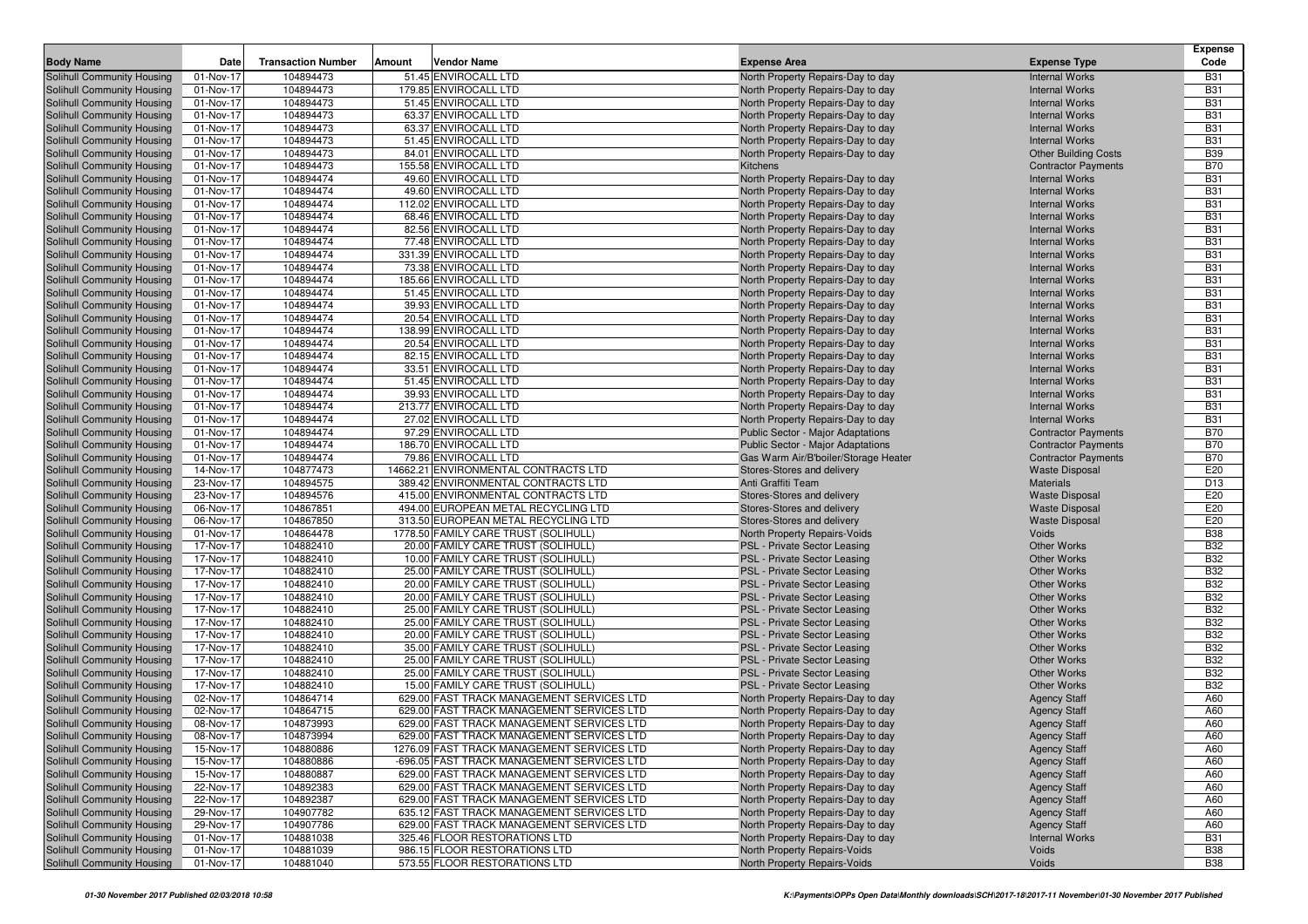| Body Name | Date | Transaction Number | Amount | Vendor Name | Expense Area | Expense Type | Expense Code |
|---|---|---|---|---|---|---|---|
| Solihull Community Housing | 01-Nov-17 | 104894473 | 51.45 | ENVIROCALL LTD | North Property Repairs-Day to day | Internal Works | B31 |
| Solihull Community Housing | 01-Nov-17 | 104894473 | 179.85 | ENVIROCALL LTD | North Property Repairs-Day to day | Internal Works | B31 |
| Solihull Community Housing | 01-Nov-17 | 104894473 | 51.45 | ENVIROCALL LTD | North Property Repairs-Day to day | Internal Works | B31 |
| Solihull Community Housing | 01-Nov-17 | 104894473 | 63.37 | ENVIROCALL LTD | North Property Repairs-Day to day | Internal Works | B31 |
| Solihull Community Housing | 01-Nov-17 | 104894473 | 63.37 | ENVIROCALL LTD | North Property Repairs-Day to day | Internal Works | B31 |
| Solihull Community Housing | 01-Nov-17 | 104894473 | 51.45 | ENVIROCALL LTD | North Property Repairs-Day to day | Internal Works | B31 |
| Solihull Community Housing | 01-Nov-17 | 104894473 | 84.01 | ENVIROCALL LTD | North Property Repairs-Day to day | Other Building Costs | B39 |
| Solihull Community Housing | 01-Nov-17 | 104894473 | 155.58 | ENVIROCALL LTD | Kitchens | Contractor Payments | B70 |
| Solihull Community Housing | 01-Nov-17 | 104894474 | 49.60 | ENVIROCALL LTD | North Property Repairs-Day to day | Internal Works | B31 |
| Solihull Community Housing | 01-Nov-17 | 104894474 | 49.60 | ENVIROCALL LTD | North Property Repairs-Day to day | Internal Works | B31 |
| Solihull Community Housing | 01-Nov-17 | 104894474 | 112.02 | ENVIROCALL LTD | North Property Repairs-Day to day | Internal Works | B31 |
| Solihull Community Housing | 01-Nov-17 | 104894474 | 68.46 | ENVIROCALL LTD | North Property Repairs-Day to day | Internal Works | B31 |
| Solihull Community Housing | 01-Nov-17 | 104894474 | 82.56 | ENVIROCALL LTD | North Property Repairs-Day to day | Internal Works | B31 |
| Solihull Community Housing | 01-Nov-17 | 104894474 | 77.48 | ENVIROCALL LTD | North Property Repairs-Day to day | Internal Works | B31 |
| Solihull Community Housing | 01-Nov-17 | 104894474 | 331.39 | ENVIROCALL LTD | North Property Repairs-Day to day | Internal Works | B31 |
| Solihull Community Housing | 01-Nov-17 | 104894474 | 73.38 | ENVIROCALL LTD | North Property Repairs-Day to day | Internal Works | B31 |
| Solihull Community Housing | 01-Nov-17 | 104894474 | 185.66 | ENVIROCALL LTD | North Property Repairs-Day to day | Internal Works | B31 |
| Solihull Community Housing | 01-Nov-17 | 104894474 | 51.45 | ENVIROCALL LTD | North Property Repairs-Day to day | Internal Works | B31 |
| Solihull Community Housing | 01-Nov-17 | 104894474 | 39.93 | ENVIROCALL LTD | North Property Repairs-Day to day | Internal Works | B31 |
| Solihull Community Housing | 01-Nov-17 | 104894474 | 20.54 | ENVIROCALL LTD | North Property Repairs-Day to day | Internal Works | B31 |
| Solihull Community Housing | 01-Nov-17 | 104894474 | 138.99 | ENVIROCALL LTD | North Property Repairs-Day to day | Internal Works | B31 |
| Solihull Community Housing | 01-Nov-17 | 104894474 | 20.54 | ENVIROCALL LTD | North Property Repairs-Day to day | Internal Works | B31 |
| Solihull Community Housing | 01-Nov-17 | 104894474 | 82.15 | ENVIROCALL LTD | North Property Repairs-Day to day | Internal Works | B31 |
| Solihull Community Housing | 01-Nov-17 | 104894474 | 33.51 | ENVIROCALL LTD | North Property Repairs-Day to day | Internal Works | B31 |
| Solihull Community Housing | 01-Nov-17 | 104894474 | 51.45 | ENVIROCALL LTD | North Property Repairs-Day to day | Internal Works | B31 |
| Solihull Community Housing | 01-Nov-17 | 104894474 | 39.93 | ENVIROCALL LTD | North Property Repairs-Day to day | Internal Works | B31 |
| Solihull Community Housing | 01-Nov-17 | 104894474 | 213.77 | ENVIROCALL LTD | North Property Repairs-Day to day | Internal Works | B31 |
| Solihull Community Housing | 01-Nov-17 | 104894474 | 27.02 | ENVIROCALL LTD | North Property Repairs-Day to day | Internal Works | B31 |
| Solihull Community Housing | 01-Nov-17 | 104894474 | 97.29 | ENVIROCALL LTD | Public Sector - Major Adaptations | Contractor Payments | B70 |
| Solihull Community Housing | 01-Nov-17 | 104894474 | 186.70 | ENVIROCALL LTD | Public Sector - Major Adaptations | Contractor Payments | B70 |
| Solihull Community Housing | 01-Nov-17 | 104894474 | 79.86 | ENVIROCALL LTD | Gas Warm Air/B'boiler/Storage Heater | Contractor Payments | B70 |
| Solihull Community Housing | 14-Nov-17 | 104877473 | 14662.21 | ENVIRONMENTAL CONTRACTS LTD | Stores-Stores and delivery | Waste Disposal | E20 |
| Solihull Community Housing | 23-Nov-17 | 104894575 | 389.42 | ENVIRONMENTAL CONTRACTS LTD | Anti Graffiti Team | Materials | D13 |
| Solihull Community Housing | 23-Nov-17 | 104894576 | 415.00 | ENVIRONMENTAL CONTRACTS LTD | Stores-Stores and delivery | Waste Disposal | E20 |
| Solihull Community Housing | 06-Nov-17 | 104867851 | 494.00 | EUROPEAN METAL RECYCLING LTD | Stores-Stores and delivery | Waste Disposal | E20 |
| Solihull Community Housing | 06-Nov-17 | 104867850 | 313.50 | EUROPEAN METAL RECYCLING LTD | Stores-Stores and delivery | Waste Disposal | E20 |
| Solihull Community Housing | 01-Nov-17 | 104864478 | 1778.50 | FAMILY CARE TRUST (SOLIHULL) | North Property Repairs-Voids | Voids | B38 |
| Solihull Community Housing | 17-Nov-17 | 104882410 | 20.00 | FAMILY CARE TRUST (SOLIHULL) | PSL - Private Sector Leasing | Other Works | B32 |
| Solihull Community Housing | 17-Nov-17 | 104882410 | 10.00 | FAMILY CARE TRUST (SOLIHULL) | PSL - Private Sector Leasing | Other Works | B32 |
| Solihull Community Housing | 17-Nov-17 | 104882410 | 25.00 | FAMILY CARE TRUST (SOLIHULL) | PSL - Private Sector Leasing | Other Works | B32 |
| Solihull Community Housing | 17-Nov-17 | 104882410 | 20.00 | FAMILY CARE TRUST (SOLIHULL) | PSL - Private Sector Leasing | Other Works | B32 |
| Solihull Community Housing | 17-Nov-17 | 104882410 | 20.00 | FAMILY CARE TRUST (SOLIHULL) | PSL - Private Sector Leasing | Other Works | B32 |
| Solihull Community Housing | 17-Nov-17 | 104882410 | 25.00 | FAMILY CARE TRUST (SOLIHULL) | PSL - Private Sector Leasing | Other Works | B32 |
| Solihull Community Housing | 17-Nov-17 | 104882410 | 25.00 | FAMILY CARE TRUST (SOLIHULL) | PSL - Private Sector Leasing | Other Works | B32 |
| Solihull Community Housing | 17-Nov-17 | 104882410 | 20.00 | FAMILY CARE TRUST (SOLIHULL) | PSL - Private Sector Leasing | Other Works | B32 |
| Solihull Community Housing | 17-Nov-17 | 104882410 | 35.00 | FAMILY CARE TRUST (SOLIHULL) | PSL - Private Sector Leasing | Other Works | B32 |
| Solihull Community Housing | 17-Nov-17 | 104882410 | 25.00 | FAMILY CARE TRUST (SOLIHULL) | PSL - Private Sector Leasing | Other Works | B32 |
| Solihull Community Housing | 17-Nov-17 | 104882410 | 25.00 | FAMILY CARE TRUST (SOLIHULL) | PSL - Private Sector Leasing | Other Works | B32 |
| Solihull Community Housing | 17-Nov-17 | 104882410 | 15.00 | FAMILY CARE TRUST (SOLIHULL) | PSL - Private Sector Leasing | Other Works | B32 |
| Solihull Community Housing | 02-Nov-17 | 104864714 | 629.00 | FAST TRACK MANAGEMENT SERVICES LTD | North Property Repairs-Day to day | Agency Staff | A60 |
| Solihull Community Housing | 02-Nov-17 | 104864715 | 629.00 | FAST TRACK MANAGEMENT SERVICES LTD | North Property Repairs-Day to day | Agency Staff | A60 |
| Solihull Community Housing | 08-Nov-17 | 104873993 | 629.00 | FAST TRACK MANAGEMENT SERVICES LTD | North Property Repairs-Day to day | Agency Staff | A60 |
| Solihull Community Housing | 08-Nov-17 | 104873994 | 629.00 | FAST TRACK MANAGEMENT SERVICES LTD | North Property Repairs-Day to day | Agency Staff | A60 |
| Solihull Community Housing | 15-Nov-17 | 104880886 | 1276.09 | FAST TRACK MANAGEMENT SERVICES LTD | North Property Repairs-Day to day | Agency Staff | A60 |
| Solihull Community Housing | 15-Nov-17 | 104880886 | -696.05 | FAST TRACK MANAGEMENT SERVICES LTD | North Property Repairs-Day to day | Agency Staff | A60 |
| Solihull Community Housing | 15-Nov-17 | 104880887 | 629.00 | FAST TRACK MANAGEMENT SERVICES LTD | North Property Repairs-Day to day | Agency Staff | A60 |
| Solihull Community Housing | 22-Nov-17 | 104892383 | 629.00 | FAST TRACK MANAGEMENT SERVICES LTD | North Property Repairs-Day to day | Agency Staff | A60 |
| Solihull Community Housing | 22-Nov-17 | 104892387 | 629.00 | FAST TRACK MANAGEMENT SERVICES LTD | North Property Repairs-Day to day | Agency Staff | A60 |
| Solihull Community Housing | 29-Nov-17 | 104907782 | 635.12 | FAST TRACK MANAGEMENT SERVICES LTD | North Property Repairs-Day to day | Agency Staff | A60 |
| Solihull Community Housing | 29-Nov-17 | 104907786 | 629.00 | FAST TRACK MANAGEMENT SERVICES LTD | North Property Repairs-Day to day | Agency Staff | A60 |
| Solihull Community Housing | 01-Nov-17 | 104881038 | 325.46 | FLOOR RESTORATIONS LTD | North Property Repairs-Day to day | Internal Works | B31 |
| Solihull Community Housing | 01-Nov-17 | 104881039 | 986.15 | FLOOR RESTORATIONS LTD | North Property Repairs-Voids | Voids | B38 |
| Solihull Community Housing | 01-Nov-17 | 104881040 | 573.55 | FLOOR RESTORATIONS LTD | North Property Repairs-Voids | Voids | B38 |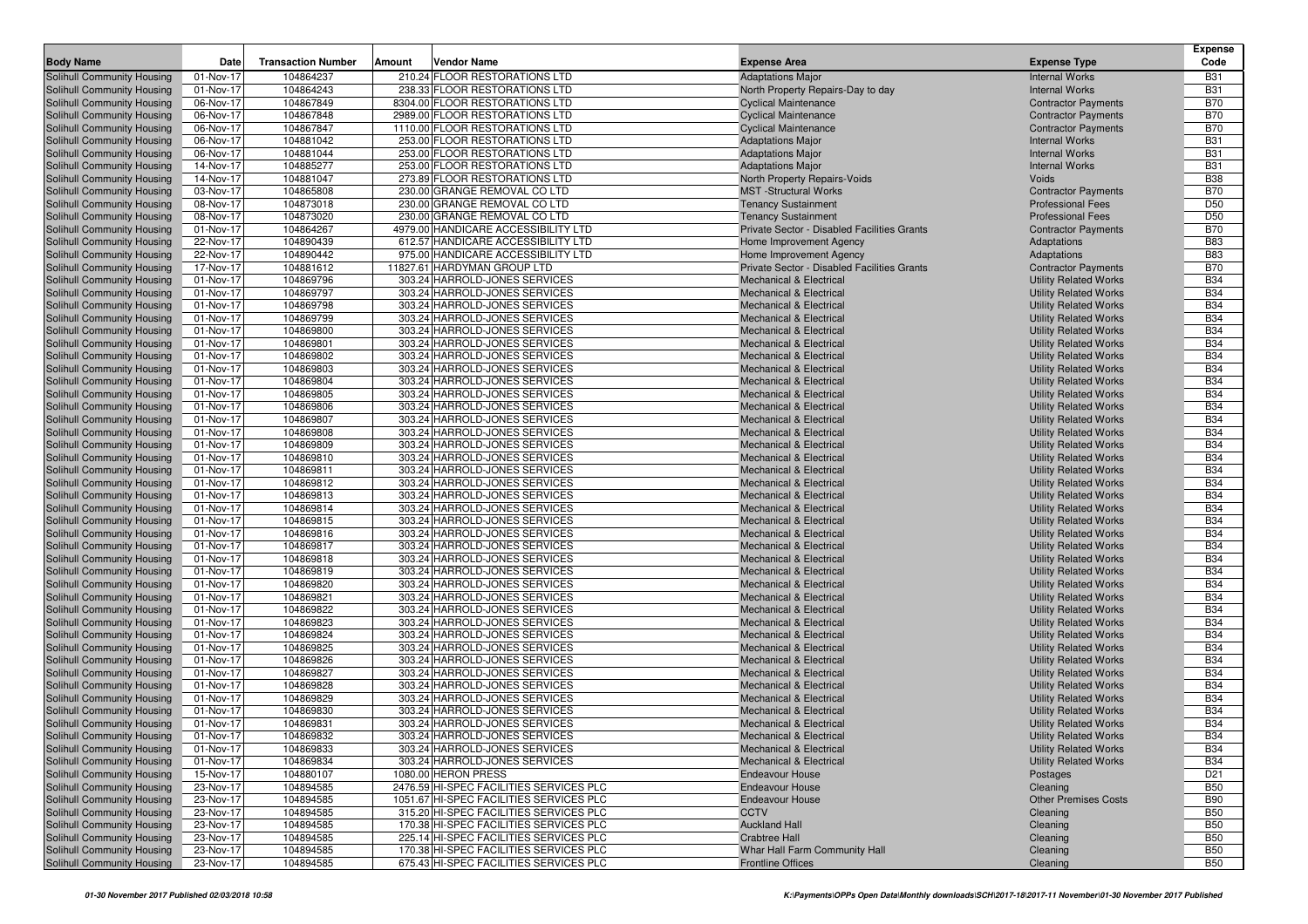| Body Name | Date | Transaction Number | Amount | Vendor Name | Expense Area | Expense Type | Expense Code |
|---|---|---|---|---|---|---|---|
| Solihull Community Housing | 01-Nov-17 | 104864237 | 210.24 | FLOOR RESTORATIONS LTD | Adaptations Major | Internal Works | B31 |
| Solihull Community Housing | 01-Nov-17 | 104864243 | 238.33 | FLOOR RESTORATIONS LTD | North Property Repairs-Day to day | Internal Works | B31 |
| Solihull Community Housing | 06-Nov-17 | 104867849 | 8304.00 | FLOOR RESTORATIONS LTD | Cyclical Maintenance | Contractor Payments | B70 |
| Solihull Community Housing | 06-Nov-17 | 104867848 | 2989.00 | FLOOR RESTORATIONS LTD | Cyclical Maintenance | Contractor Payments | B70 |
| Solihull Community Housing | 06-Nov-17 | 104867847 | 1110.00 | FLOOR RESTORATIONS LTD | Cyclical Maintenance | Contractor Payments | B70 |
| Solihull Community Housing | 06-Nov-17 | 104881042 | 253.00 | FLOOR RESTORATIONS LTD | Adaptations Major | Internal Works | B31 |
| Solihull Community Housing | 06-Nov-17 | 104881044 | 253.00 | FLOOR RESTORATIONS LTD | Adaptations Major | Internal Works | B31 |
| Solihull Community Housing | 14-Nov-17 | 104885277 | 253.00 | FLOOR RESTORATIONS LTD | Adaptations Major | Internal Works | B31 |
| Solihull Community Housing | 14-Nov-17 | 104881047 | 273.89 | FLOOR RESTORATIONS LTD | North Property Repairs-Voids | Voids | B38 |
| Solihull Community Housing | 03-Nov-17 | 104865808 | 230.00 | GRANGE REMOVAL CO LTD | MST -Structural Works | Contractor Payments | B70 |
| Solihull Community Housing | 08-Nov-17 | 104873018 | 230.00 | GRANGE REMOVAL CO LTD | Tenancy Sustainment | Professional Fees | D50 |
| Solihull Community Housing | 08-Nov-17 | 104873020 | 230.00 | GRANGE REMOVAL CO LTD | Tenancy Sustainment | Professional Fees | D50 |
| Solihull Community Housing | 01-Nov-17 | 104864267 | 4979.00 | HANDICARE ACCESSIBILITY LTD | Private Sector - Disabled Facilities Grants | Contractor Payments | B70 |
| Solihull Community Housing | 22-Nov-17 | 104890439 | 612.57 | HANDICARE ACCESSIBILITY LTD | Home Improvement Agency | Adaptations | B83 |
| Solihull Community Housing | 22-Nov-17 | 104890442 | 975.00 | HANDICARE ACCESSIBILITY LTD | Home Improvement Agency | Adaptations | B83 |
| Solihull Community Housing | 17-Nov-17 | 104881612 | 11827.61 | HARDYMAN GROUP LTD | Private Sector - Disabled Facilities Grants | Contractor Payments | B70 |
| Solihull Community Housing | 01-Nov-17 | 104869796 | 303.24 | HARROLD-JONES SERVICES | Mechanical & Electrical | Utility Related Works | B34 |
| Solihull Community Housing | 01-Nov-17 | 104869797 | 303.24 | HARROLD-JONES SERVICES | Mechanical & Electrical | Utility Related Works | B34 |
| Solihull Community Housing | 01-Nov-17 | 104869798 | 303.24 | HARROLD-JONES SERVICES | Mechanical & Electrical | Utility Related Works | B34 |
| Solihull Community Housing | 01-Nov-17 | 104869799 | 303.24 | HARROLD-JONES SERVICES | Mechanical & Electrical | Utility Related Works | B34 |
| Solihull Community Housing | 01-Nov-17 | 104869800 | 303.24 | HARROLD-JONES SERVICES | Mechanical & Electrical | Utility Related Works | B34 |
| Solihull Community Housing | 01-Nov-17 | 104869801 | 303.24 | HARROLD-JONES SERVICES | Mechanical & Electrical | Utility Related Works | B34 |
| Solihull Community Housing | 01-Nov-17 | 104869802 | 303.24 | HARROLD-JONES SERVICES | Mechanical & Electrical | Utility Related Works | B34 |
| Solihull Community Housing | 01-Nov-17 | 104869803 | 303.24 | HARROLD-JONES SERVICES | Mechanical & Electrical | Utility Related Works | B34 |
| Solihull Community Housing | 01-Nov-17 | 104869804 | 303.24 | HARROLD-JONES SERVICES | Mechanical & Electrical | Utility Related Works | B34 |
| Solihull Community Housing | 01-Nov-17 | 104869805 | 303.24 | HARROLD-JONES SERVICES | Mechanical & Electrical | Utility Related Works | B34 |
| Solihull Community Housing | 01-Nov-17 | 104869806 | 303.24 | HARROLD-JONES SERVICES | Mechanical & Electrical | Utility Related Works | B34 |
| Solihull Community Housing | 01-Nov-17 | 104869807 | 303.24 | HARROLD-JONES SERVICES | Mechanical & Electrical | Utility Related Works | B34 |
| Solihull Community Housing | 01-Nov-17 | 104869808 | 303.24 | HARROLD-JONES SERVICES | Mechanical & Electrical | Utility Related Works | B34 |
| Solihull Community Housing | 01-Nov-17 | 104869809 | 303.24 | HARROLD-JONES SERVICES | Mechanical & Electrical | Utility Related Works | B34 |
| Solihull Community Housing | 01-Nov-17 | 104869810 | 303.24 | HARROLD-JONES SERVICES | Mechanical & Electrical | Utility Related Works | B34 |
| Solihull Community Housing | 01-Nov-17 | 104869811 | 303.24 | HARROLD-JONES SERVICES | Mechanical & Electrical | Utility Related Works | B34 |
| Solihull Community Housing | 01-Nov-17 | 104869812 | 303.24 | HARROLD-JONES SERVICES | Mechanical & Electrical | Utility Related Works | B34 |
| Solihull Community Housing | 01-Nov-17 | 104869813 | 303.24 | HARROLD-JONES SERVICES | Mechanical & Electrical | Utility Related Works | B34 |
| Solihull Community Housing | 01-Nov-17 | 104869814 | 303.24 | HARROLD-JONES SERVICES | Mechanical & Electrical | Utility Related Works | B34 |
| Solihull Community Housing | 01-Nov-17 | 104869815 | 303.24 | HARROLD-JONES SERVICES | Mechanical & Electrical | Utility Related Works | B34 |
| Solihull Community Housing | 01-Nov-17 | 104869816 | 303.24 | HARROLD-JONES SERVICES | Mechanical & Electrical | Utility Related Works | B34 |
| Solihull Community Housing | 01-Nov-17 | 104869817 | 303.24 | HARROLD-JONES SERVICES | Mechanical & Electrical | Utility Related Works | B34 |
| Solihull Community Housing | 01-Nov-17 | 104869818 | 303.24 | HARROLD-JONES SERVICES | Mechanical & Electrical | Utility Related Works | B34 |
| Solihull Community Housing | 01-Nov-17 | 104869819 | 303.24 | HARROLD-JONES SERVICES | Mechanical & Electrical | Utility Related Works | B34 |
| Solihull Community Housing | 01-Nov-17 | 104869820 | 303.24 | HARROLD-JONES SERVICES | Mechanical & Electrical | Utility Related Works | B34 |
| Solihull Community Housing | 01-Nov-17 | 104869821 | 303.24 | HARROLD-JONES SERVICES | Mechanical & Electrical | Utility Related Works | B34 |
| Solihull Community Housing | 01-Nov-17 | 104869822 | 303.24 | HARROLD-JONES SERVICES | Mechanical & Electrical | Utility Related Works | B34 |
| Solihull Community Housing | 01-Nov-17 | 104869823 | 303.24 | HARROLD-JONES SERVICES | Mechanical & Electrical | Utility Related Works | B34 |
| Solihull Community Housing | 01-Nov-17 | 104869824 | 303.24 | HARROLD-JONES SERVICES | Mechanical & Electrical | Utility Related Works | B34 |
| Solihull Community Housing | 01-Nov-17 | 104869825 | 303.24 | HARROLD-JONES SERVICES | Mechanical & Electrical | Utility Related Works | B34 |
| Solihull Community Housing | 01-Nov-17 | 104869826 | 303.24 | HARROLD-JONES SERVICES | Mechanical & Electrical | Utility Related Works | B34 |
| Solihull Community Housing | 01-Nov-17 | 104869827 | 303.24 | HARROLD-JONES SERVICES | Mechanical & Electrical | Utility Related Works | B34 |
| Solihull Community Housing | 01-Nov-17 | 104869828 | 303.24 | HARROLD-JONES SERVICES | Mechanical & Electrical | Utility Related Works | B34 |
| Solihull Community Housing | 01-Nov-17 | 104869829 | 303.24 | HARROLD-JONES SERVICES | Mechanical & Electrical | Utility Related Works | B34 |
| Solihull Community Housing | 01-Nov-17 | 104869830 | 303.24 | HARROLD-JONES SERVICES | Mechanical & Electrical | Utility Related Works | B34 |
| Solihull Community Housing | 01-Nov-17 | 104869831 | 303.24 | HARROLD-JONES SERVICES | Mechanical & Electrical | Utility Related Works | B34 |
| Solihull Community Housing | 01-Nov-17 | 104869832 | 303.24 | HARROLD-JONES SERVICES | Mechanical & Electrical | Utility Related Works | B34 |
| Solihull Community Housing | 01-Nov-17 | 104869833 | 303.24 | HARROLD-JONES SERVICES | Mechanical & Electrical | Utility Related Works | B34 |
| Solihull Community Housing | 01-Nov-17 | 104869834 | 303.24 | HARROLD-JONES SERVICES | Mechanical & Electrical | Utility Related Works | B34 |
| Solihull Community Housing | 15-Nov-17 | 104880107 | 1080.00 | HERON PRESS | Endeavour House | Postages | D21 |
| Solihull Community Housing | 23-Nov-17 | 104894585 | 2476.59 | HI-SPEC FACILITIES SERVICES PLC | Endeavour House | Cleaning | B50 |
| Solihull Community Housing | 23-Nov-17 | 104894585 | 1051.67 | HI-SPEC FACILITIES SERVICES PLC | Endeavour House | Other Premises Costs | B90 |
| Solihull Community Housing | 23-Nov-17 | 104894585 | 315.20 | HI-SPEC FACILITIES SERVICES PLC | CCTV | Cleaning | B50 |
| Solihull Community Housing | 23-Nov-17 | 104894585 | 170.38 | HI-SPEC FACILITIES SERVICES PLC | Auckland Hall | Cleaning | B50 |
| Solihull Community Housing | 23-Nov-17 | 104894585 | 225.14 | HI-SPEC FACILITIES SERVICES PLC | Crabtree Hall | Cleaning | B50 |
| Solihull Community Housing | 23-Nov-17 | 104894585 | 170.38 | HI-SPEC FACILITIES SERVICES PLC | Whar Hall Farm Community Hall | Cleaning | B50 |
| Solihull Community Housing | 23-Nov-17 | 104894585 | 675.43 | HI-SPEC FACILITIES SERVICES PLC | Frontline Offices | Cleaning | B50 |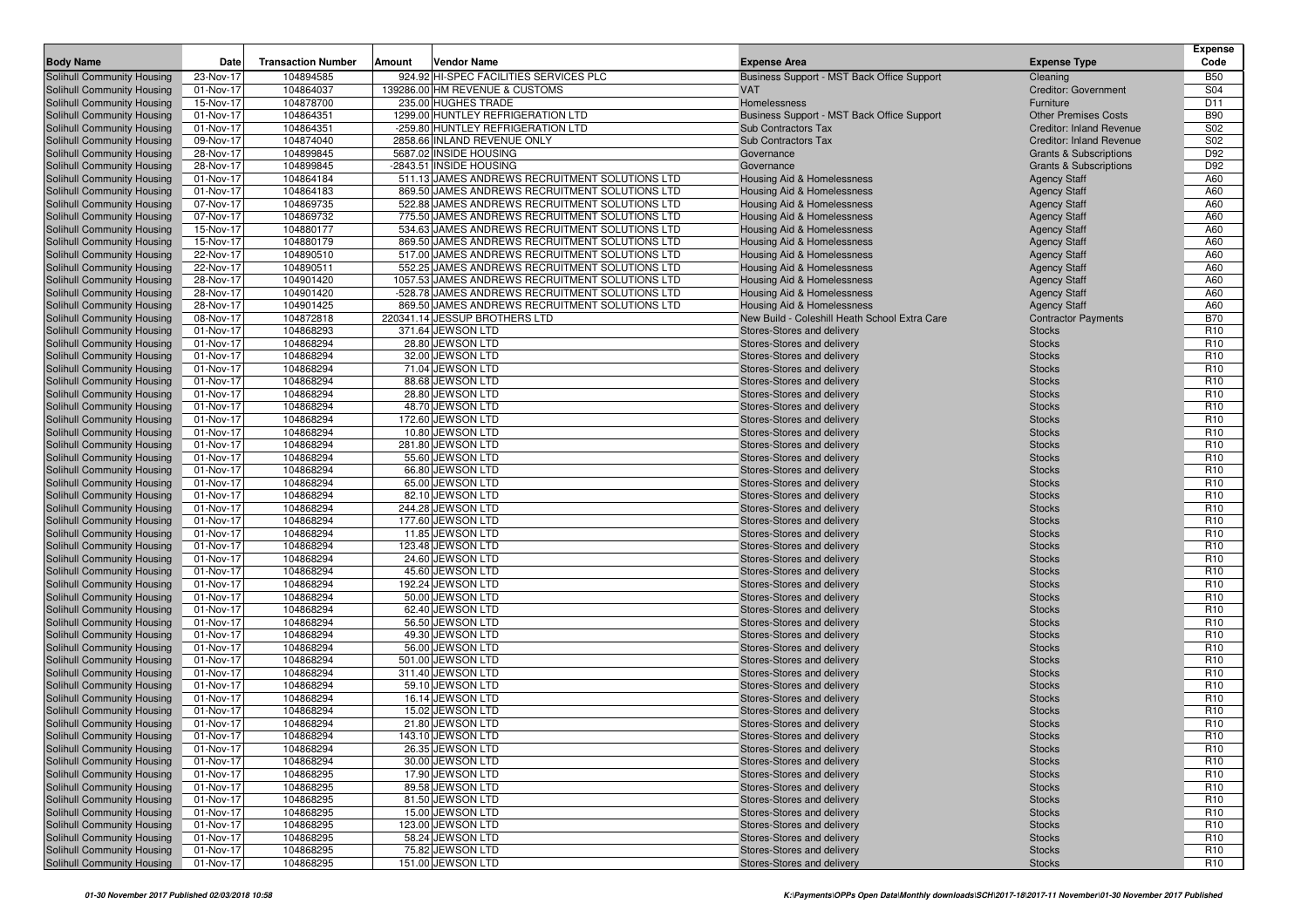| Body Name | Date | Transaction Number | Amount | Vendor Name | Expense Area | Expense Type | Expense Code |
|---|---|---|---|---|---|---|---|
| Solihull Community Housing | 23-Nov-17 | 104894585 | 924.92 | HI-SPEC FACILITIES SERVICES PLC | Business Support - MST Back Office Support | Cleaning | B50 |
| Solihull Community Housing | 01-Nov-17 | 104864037 | 139286.00 | HM REVENUE & CUSTOMS | VAT | Creditor: Government | S04 |
| Solihull Community Housing | 15-Nov-17 | 104878700 | 235.00 | HUGHES TRADE | Homelessness | Furniture | D11 |
| Solihull Community Housing | 01-Nov-17 | 104864351 | 1299.00 | HUNTLEY REFRIGERATION LTD | Business Support - MST Back Office Support | Other Premises Costs | B90 |
| Solihull Community Housing | 01-Nov-17 | 104864351 | -259.80 | HUNTLEY REFRIGERATION LTD | Sub Contractors Tax | Creditor: Inland Revenue | S02 |
| Solihull Community Housing | 09-Nov-17 | 104874040 | 2858.66 | INLAND REVENUE ONLY | Sub Contractors Tax | Creditor: Inland Revenue | S02 |
| Solihull Community Housing | 28-Nov-17 | 104899845 | 5687.02 | INSIDE HOUSING | Governance | Grants & Subscriptions | D92 |
| Solihull Community Housing | 28-Nov-17 | 104899845 | -2843.51 | INSIDE HOUSING | Governance | Grants & Subscriptions | D92 |
| Solihull Community Housing | 01-Nov-17 | 104864184 | 511.13 | JAMES ANDREWS RECRUITMENT SOLUTIONS LTD | Housing Aid & Homelessness | Agency Staff | A60 |
| Solihull Community Housing | 01-Nov-17 | 104864183 | 869.50 | JAMES ANDREWS RECRUITMENT SOLUTIONS LTD | Housing Aid & Homelessness | Agency Staff | A60 |
| Solihull Community Housing | 07-Nov-17 | 104869735 | 522.88 | JAMES ANDREWS RECRUITMENT SOLUTIONS LTD | Housing Aid & Homelessness | Agency Staff | A60 |
| Solihull Community Housing | 07-Nov-17 | 104869732 | 775.50 | JAMES ANDREWS RECRUITMENT SOLUTIONS LTD | Housing Aid & Homelessness | Agency Staff | A60 |
| Solihull Community Housing | 15-Nov-17 | 104880177 | 534.63 | JAMES ANDREWS RECRUITMENT SOLUTIONS LTD | Housing Aid & Homelessness | Agency Staff | A60 |
| Solihull Community Housing | 15-Nov-17 | 104880179 | 869.50 | JAMES ANDREWS RECRUITMENT SOLUTIONS LTD | Housing Aid & Homelessness | Agency Staff | A60 |
| Solihull Community Housing | 22-Nov-17 | 104890510 | 517.00 | JAMES ANDREWS RECRUITMENT SOLUTIONS LTD | Housing Aid & Homelessness | Agency Staff | A60 |
| Solihull Community Housing | 22-Nov-17 | 104890511 | 552.25 | JAMES ANDREWS RECRUITMENT SOLUTIONS LTD | Housing Aid & Homelessness | Agency Staff | A60 |
| Solihull Community Housing | 28-Nov-17 | 104901420 | 1057.53 | JAMES ANDREWS RECRUITMENT SOLUTIONS LTD | Housing Aid & Homelessness | Agency Staff | A60 |
| Solihull Community Housing | 28-Nov-17 | 104901420 | -528.78 | JAMES ANDREWS RECRUITMENT SOLUTIONS LTD | Housing Aid & Homelessness | Agency Staff | A60 |
| Solihull Community Housing | 28-Nov-17 | 104901425 | 869.50 | JAMES ANDREWS RECRUITMENT SOLUTIONS LTD | Housing Aid & Homelessness | Agency Staff | A60 |
| Solihull Community Housing | 08-Nov-17 | 104872818 | 220341.14 | JESSUP BROTHERS LTD | New Build - Coleshill Heath School Extra Care | Contractor Payments | B70 |
| Solihull Community Housing | 01-Nov-17 | 104868293 | 371.64 | JEWSON LTD | Stores-Stores and delivery | Stocks | R10 |
| Solihull Community Housing | 01-Nov-17 | 104868294 | 28.80 | JEWSON LTD | Stores-Stores and delivery | Stocks | R10 |
| Solihull Community Housing | 01-Nov-17 | 104868294 | 32.00 | JEWSON LTD | Stores-Stores and delivery | Stocks | R10 |
| Solihull Community Housing | 01-Nov-17 | 104868294 | 71.04 | JEWSON LTD | Stores-Stores and delivery | Stocks | R10 |
| Solihull Community Housing | 01-Nov-17 | 104868294 | 88.68 | JEWSON LTD | Stores-Stores and delivery | Stocks | R10 |
| Solihull Community Housing | 01-Nov-17 | 104868294 | 28.80 | JEWSON LTD | Stores-Stores and delivery | Stocks | R10 |
| Solihull Community Housing | 01-Nov-17 | 104868294 | 48.70 | JEWSON LTD | Stores-Stores and delivery | Stocks | R10 |
| Solihull Community Housing | 01-Nov-17 | 104868294 | 172.60 | JEWSON LTD | Stores-Stores and delivery | Stocks | R10 |
| Solihull Community Housing | 01-Nov-17 | 104868294 | 10.80 | JEWSON LTD | Stores-Stores and delivery | Stocks | R10 |
| Solihull Community Housing | 01-Nov-17 | 104868294 | 281.80 | JEWSON LTD | Stores-Stores and delivery | Stocks | R10 |
| Solihull Community Housing | 01-Nov-17 | 104868294 | 55.60 | JEWSON LTD | Stores-Stores and delivery | Stocks | R10 |
| Solihull Community Housing | 01-Nov-17 | 104868294 | 66.80 | JEWSON LTD | Stores-Stores and delivery | Stocks | R10 |
| Solihull Community Housing | 01-Nov-17 | 104868294 | 65.00 | JEWSON LTD | Stores-Stores and delivery | Stocks | R10 |
| Solihull Community Housing | 01-Nov-17 | 104868294 | 82.10 | JEWSON LTD | Stores-Stores and delivery | Stocks | R10 |
| Solihull Community Housing | 01-Nov-17 | 104868294 | 244.28 | JEWSON LTD | Stores-Stores and delivery | Stocks | R10 |
| Solihull Community Housing | 01-Nov-17 | 104868294 | 177.60 | JEWSON LTD | Stores-Stores and delivery | Stocks | R10 |
| Solihull Community Housing | 01-Nov-17 | 104868294 | 11.85 | JEWSON LTD | Stores-Stores and delivery | Stocks | R10 |
| Solihull Community Housing | 01-Nov-17 | 104868294 | 123.48 | JEWSON LTD | Stores-Stores and delivery | Stocks | R10 |
| Solihull Community Housing | 01-Nov-17 | 104868294 | 24.60 | JEWSON LTD | Stores-Stores and delivery | Stocks | R10 |
| Solihull Community Housing | 01-Nov-17 | 104868294 | 45.60 | JEWSON LTD | Stores-Stores and delivery | Stocks | R10 |
| Solihull Community Housing | 01-Nov-17 | 104868294 | 192.24 | JEWSON LTD | Stores-Stores and delivery | Stocks | R10 |
| Solihull Community Housing | 01-Nov-17 | 104868294 | 50.00 | JEWSON LTD | Stores-Stores and delivery | Stocks | R10 |
| Solihull Community Housing | 01-Nov-17 | 104868294 | 62.40 | JEWSON LTD | Stores-Stores and delivery | Stocks | R10 |
| Solihull Community Housing | 01-Nov-17 | 104868294 | 56.50 | JEWSON LTD | Stores-Stores and delivery | Stocks | R10 |
| Solihull Community Housing | 01-Nov-17 | 104868294 | 49.30 | JEWSON LTD | Stores-Stores and delivery | Stocks | R10 |
| Solihull Community Housing | 01-Nov-17 | 104868294 | 56.00 | JEWSON LTD | Stores-Stores and delivery | Stocks | R10 |
| Solihull Community Housing | 01-Nov-17 | 104868294 | 501.00 | JEWSON LTD | Stores-Stores and delivery | Stocks | R10 |
| Solihull Community Housing | 01-Nov-17 | 104868294 | 311.40 | JEWSON LTD | Stores-Stores and delivery | Stocks | R10 |
| Solihull Community Housing | 01-Nov-17 | 104868294 | 59.10 | JEWSON LTD | Stores-Stores and delivery | Stocks | R10 |
| Solihull Community Housing | 01-Nov-17 | 104868294 | 16.14 | JEWSON LTD | Stores-Stores and delivery | Stocks | R10 |
| Solihull Community Housing | 01-Nov-17 | 104868294 | 15.02 | JEWSON LTD | Stores-Stores and delivery | Stocks | R10 |
| Solihull Community Housing | 01-Nov-17 | 104868294 | 21.80 | JEWSON LTD | Stores-Stores and delivery | Stocks | R10 |
| Solihull Community Housing | 01-Nov-17 | 104868294 | 143.10 | JEWSON LTD | Stores-Stores and delivery | Stocks | R10 |
| Solihull Community Housing | 01-Nov-17 | 104868294 | 26.35 | JEWSON LTD | Stores-Stores and delivery | Stocks | R10 |
| Solihull Community Housing | 01-Nov-17 | 104868294 | 30.00 | JEWSON LTD | Stores-Stores and delivery | Stocks | R10 |
| Solihull Community Housing | 01-Nov-17 | 104868295 | 17.90 | JEWSON LTD | Stores-Stores and delivery | Stocks | R10 |
| Solihull Community Housing | 01-Nov-17 | 104868295 | 89.58 | JEWSON LTD | Stores-Stores and delivery | Stocks | R10 |
| Solihull Community Housing | 01-Nov-17 | 104868295 | 81.50 | JEWSON LTD | Stores-Stores and delivery | Stocks | R10 |
| Solihull Community Housing | 01-Nov-17 | 104868295 | 15.00 | JEWSON LTD | Stores-Stores and delivery | Stocks | R10 |
| Solihull Community Housing | 01-Nov-17 | 104868295 | 123.00 | JEWSON LTD | Stores-Stores and delivery | Stocks | R10 |
| Solihull Community Housing | 01-Nov-17 | 104868295 | 58.24 | JEWSON LTD | Stores-Stores and delivery | Stocks | R10 |
| Solihull Community Housing | 01-Nov-17 | 104868295 | 75.82 | JEWSON LTD | Stores-Stores and delivery | Stocks | R10 |
| Solihull Community Housing | 01-Nov-17 | 104868295 | 151.00 | JEWSON LTD | Stores-Stores and delivery | Stocks | R10 |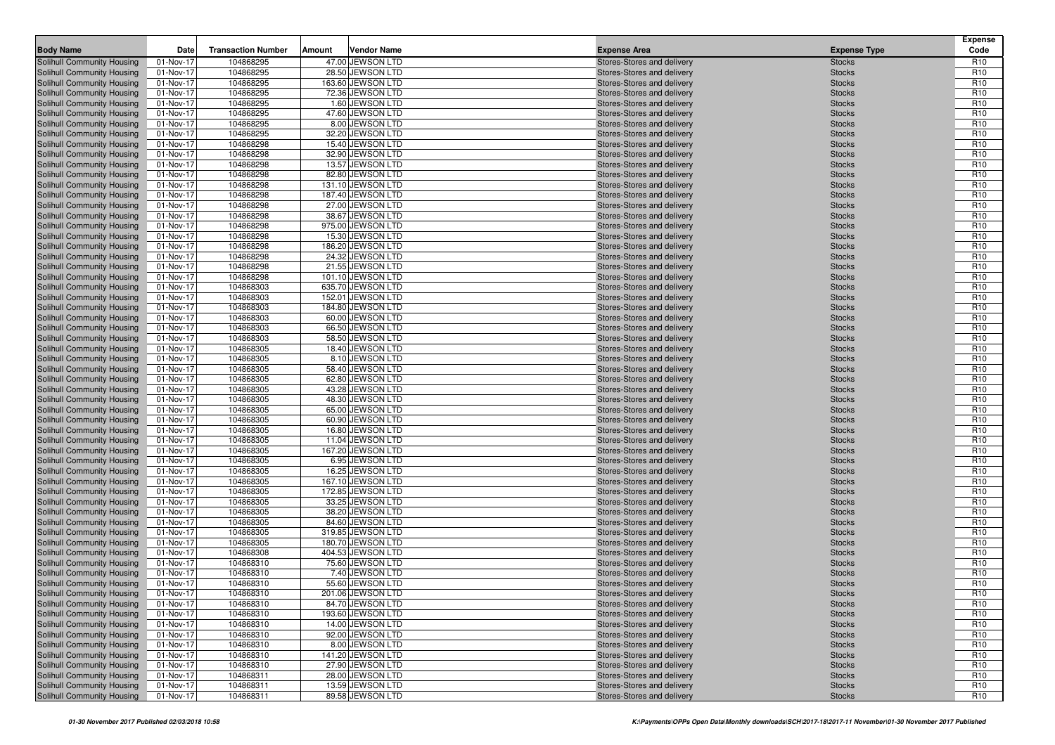| Body Name | Date | Transaction Number | Amount | Vendor Name | Expense Area | Expense Type | Expense Code |
|---|---|---|---|---|---|---|---|
| Solihull Community Housing | 01-Nov-17 | 104868295 | 47.00 | JEWSON LTD | Stores-Stores and delivery | Stocks | R10 |
| Solihull Community Housing | 01-Nov-17 | 104868295 | 28.50 | JEWSON LTD | Stores-Stores and delivery | Stocks | R10 |
| Solihull Community Housing | 01-Nov-17 | 104868295 | 163.60 | JEWSON LTD | Stores-Stores and delivery | Stocks | R10 |
| Solihull Community Housing | 01-Nov-17 | 104868295 | 72.36 | JEWSON LTD | Stores-Stores and delivery | Stocks | R10 |
| Solihull Community Housing | 01-Nov-17 | 104868295 | 1.60 | JEWSON LTD | Stores-Stores and delivery | Stocks | R10 |
| Solihull Community Housing | 01-Nov-17 | 104868295 | 47.60 | JEWSON LTD | Stores-Stores and delivery | Stocks | R10 |
| Solihull Community Housing | 01-Nov-17 | 104868295 | 8.00 | JEWSON LTD | Stores-Stores and delivery | Stocks | R10 |
| Solihull Community Housing | 01-Nov-17 | 104868295 | 32.20 | JEWSON LTD | Stores-Stores and delivery | Stocks | R10 |
| Solihull Community Housing | 01-Nov-17 | 104868298 | 15.40 | JEWSON LTD | Stores-Stores and delivery | Stocks | R10 |
| Solihull Community Housing | 01-Nov-17 | 104868298 | 32.90 | JEWSON LTD | Stores-Stores and delivery | Stocks | R10 |
| Solihull Community Housing | 01-Nov-17 | 104868298 | 13.57 | JEWSON LTD | Stores-Stores and delivery | Stocks | R10 |
| Solihull Community Housing | 01-Nov-17 | 104868298 | 82.80 | JEWSON LTD | Stores-Stores and delivery | Stocks | R10 |
| Solihull Community Housing | 01-Nov-17 | 104868298 | 131.10 | JEWSON LTD | Stores-Stores and delivery | Stocks | R10 |
| Solihull Community Housing | 01-Nov-17 | 104868298 | 187.40 | JEWSON LTD | Stores-Stores and delivery | Stocks | R10 |
| Solihull Community Housing | 01-Nov-17 | 104868298 | 27.00 | JEWSON LTD | Stores-Stores and delivery | Stocks | R10 |
| Solihull Community Housing | 01-Nov-17 | 104868298 | 38.67 | JEWSON LTD | Stores-Stores and delivery | Stocks | R10 |
| Solihull Community Housing | 01-Nov-17 | 104868298 | 975.00 | JEWSON LTD | Stores-Stores and delivery | Stocks | R10 |
| Solihull Community Housing | 01-Nov-17 | 104868298 | 15.30 | JEWSON LTD | Stores-Stores and delivery | Stocks | R10 |
| Solihull Community Housing | 01-Nov-17 | 104868298 | 186.20 | JEWSON LTD | Stores-Stores and delivery | Stocks | R10 |
| Solihull Community Housing | 01-Nov-17 | 104868298 | 24.32 | JEWSON LTD | Stores-Stores and delivery | Stocks | R10 |
| Solihull Community Housing | 01-Nov-17 | 104868298 | 21.55 | JEWSON LTD | Stores-Stores and delivery | Stocks | R10 |
| Solihull Community Housing | 01-Nov-17 | 104868298 | 101.10 | JEWSON LTD | Stores-Stores and delivery | Stocks | R10 |
| Solihull Community Housing | 01-Nov-17 | 104868303 | 635.70 | JEWSON LTD | Stores-Stores and delivery | Stocks | R10 |
| Solihull Community Housing | 01-Nov-17 | 104868303 | 152.01 | JEWSON LTD | Stores-Stores and delivery | Stocks | R10 |
| Solihull Community Housing | 01-Nov-17 | 104868303 | 184.80 | JEWSON LTD | Stores-Stores and delivery | Stocks | R10 |
| Solihull Community Housing | 01-Nov-17 | 104868303 | 60.00 | JEWSON LTD | Stores-Stores and delivery | Stocks | R10 |
| Solihull Community Housing | 01-Nov-17 | 104868303 | 66.50 | JEWSON LTD | Stores-Stores and delivery | Stocks | R10 |
| Solihull Community Housing | 01-Nov-17 | 104868303 | 58.50 | JEWSON LTD | Stores-Stores and delivery | Stocks | R10 |
| Solihull Community Housing | 01-Nov-17 | 104868305 | 18.40 | JEWSON LTD | Stores-Stores and delivery | Stocks | R10 |
| Solihull Community Housing | 01-Nov-17 | 104868305 | 8.10 | JEWSON LTD | Stores-Stores and delivery | Stocks | R10 |
| Solihull Community Housing | 01-Nov-17 | 104868305 | 58.40 | JEWSON LTD | Stores-Stores and delivery | Stocks | R10 |
| Solihull Community Housing | 01-Nov-17 | 104868305 | 62.80 | JEWSON LTD | Stores-Stores and delivery | Stocks | R10 |
| Solihull Community Housing | 01-Nov-17 | 104868305 | 43.28 | JEWSON LTD | Stores-Stores and delivery | Stocks | R10 |
| Solihull Community Housing | 01-Nov-17 | 104868305 | 48.30 | JEWSON LTD | Stores-Stores and delivery | Stocks | R10 |
| Solihull Community Housing | 01-Nov-17 | 104868305 | 65.00 | JEWSON LTD | Stores-Stores and delivery | Stocks | R10 |
| Solihull Community Housing | 01-Nov-17 | 104868305 | 60.90 | JEWSON LTD | Stores-Stores and delivery | Stocks | R10 |
| Solihull Community Housing | 01-Nov-17 | 104868305 | 16.80 | JEWSON LTD | Stores-Stores and delivery | Stocks | R10 |
| Solihull Community Housing | 01-Nov-17 | 104868305 | 11.04 | JEWSON LTD | Stores-Stores and delivery | Stocks | R10 |
| Solihull Community Housing | 01-Nov-17 | 104868305 | 167.20 | JEWSON LTD | Stores-Stores and delivery | Stocks | R10 |
| Solihull Community Housing | 01-Nov-17 | 104868305 | 6.95 | JEWSON LTD | Stores-Stores and delivery | Stocks | R10 |
| Solihull Community Housing | 01-Nov-17 | 104868305 | 16.25 | JEWSON LTD | Stores-Stores and delivery | Stocks | R10 |
| Solihull Community Housing | 01-Nov-17 | 104868305 | 167.10 | JEWSON LTD | Stores-Stores and delivery | Stocks | R10 |
| Solihull Community Housing | 01-Nov-17 | 104868305 | 172.85 | JEWSON LTD | Stores-Stores and delivery | Stocks | R10 |
| Solihull Community Housing | 01-Nov-17 | 104868305 | 33.25 | JEWSON LTD | Stores-Stores and delivery | Stocks | R10 |
| Solihull Community Housing | 01-Nov-17 | 104868305 | 38.20 | JEWSON LTD | Stores-Stores and delivery | Stocks | R10 |
| Solihull Community Housing | 01-Nov-17 | 104868305 | 84.60 | JEWSON LTD | Stores-Stores and delivery | Stocks | R10 |
| Solihull Community Housing | 01-Nov-17 | 104868305 | 319.85 | JEWSON LTD | Stores-Stores and delivery | Stocks | R10 |
| Solihull Community Housing | 01-Nov-17 | 104868305 | 180.70 | JEWSON LTD | Stores-Stores and delivery | Stocks | R10 |
| Solihull Community Housing | 01-Nov-17 | 104868308 | 404.53 | JEWSON LTD | Stores-Stores and delivery | Stocks | R10 |
| Solihull Community Housing | 01-Nov-17 | 104868310 | 75.60 | JEWSON LTD | Stores-Stores and delivery | Stocks | R10 |
| Solihull Community Housing | 01-Nov-17 | 104868310 | 7.40 | JEWSON LTD | Stores-Stores and delivery | Stocks | R10 |
| Solihull Community Housing | 01-Nov-17 | 104868310 | 55.60 | JEWSON LTD | Stores-Stores and delivery | Stocks | R10 |
| Solihull Community Housing | 01-Nov-17 | 104868310 | 201.06 | JEWSON LTD | Stores-Stores and delivery | Stocks | R10 |
| Solihull Community Housing | 01-Nov-17 | 104868310 | 84.70 | JEWSON LTD | Stores-Stores and delivery | Stocks | R10 |
| Solihull Community Housing | 01-Nov-17 | 104868310 | 193.60 | JEWSON LTD | Stores-Stores and delivery | Stocks | R10 |
| Solihull Community Housing | 01-Nov-17 | 104868310 | 14.00 | JEWSON LTD | Stores-Stores and delivery | Stocks | R10 |
| Solihull Community Housing | 01-Nov-17 | 104868310 | 92.00 | JEWSON LTD | Stores-Stores and delivery | Stocks | R10 |
| Solihull Community Housing | 01-Nov-17 | 104868310 | 8.00 | JEWSON LTD | Stores-Stores and delivery | Stocks | R10 |
| Solihull Community Housing | 01-Nov-17 | 104868310 | 141.20 | JEWSON LTD | Stores-Stores and delivery | Stocks | R10 |
| Solihull Community Housing | 01-Nov-17 | 104868310 | 27.90 | JEWSON LTD | Stores-Stores and delivery | Stocks | R10 |
| Solihull Community Housing | 01-Nov-17 | 104868311 | 28.00 | JEWSON LTD | Stores-Stores and delivery | Stocks | R10 |
| Solihull Community Housing | 01-Nov-17 | 104868311 | 13.59 | JEWSON LTD | Stores-Stores and delivery | Stocks | R10 |
| Solihull Community Housing | 01-Nov-17 | 104868311 | 89.58 | JEWSON LTD | Stores-Stores and delivery | Stocks | R10 |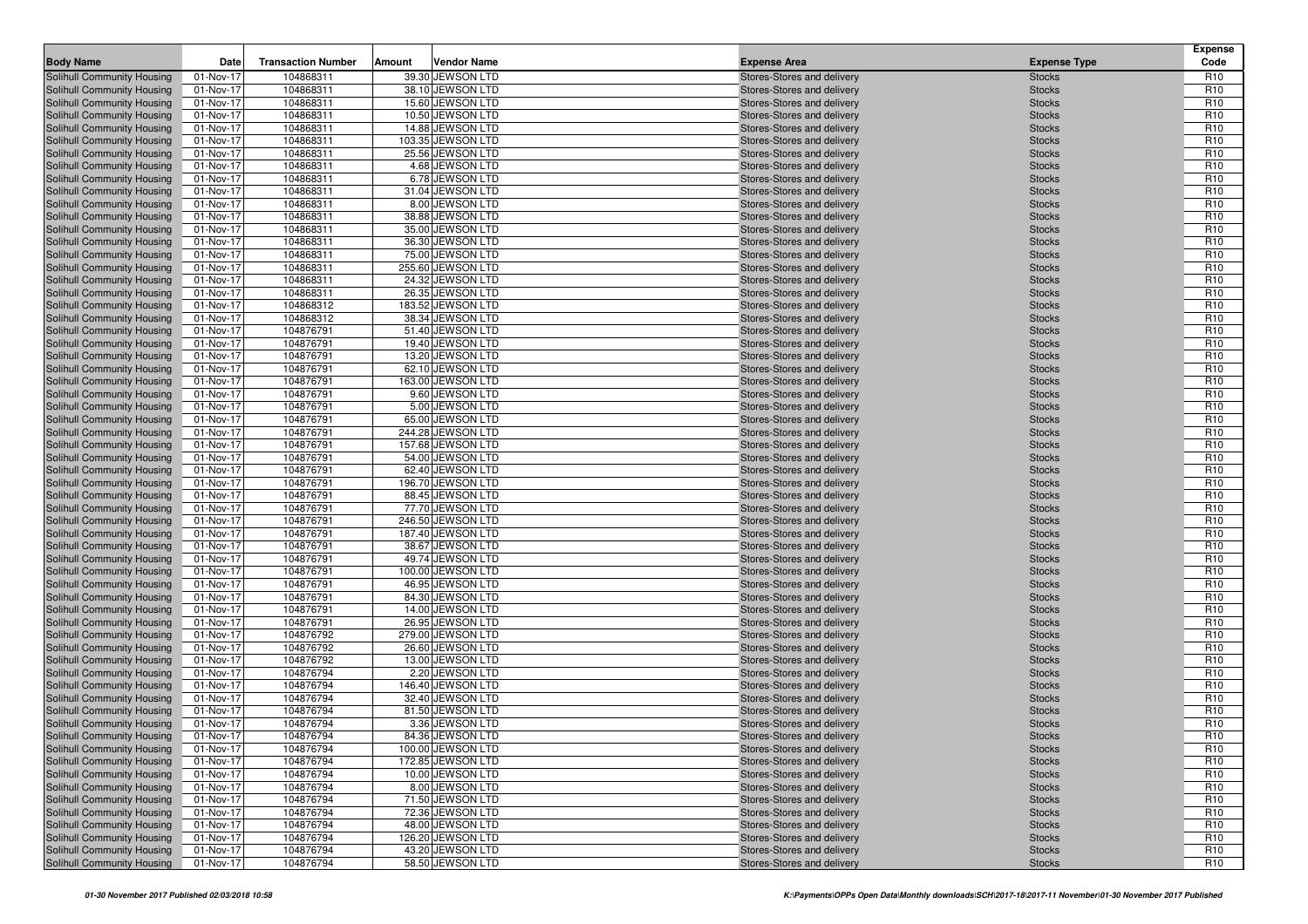| Body Name | Date | Transaction Number | Amount | Vendor Name | Expense Area | Expense Type | Expense Code |
|---|---|---|---|---|---|---|---|
| Solihull Community Housing | 01-Nov-17 | 104868311 | 39.30 | JEWSON LTD | Stores-Stores and delivery | Stocks | R10 |
| Solihull Community Housing | 01-Nov-17 | 104868311 | 38.10 | JEWSON LTD | Stores-Stores and delivery | Stocks | R10 |
| Solihull Community Housing | 01-Nov-17 | 104868311 | 15.60 | JEWSON LTD | Stores-Stores and delivery | Stocks | R10 |
| Solihull Community Housing | 01-Nov-17 | 104868311 | 10.50 | JEWSON LTD | Stores-Stores and delivery | Stocks | R10 |
| Solihull Community Housing | 01-Nov-17 | 104868311 | 14.88 | JEWSON LTD | Stores-Stores and delivery | Stocks | R10 |
| Solihull Community Housing | 01-Nov-17 | 104868311 | 103.35 | JEWSON LTD | Stores-Stores and delivery | Stocks | R10 |
| Solihull Community Housing | 01-Nov-17 | 104868311 | 25.56 | JEWSON LTD | Stores-Stores and delivery | Stocks | R10 |
| Solihull Community Housing | 01-Nov-17 | 104868311 | 4.68 | JEWSON LTD | Stores-Stores and delivery | Stocks | R10 |
| Solihull Community Housing | 01-Nov-17 | 104868311 | 6.78 | JEWSON LTD | Stores-Stores and delivery | Stocks | R10 |
| Solihull Community Housing | 01-Nov-17 | 104868311 | 31.04 | JEWSON LTD | Stores-Stores and delivery | Stocks | R10 |
| Solihull Community Housing | 01-Nov-17 | 104868311 | 8.00 | JEWSON LTD | Stores-Stores and delivery | Stocks | R10 |
| Solihull Community Housing | 01-Nov-17 | 104868311 | 38.88 | JEWSON LTD | Stores-Stores and delivery | Stocks | R10 |
| Solihull Community Housing | 01-Nov-17 | 104868311 | 35.00 | JEWSON LTD | Stores-Stores and delivery | Stocks | R10 |
| Solihull Community Housing | 01-Nov-17 | 104868311 | 36.30 | JEWSON LTD | Stores-Stores and delivery | Stocks | R10 |
| Solihull Community Housing | 01-Nov-17 | 104868311 | 75.00 | JEWSON LTD | Stores-Stores and delivery | Stocks | R10 |
| Solihull Community Housing | 01-Nov-17 | 104868311 | 255.60 | JEWSON LTD | Stores-Stores and delivery | Stocks | R10 |
| Solihull Community Housing | 01-Nov-17 | 104868311 | 24.32 | JEWSON LTD | Stores-Stores and delivery | Stocks | R10 |
| Solihull Community Housing | 01-Nov-17 | 104868311 | 26.35 | JEWSON LTD | Stores-Stores and delivery | Stocks | R10 |
| Solihull Community Housing | 01-Nov-17 | 104868312 | 183.52 | JEWSON LTD | Stores-Stores and delivery | Stocks | R10 |
| Solihull Community Housing | 01-Nov-17 | 104868312 | 38.34 | JEWSON LTD | Stores-Stores and delivery | Stocks | R10 |
| Solihull Community Housing | 01-Nov-17 | 104876791 | 51.40 | JEWSON LTD | Stores-Stores and delivery | Stocks | R10 |
| Solihull Community Housing | 01-Nov-17 | 104876791 | 19.40 | JEWSON LTD | Stores-Stores and delivery | Stocks | R10 |
| Solihull Community Housing | 01-Nov-17 | 104876791 | 13.20 | JEWSON LTD | Stores-Stores and delivery | Stocks | R10 |
| Solihull Community Housing | 01-Nov-17 | 104876791 | 62.10 | JEWSON LTD | Stores-Stores and delivery | Stocks | R10 |
| Solihull Community Housing | 01-Nov-17 | 104876791 | 163.00 | JEWSON LTD | Stores-Stores and delivery | Stocks | R10 |
| Solihull Community Housing | 01-Nov-17 | 104876791 | 9.60 | JEWSON LTD | Stores-Stores and delivery | Stocks | R10 |
| Solihull Community Housing | 01-Nov-17 | 104876791 | 5.00 | JEWSON LTD | Stores-Stores and delivery | Stocks | R10 |
| Solihull Community Housing | 01-Nov-17 | 104876791 | 65.00 | JEWSON LTD | Stores-Stores and delivery | Stocks | R10 |
| Solihull Community Housing | 01-Nov-17 | 104876791 | 244.28 | JEWSON LTD | Stores-Stores and delivery | Stocks | R10 |
| Solihull Community Housing | 01-Nov-17 | 104876791 | 157.68 | JEWSON LTD | Stores-Stores and delivery | Stocks | R10 |
| Solihull Community Housing | 01-Nov-17 | 104876791 | 54.00 | JEWSON LTD | Stores-Stores and delivery | Stocks | R10 |
| Solihull Community Housing | 01-Nov-17 | 104876791 | 62.40 | JEWSON LTD | Stores-Stores and delivery | Stocks | R10 |
| Solihull Community Housing | 01-Nov-17 | 104876791 | 196.70 | JEWSON LTD | Stores-Stores and delivery | Stocks | R10 |
| Solihull Community Housing | 01-Nov-17 | 104876791 | 88.45 | JEWSON LTD | Stores-Stores and delivery | Stocks | R10 |
| Solihull Community Housing | 01-Nov-17 | 104876791 | 77.70 | JEWSON LTD | Stores-Stores and delivery | Stocks | R10 |
| Solihull Community Housing | 01-Nov-17 | 104876791 | 246.50 | JEWSON LTD | Stores-Stores and delivery | Stocks | R10 |
| Solihull Community Housing | 01-Nov-17 | 104876791 | 187.40 | JEWSON LTD | Stores-Stores and delivery | Stocks | R10 |
| Solihull Community Housing | 01-Nov-17 | 104876791 | 38.67 | JEWSON LTD | Stores-Stores and delivery | Stocks | R10 |
| Solihull Community Housing | 01-Nov-17 | 104876791 | 49.74 | JEWSON LTD | Stores-Stores and delivery | Stocks | R10 |
| Solihull Community Housing | 01-Nov-17 | 104876791 | 100.00 | JEWSON LTD | Stores-Stores and delivery | Stocks | R10 |
| Solihull Community Housing | 01-Nov-17 | 104876791 | 46.95 | JEWSON LTD | Stores-Stores and delivery | Stocks | R10 |
| Solihull Community Housing | 01-Nov-17 | 104876791 | 84.30 | JEWSON LTD | Stores-Stores and delivery | Stocks | R10 |
| Solihull Community Housing | 01-Nov-17 | 104876791 | 14.00 | JEWSON LTD | Stores-Stores and delivery | Stocks | R10 |
| Solihull Community Housing | 01-Nov-17 | 104876791 | 26.95 | JEWSON LTD | Stores-Stores and delivery | Stocks | R10 |
| Solihull Community Housing | 01-Nov-17 | 104876792 | 279.00 | JEWSON LTD | Stores-Stores and delivery | Stocks | R10 |
| Solihull Community Housing | 01-Nov-17 | 104876792 | 26.60 | JEWSON LTD | Stores-Stores and delivery | Stocks | R10 |
| Solihull Community Housing | 01-Nov-17 | 104876792 | 13.00 | JEWSON LTD | Stores-Stores and delivery | Stocks | R10 |
| Solihull Community Housing | 01-Nov-17 | 104876794 | 2.20 | JEWSON LTD | Stores-Stores and delivery | Stocks | R10 |
| Solihull Community Housing | 01-Nov-17 | 104876794 | 146.40 | JEWSON LTD | Stores-Stores and delivery | Stocks | R10 |
| Solihull Community Housing | 01-Nov-17 | 104876794 | 32.40 | JEWSON LTD | Stores-Stores and delivery | Stocks | R10 |
| Solihull Community Housing | 01-Nov-17 | 104876794 | 81.50 | JEWSON LTD | Stores-Stores and delivery | Stocks | R10 |
| Solihull Community Housing | 01-Nov-17 | 104876794 | 3.36 | JEWSON LTD | Stores-Stores and delivery | Stocks | R10 |
| Solihull Community Housing | 01-Nov-17 | 104876794 | 84.36 | JEWSON LTD | Stores-Stores and delivery | Stocks | R10 |
| Solihull Community Housing | 01-Nov-17 | 104876794 | 100.00 | JEWSON LTD | Stores-Stores and delivery | Stocks | R10 |
| Solihull Community Housing | 01-Nov-17 | 104876794 | 172.85 | JEWSON LTD | Stores-Stores and delivery | Stocks | R10 |
| Solihull Community Housing | 01-Nov-17 | 104876794 | 10.00 | JEWSON LTD | Stores-Stores and delivery | Stocks | R10 |
| Solihull Community Housing | 01-Nov-17 | 104876794 | 8.00 | JEWSON LTD | Stores-Stores and delivery | Stocks | R10 |
| Solihull Community Housing | 01-Nov-17 | 104876794 | 71.50 | JEWSON LTD | Stores-Stores and delivery | Stocks | R10 |
| Solihull Community Housing | 01-Nov-17 | 104876794 | 72.36 | JEWSON LTD | Stores-Stores and delivery | Stocks | R10 |
| Solihull Community Housing | 01-Nov-17 | 104876794 | 48.00 | JEWSON LTD | Stores-Stores and delivery | Stocks | R10 |
| Solihull Community Housing | 01-Nov-17 | 104876794 | 126.20 | JEWSON LTD | Stores-Stores and delivery | Stocks | R10 |
| Solihull Community Housing | 01-Nov-17 | 104876794 | 43.20 | JEWSON LTD | Stores-Stores and delivery | Stocks | R10 |
| Solihull Community Housing | 01-Nov-17 | 104876794 | 58.50 | JEWSON LTD | Stores-Stores and delivery | Stocks | R10 |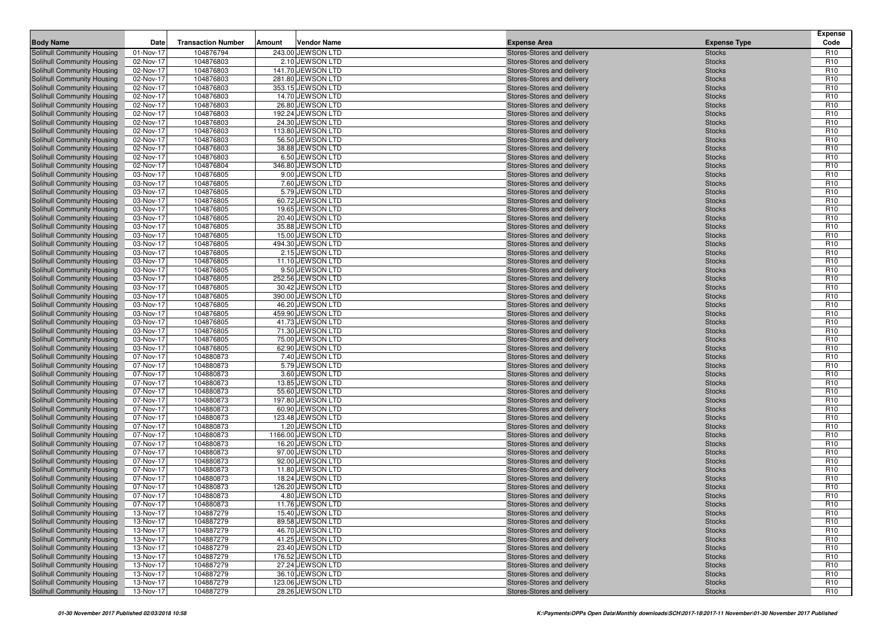| Body Name | Date | Transaction Number | Amount | Vendor Name | Expense Area | Expense Type | Expense Code |
|---|---|---|---|---|---|---|---|
| Solihull Community Housing | 01-Nov-17 | 104876794 | 243.00 | JEWSON LTD | Stores-Stores and delivery | Stocks | R10 |
| Solihull Community Housing | 02-Nov-17 | 104876803 | 2.10 | JEWSON LTD | Stores-Stores and delivery | Stocks | R10 |
| Solihull Community Housing | 02-Nov-17 | 104876803 | 141.70 | JEWSON LTD | Stores-Stores and delivery | Stocks | R10 |
| Solihull Community Housing | 02-Nov-17 | 104876803 | 281.80 | JEWSON LTD | Stores-Stores and delivery | Stocks | R10 |
| Solihull Community Housing | 02-Nov-17 | 104876803 | 353.15 | JEWSON LTD | Stores-Stores and delivery | Stocks | R10 |
| Solihull Community Housing | 02-Nov-17 | 104876803 | 14.70 | JEWSON LTD | Stores-Stores and delivery | Stocks | R10 |
| Solihull Community Housing | 02-Nov-17 | 104876803 | 26.80 | JEWSON LTD | Stores-Stores and delivery | Stocks | R10 |
| Solihull Community Housing | 02-Nov-17 | 104876803 | 192.24 | JEWSON LTD | Stores-Stores and delivery | Stocks | R10 |
| Solihull Community Housing | 02-Nov-17 | 104876803 | 24.30 | JEWSON LTD | Stores-Stores and delivery | Stocks | R10 |
| Solihull Community Housing | 02-Nov-17 | 104876803 | 113.80 | JEWSON LTD | Stores-Stores and delivery | Stocks | R10 |
| Solihull Community Housing | 02-Nov-17 | 104876803 | 56.50 | JEWSON LTD | Stores-Stores and delivery | Stocks | R10 |
| Solihull Community Housing | 02-Nov-17 | 104876803 | 38.88 | JEWSON LTD | Stores-Stores and delivery | Stocks | R10 |
| Solihull Community Housing | 02-Nov-17 | 104876803 | 6.50 | JEWSON LTD | Stores-Stores and delivery | Stocks | R10 |
| Solihull Community Housing | 02-Nov-17 | 104876804 | 346.80 | JEWSON LTD | Stores-Stores and delivery | Stocks | R10 |
| Solihull Community Housing | 03-Nov-17 | 104876805 | 9.00 | JEWSON LTD | Stores-Stores and delivery | Stocks | R10 |
| Solihull Community Housing | 03-Nov-17 | 104876805 | 7.60 | JEWSON LTD | Stores-Stores and delivery | Stocks | R10 |
| Solihull Community Housing | 03-Nov-17 | 104876805 | 5.79 | JEWSON LTD | Stores-Stores and delivery | Stocks | R10 |
| Solihull Community Housing | 03-Nov-17 | 104876805 | 60.72 | JEWSON LTD | Stores-Stores and delivery | Stocks | R10 |
| Solihull Community Housing | 03-Nov-17 | 104876805 | 19.65 | JEWSON LTD | Stores-Stores and delivery | Stocks | R10 |
| Solihull Community Housing | 03-Nov-17 | 104876805 | 20.40 | JEWSON LTD | Stores-Stores and delivery | Stocks | R10 |
| Solihull Community Housing | 03-Nov-17 | 104876805 | 35.88 | JEWSON LTD | Stores-Stores and delivery | Stocks | R10 |
| Solihull Community Housing | 03-Nov-17 | 104876805 | 15.00 | JEWSON LTD | Stores-Stores and delivery | Stocks | R10 |
| Solihull Community Housing | 03-Nov-17 | 104876805 | 494.30 | JEWSON LTD | Stores-Stores and delivery | Stocks | R10 |
| Solihull Community Housing | 03-Nov-17 | 104876805 | 2.15 | JEWSON LTD | Stores-Stores and delivery | Stocks | R10 |
| Solihull Community Housing | 03-Nov-17 | 104876805 | 11.10 | JEWSON LTD | Stores-Stores and delivery | Stocks | R10 |
| Solihull Community Housing | 03-Nov-17 | 104876805 | 9.50 | JEWSON LTD | Stores-Stores and delivery | Stocks | R10 |
| Solihull Community Housing | 03-Nov-17 | 104876805 | 252.56 | JEWSON LTD | Stores-Stores and delivery | Stocks | R10 |
| Solihull Community Housing | 03-Nov-17 | 104876805 | 30.42 | JEWSON LTD | Stores-Stores and delivery | Stocks | R10 |
| Solihull Community Housing | 03-Nov-17 | 104876805 | 390.00 | JEWSON LTD | Stores-Stores and delivery | Stocks | R10 |
| Solihull Community Housing | 03-Nov-17 | 104876805 | 46.20 | JEWSON LTD | Stores-Stores and delivery | Stocks | R10 |
| Solihull Community Housing | 03-Nov-17 | 104876805 | 459.90 | JEWSON LTD | Stores-Stores and delivery | Stocks | R10 |
| Solihull Community Housing | 03-Nov-17 | 104876805 | 41.73 | JEWSON LTD | Stores-Stores and delivery | Stocks | R10 |
| Solihull Community Housing | 03-Nov-17 | 104876805 | 71.30 | JEWSON LTD | Stores-Stores and delivery | Stocks | R10 |
| Solihull Community Housing | 03-Nov-17 | 104876805 | 75.00 | JEWSON LTD | Stores-Stores and delivery | Stocks | R10 |
| Solihull Community Housing | 03-Nov-17 | 104876805 | 62.90 | JEWSON LTD | Stores-Stores and delivery | Stocks | R10 |
| Solihull Community Housing | 07-Nov-17 | 104880873 | 7.40 | JEWSON LTD | Stores-Stores and delivery | Stocks | R10 |
| Solihull Community Housing | 07-Nov-17 | 104880873 | 5.79 | JEWSON LTD | Stores-Stores and delivery | Stocks | R10 |
| Solihull Community Housing | 07-Nov-17 | 104880873 | 3.60 | JEWSON LTD | Stores-Stores and delivery | Stocks | R10 |
| Solihull Community Housing | 07-Nov-17 | 104880873 | 13.85 | JEWSON LTD | Stores-Stores and delivery | Stocks | R10 |
| Solihull Community Housing | 07-Nov-17 | 104880873 | 55.60 | JEWSON LTD | Stores-Stores and delivery | Stocks | R10 |
| Solihull Community Housing | 07-Nov-17 | 104880873 | 197.80 | JEWSON LTD | Stores-Stores and delivery | Stocks | R10 |
| Solihull Community Housing | 07-Nov-17 | 104880873 | 60.90 | JEWSON LTD | Stores-Stores and delivery | Stocks | R10 |
| Solihull Community Housing | 07-Nov-17 | 104880873 | 123.48 | JEWSON LTD | Stores-Stores and delivery | Stocks | R10 |
| Solihull Community Housing | 07-Nov-17 | 104880873 | 1.20 | JEWSON LTD | Stores-Stores and delivery | Stocks | R10 |
| Solihull Community Housing | 07-Nov-17 | 104880873 | 1166.00 | JEWSON LTD | Stores-Stores and delivery | Stocks | R10 |
| Solihull Community Housing | 07-Nov-17 | 104880873 | 16.20 | JEWSON LTD | Stores-Stores and delivery | Stocks | R10 |
| Solihull Community Housing | 07-Nov-17 | 104880873 | 97.00 | JEWSON LTD | Stores-Stores and delivery | Stocks | R10 |
| Solihull Community Housing | 07-Nov-17 | 104880873 | 92.00 | JEWSON LTD | Stores-Stores and delivery | Stocks | R10 |
| Solihull Community Housing | 07-Nov-17 | 104880873 | 11.80 | JEWSON LTD | Stores-Stores and delivery | Stocks | R10 |
| Solihull Community Housing | 07-Nov-17 | 104880873 | 18.24 | JEWSON LTD | Stores-Stores and delivery | Stocks | R10 |
| Solihull Community Housing | 07-Nov-17 | 104880873 | 126.20 | JEWSON LTD | Stores-Stores and delivery | Stocks | R10 |
| Solihull Community Housing | 07-Nov-17 | 104880873 | 4.80 | JEWSON LTD | Stores-Stores and delivery | Stocks | R10 |
| Solihull Community Housing | 07-Nov-17 | 104880873 | 11.76 | JEWSON LTD | Stores-Stores and delivery | Stocks | R10 |
| Solihull Community Housing | 13-Nov-17 | 104887279 | 15.40 | JEWSON LTD | Stores-Stores and delivery | Stocks | R10 |
| Solihull Community Housing | 13-Nov-17 | 104887279 | 89.58 | JEWSON LTD | Stores-Stores and delivery | Stocks | R10 |
| Solihull Community Housing | 13-Nov-17 | 104887279 | 46.70 | JEWSON LTD | Stores-Stores and delivery | Stocks | R10 |
| Solihull Community Housing | 13-Nov-17 | 104887279 | 41.25 | JEWSON LTD | Stores-Stores and delivery | Stocks | R10 |
| Solihull Community Housing | 13-Nov-17 | 104887279 | 23.40 | JEWSON LTD | Stores-Stores and delivery | Stocks | R10 |
| Solihull Community Housing | 13-Nov-17 | 104887279 | 176.52 | JEWSON LTD | Stores-Stores and delivery | Stocks | R10 |
| Solihull Community Housing | 13-Nov-17 | 104887279 | 27.24 | JEWSON LTD | Stores-Stores and delivery | Stocks | R10 |
| Solihull Community Housing | 13-Nov-17 | 104887279 | 36.10 | JEWSON LTD | Stores-Stores and delivery | Stocks | R10 |
| Solihull Community Housing | 13-Nov-17 | 104887279 | 123.06 | JEWSON LTD | Stores-Stores and delivery | Stocks | R10 |
| Solihull Community Housing | 13-Nov-17 | 104887279 | 28.26 | JEWSON LTD | Stores-Stores and delivery | Stocks | R10 |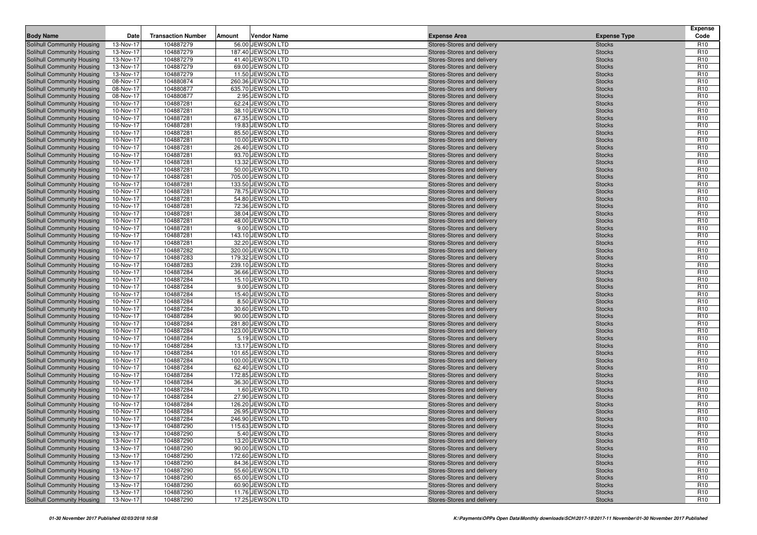| Body Name | Date | Transaction Number | Amount | Vendor Name | Expense Area | Expense Type | Expense Code |
|---|---|---|---|---|---|---|---|
| Solihull Community Housing | 13-Nov-17 | 104887279 | 56.00 | JEWSON LTD | Stores-Stores and delivery | Stocks | R10 |
| Solihull Community Housing | 13-Nov-17 | 104887279 | 187.40 | JEWSON LTD | Stores-Stores and delivery | Stocks | R10 |
| Solihull Community Housing | 13-Nov-17 | 104887279 | 41.40 | JEWSON LTD | Stores-Stores and delivery | Stocks | R10 |
| Solihull Community Housing | 13-Nov-17 | 104887279 | 69.00 | JEWSON LTD | Stores-Stores and delivery | Stocks | R10 |
| Solihull Community Housing | 13-Nov-17 | 104887279 | 11.50 | JEWSON LTD | Stores-Stores and delivery | Stocks | R10 |
| Solihull Community Housing | 08-Nov-17 | 104880874 | 260.36 | JEWSON LTD | Stores-Stores and delivery | Stocks | R10 |
| Solihull Community Housing | 08-Nov-17 | 104880877 | 635.70 | JEWSON LTD | Stores-Stores and delivery | Stocks | R10 |
| Solihull Community Housing | 08-Nov-17 | 104880877 | 2.95 | JEWSON LTD | Stores-Stores and delivery | Stocks | R10 |
| Solihull Community Housing | 10-Nov-17 | 104887281 | 62.24 | JEWSON LTD | Stores-Stores and delivery | Stocks | R10 |
| Solihull Community Housing | 10-Nov-17 | 104887281 | 38.10 | JEWSON LTD | Stores-Stores and delivery | Stocks | R10 |
| Solihull Community Housing | 10-Nov-17 | 104887281 | 67.35 | JEWSON LTD | Stores-Stores and delivery | Stocks | R10 |
| Solihull Community Housing | 10-Nov-17 | 104887281 | 19.83 | JEWSON LTD | Stores-Stores and delivery | Stocks | R10 |
| Solihull Community Housing | 10-Nov-17 | 104887281 | 85.50 | JEWSON LTD | Stores-Stores and delivery | Stocks | R10 |
| Solihull Community Housing | 10-Nov-17 | 104887281 | 10.00 | JEWSON LTD | Stores-Stores and delivery | Stocks | R10 |
| Solihull Community Housing | 10-Nov-17 | 104887281 | 26.40 | JEWSON LTD | Stores-Stores and delivery | Stocks | R10 |
| Solihull Community Housing | 10-Nov-17 | 104887281 | 93.70 | JEWSON LTD | Stores-Stores and delivery | Stocks | R10 |
| Solihull Community Housing | 10-Nov-17 | 104887281 | 13.32 | JEWSON LTD | Stores-Stores and delivery | Stocks | R10 |
| Solihull Community Housing | 10-Nov-17 | 104887281 | 50.00 | JEWSON LTD | Stores-Stores and delivery | Stocks | R10 |
| Solihull Community Housing | 10-Nov-17 | 104887281 | 705.00 | JEWSON LTD | Stores-Stores and delivery | Stocks | R10 |
| Solihull Community Housing | 10-Nov-17 | 104887281 | 133.50 | JEWSON LTD | Stores-Stores and delivery | Stocks | R10 |
| Solihull Community Housing | 10-Nov-17 | 104887281 | 78.75 | JEWSON LTD | Stores-Stores and delivery | Stocks | R10 |
| Solihull Community Housing | 10-Nov-17 | 104887281 | 54.80 | JEWSON LTD | Stores-Stores and delivery | Stocks | R10 |
| Solihull Community Housing | 10-Nov-17 | 104887281 | 72.36 | JEWSON LTD | Stores-Stores and delivery | Stocks | R10 |
| Solihull Community Housing | 10-Nov-17 | 104887281 | 38.04 | JEWSON LTD | Stores-Stores and delivery | Stocks | R10 |
| Solihull Community Housing | 10-Nov-17 | 104887281 | 48.00 | JEWSON LTD | Stores-Stores and delivery | Stocks | R10 |
| Solihull Community Housing | 10-Nov-17 | 104887281 | 9.00 | JEWSON LTD | Stores-Stores and delivery | Stocks | R10 |
| Solihull Community Housing | 10-Nov-17 | 104887281 | 143.10 | JEWSON LTD | Stores-Stores and delivery | Stocks | R10 |
| Solihull Community Housing | 10-Nov-17 | 104887281 | 32.20 | JEWSON LTD | Stores-Stores and delivery | Stocks | R10 |
| Solihull Community Housing | 10-Nov-17 | 104887282 | 320.00 | JEWSON LTD | Stores-Stores and delivery | Stocks | R10 |
| Solihull Community Housing | 10-Nov-17 | 104887283 | 179.32 | JEWSON LTD | Stores-Stores and delivery | Stocks | R10 |
| Solihull Community Housing | 10-Nov-17 | 104887283 | 239.10 | JEWSON LTD | Stores-Stores and delivery | Stocks | R10 |
| Solihull Community Housing | 10-Nov-17 | 104887284 | 36.66 | JEWSON LTD | Stores-Stores and delivery | Stocks | R10 |
| Solihull Community Housing | 10-Nov-17 | 104887284 | 15.10 | JEWSON LTD | Stores-Stores and delivery | Stocks | R10 |
| Solihull Community Housing | 10-Nov-17 | 104887284 | 9.00 | JEWSON LTD | Stores-Stores and delivery | Stocks | R10 |
| Solihull Community Housing | 10-Nov-17 | 104887284 | 15.40 | JEWSON LTD | Stores-Stores and delivery | Stocks | R10 |
| Solihull Community Housing | 10-Nov-17 | 104887284 | 8.50 | JEWSON LTD | Stores-Stores and delivery | Stocks | R10 |
| Solihull Community Housing | 10-Nov-17 | 104887284 | 30.60 | JEWSON LTD | Stores-Stores and delivery | Stocks | R10 |
| Solihull Community Housing | 10-Nov-17 | 104887284 | 90.00 | JEWSON LTD | Stores-Stores and delivery | Stocks | R10 |
| Solihull Community Housing | 10-Nov-17 | 104887284 | 281.80 | JEWSON LTD | Stores-Stores and delivery | Stocks | R10 |
| Solihull Community Housing | 10-Nov-17 | 104887284 | 123.00 | JEWSON LTD | Stores-Stores and delivery | Stocks | R10 |
| Solihull Community Housing | 10-Nov-17 | 104887284 | 5.19 | JEWSON LTD | Stores-Stores and delivery | Stocks | R10 |
| Solihull Community Housing | 10-Nov-17 | 104887284 | 13.17 | JEWSON LTD | Stores-Stores and delivery | Stocks | R10 |
| Solihull Community Housing | 10-Nov-17 | 104887284 | 101.65 | JEWSON LTD | Stores-Stores and delivery | Stocks | R10 |
| Solihull Community Housing | 10-Nov-17 | 104887284 | 100.00 | JEWSON LTD | Stores-Stores and delivery | Stocks | R10 |
| Solihull Community Housing | 10-Nov-17 | 104887284 | 62.40 | JEWSON LTD | Stores-Stores and delivery | Stocks | R10 |
| Solihull Community Housing | 10-Nov-17 | 104887284 | 172.85 | JEWSON LTD | Stores-Stores and delivery | Stocks | R10 |
| Solihull Community Housing | 10-Nov-17 | 104887284 | 36.30 | JEWSON LTD | Stores-Stores and delivery | Stocks | R10 |
| Solihull Community Housing | 10-Nov-17 | 104887284 | 1.60 | JEWSON LTD | Stores-Stores and delivery | Stocks | R10 |
| Solihull Community Housing | 10-Nov-17 | 104887284 | 27.90 | JEWSON LTD | Stores-Stores and delivery | Stocks | R10 |
| Solihull Community Housing | 10-Nov-17 | 104887284 | 126.20 | JEWSON LTD | Stores-Stores and delivery | Stocks | R10 |
| Solihull Community Housing | 10-Nov-17 | 104887284 | 26.95 | JEWSON LTD | Stores-Stores and delivery | Stocks | R10 |
| Solihull Community Housing | 10-Nov-17 | 104887284 | 246.90 | JEWSON LTD | Stores-Stores and delivery | Stocks | R10 |
| Solihull Community Housing | 13-Nov-17 | 104887290 | 115.63 | JEWSON LTD | Stores-Stores and delivery | Stocks | R10 |
| Solihull Community Housing | 13-Nov-17 | 104887290 | 5.40 | JEWSON LTD | Stores-Stores and delivery | Stocks | R10 |
| Solihull Community Housing | 13-Nov-17 | 104887290 | 13.20 | JEWSON LTD | Stores-Stores and delivery | Stocks | R10 |
| Solihull Community Housing | 13-Nov-17 | 104887290 | 90.00 | JEWSON LTD | Stores-Stores and delivery | Stocks | R10 |
| Solihull Community Housing | 13-Nov-17 | 104887290 | 172.60 | JEWSON LTD | Stores-Stores and delivery | Stocks | R10 |
| Solihull Community Housing | 13-Nov-17 | 104887290 | 84.36 | JEWSON LTD | Stores-Stores and delivery | Stocks | R10 |
| Solihull Community Housing | 13-Nov-17 | 104887290 | 55.60 | JEWSON LTD | Stores-Stores and delivery | Stocks | R10 |
| Solihull Community Housing | 13-Nov-17 | 104887290 | 65.00 | JEWSON LTD | Stores-Stores and delivery | Stocks | R10 |
| Solihull Community Housing | 13-Nov-17 | 104887290 | 60.90 | JEWSON LTD | Stores-Stores and delivery | Stocks | R10 |
| Solihull Community Housing | 13-Nov-17 | 104887290 | 11.76 | JEWSON LTD | Stores-Stores and delivery | Stocks | R10 |
| Solihull Community Housing | 13-Nov-17 | 104887290 | 17.25 | JEWSON LTD | Stores-Stores and delivery | Stocks | R10 |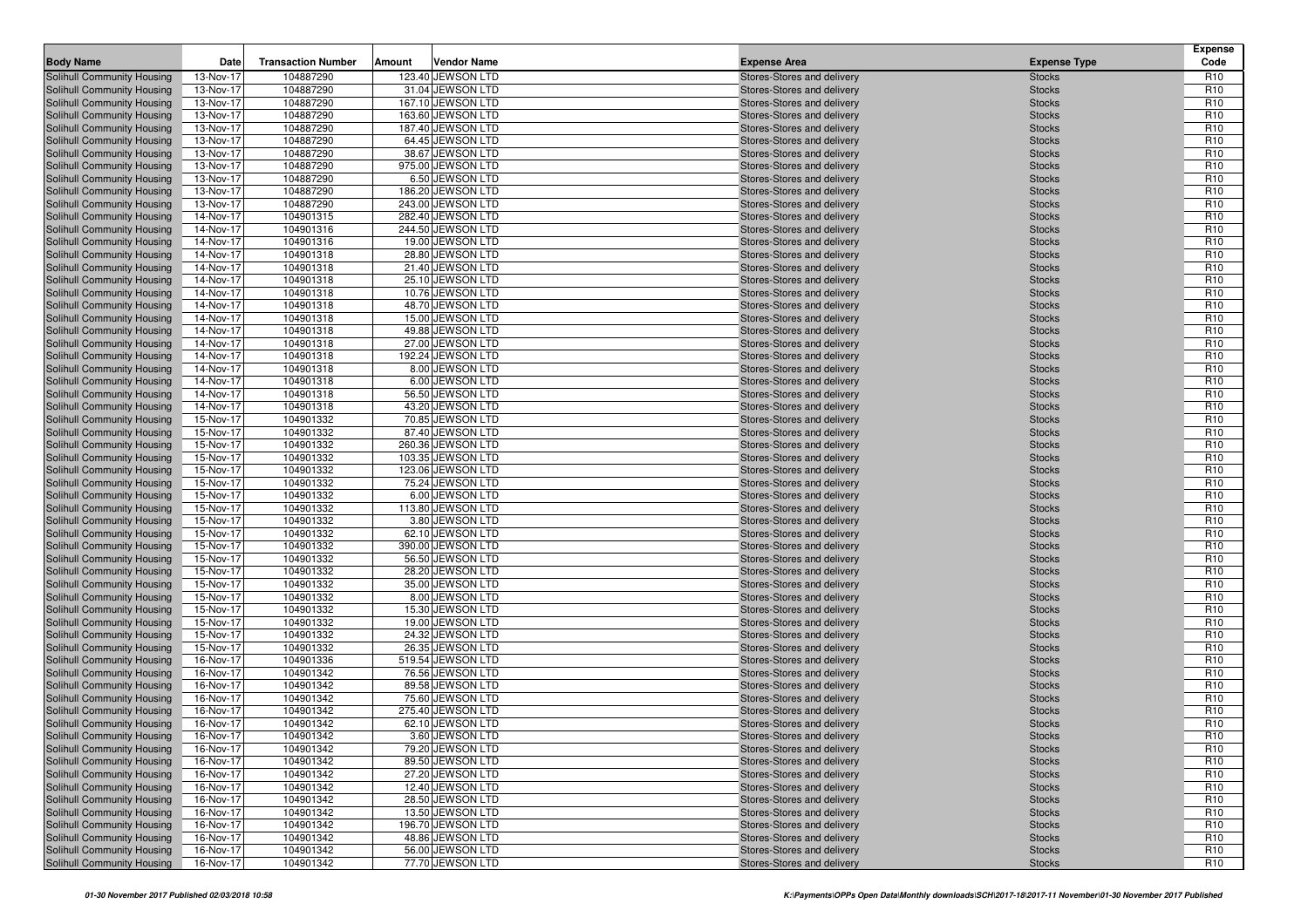| Body Name | Date | Transaction Number | Amount | Vendor Name | Expense Area | Expense Type | Expense Code |
|---|---|---|---|---|---|---|---|
| Solihull Community Housing | 13-Nov-17 | 104887290 | 123.40 | JEWSON LTD | Stores-Stores and delivery | Stocks | R10 |
| Solihull Community Housing | 13-Nov-17 | 104887290 | 31.04 | JEWSON LTD | Stores-Stores and delivery | Stocks | R10 |
| Solihull Community Housing | 13-Nov-17 | 104887290 | 167.10 | JEWSON LTD | Stores-Stores and delivery | Stocks | R10 |
| Solihull Community Housing | 13-Nov-17 | 104887290 | 163.60 | JEWSON LTD | Stores-Stores and delivery | Stocks | R10 |
| Solihull Community Housing | 13-Nov-17 | 104887290 | 187.40 | JEWSON LTD | Stores-Stores and delivery | Stocks | R10 |
| Solihull Community Housing | 13-Nov-17 | 104887290 | 64.45 | JEWSON LTD | Stores-Stores and delivery | Stocks | R10 |
| Solihull Community Housing | 13-Nov-17 | 104887290 | 38.67 | JEWSON LTD | Stores-Stores and delivery | Stocks | R10 |
| Solihull Community Housing | 13-Nov-17 | 104887290 | 975.00 | JEWSON LTD | Stores-Stores and delivery | Stocks | R10 |
| Solihull Community Housing | 13-Nov-17 | 104887290 | 6.50 | JEWSON LTD | Stores-Stores and delivery | Stocks | R10 |
| Solihull Community Housing | 13-Nov-17 | 104887290 | 186.20 | JEWSON LTD | Stores-Stores and delivery | Stocks | R10 |
| Solihull Community Housing | 13-Nov-17 | 104887290 | 243.00 | JEWSON LTD | Stores-Stores and delivery | Stocks | R10 |
| Solihull Community Housing | 14-Nov-17 | 104901315 | 282.40 | JEWSON LTD | Stores-Stores and delivery | Stocks | R10 |
| Solihull Community Housing | 14-Nov-17 | 104901316 | 244.50 | JEWSON LTD | Stores-Stores and delivery | Stocks | R10 |
| Solihull Community Housing | 14-Nov-17 | 104901316 | 19.00 | JEWSON LTD | Stores-Stores and delivery | Stocks | R10 |
| Solihull Community Housing | 14-Nov-17 | 104901318 | 28.80 | JEWSON LTD | Stores-Stores and delivery | Stocks | R10 |
| Solihull Community Housing | 14-Nov-17 | 104901318 | 21.40 | JEWSON LTD | Stores-Stores and delivery | Stocks | R10 |
| Solihull Community Housing | 14-Nov-17 | 104901318 | 25.10 | JEWSON LTD | Stores-Stores and delivery | Stocks | R10 |
| Solihull Community Housing | 14-Nov-17 | 104901318 | 10.76 | JEWSON LTD | Stores-Stores and delivery | Stocks | R10 |
| Solihull Community Housing | 14-Nov-17 | 104901318 | 48.70 | JEWSON LTD | Stores-Stores and delivery | Stocks | R10 |
| Solihull Community Housing | 14-Nov-17 | 104901318 | 15.00 | JEWSON LTD | Stores-Stores and delivery | Stocks | R10 |
| Solihull Community Housing | 14-Nov-17 | 104901318 | 49.88 | JEWSON LTD | Stores-Stores and delivery | Stocks | R10 |
| Solihull Community Housing | 14-Nov-17 | 104901318 | 27.00 | JEWSON LTD | Stores-Stores and delivery | Stocks | R10 |
| Solihull Community Housing | 14-Nov-17 | 104901318 | 192.24 | JEWSON LTD | Stores-Stores and delivery | Stocks | R10 |
| Solihull Community Housing | 14-Nov-17 | 104901318 | 8.00 | JEWSON LTD | Stores-Stores and delivery | Stocks | R10 |
| Solihull Community Housing | 14-Nov-17 | 104901318 | 6.00 | JEWSON LTD | Stores-Stores and delivery | Stocks | R10 |
| Solihull Community Housing | 14-Nov-17 | 104901318 | 56.50 | JEWSON LTD | Stores-Stores and delivery | Stocks | R10 |
| Solihull Community Housing | 14-Nov-17 | 104901318 | 43.20 | JEWSON LTD | Stores-Stores and delivery | Stocks | R10 |
| Solihull Community Housing | 15-Nov-17 | 104901332 | 70.85 | JEWSON LTD | Stores-Stores and delivery | Stocks | R10 |
| Solihull Community Housing | 15-Nov-17 | 104901332 | 87.40 | JEWSON LTD | Stores-Stores and delivery | Stocks | R10 |
| Solihull Community Housing | 15-Nov-17 | 104901332 | 260.36 | JEWSON LTD | Stores-Stores and delivery | Stocks | R10 |
| Solihull Community Housing | 15-Nov-17 | 104901332 | 103.35 | JEWSON LTD | Stores-Stores and delivery | Stocks | R10 |
| Solihull Community Housing | 15-Nov-17 | 104901332 | 123.06 | JEWSON LTD | Stores-Stores and delivery | Stocks | R10 |
| Solihull Community Housing | 15-Nov-17 | 104901332 | 75.24 | JEWSON LTD | Stores-Stores and delivery | Stocks | R10 |
| Solihull Community Housing | 15-Nov-17 | 104901332 | 6.00 | JEWSON LTD | Stores-Stores and delivery | Stocks | R10 |
| Solihull Community Housing | 15-Nov-17 | 104901332 | 113.80 | JEWSON LTD | Stores-Stores and delivery | Stocks | R10 |
| Solihull Community Housing | 15-Nov-17 | 104901332 | 3.80 | JEWSON LTD | Stores-Stores and delivery | Stocks | R10 |
| Solihull Community Housing | 15-Nov-17 | 104901332 | 62.10 | JEWSON LTD | Stores-Stores and delivery | Stocks | R10 |
| Solihull Community Housing | 15-Nov-17 | 104901332 | 390.00 | JEWSON LTD | Stores-Stores and delivery | Stocks | R10 |
| Solihull Community Housing | 15-Nov-17 | 104901332 | 56.50 | JEWSON LTD | Stores-Stores and delivery | Stocks | R10 |
| Solihull Community Housing | 15-Nov-17 | 104901332 | 28.20 | JEWSON LTD | Stores-Stores and delivery | Stocks | R10 |
| Solihull Community Housing | 15-Nov-17 | 104901332 | 35.00 | JEWSON LTD | Stores-Stores and delivery | Stocks | R10 |
| Solihull Community Housing | 15-Nov-17 | 104901332 | 8.00 | JEWSON LTD | Stores-Stores and delivery | Stocks | R10 |
| Solihull Community Housing | 15-Nov-17 | 104901332 | 15.30 | JEWSON LTD | Stores-Stores and delivery | Stocks | R10 |
| Solihull Community Housing | 15-Nov-17 | 104901332 | 19.00 | JEWSON LTD | Stores-Stores and delivery | Stocks | R10 |
| Solihull Community Housing | 15-Nov-17 | 104901332 | 24.32 | JEWSON LTD | Stores-Stores and delivery | Stocks | R10 |
| Solihull Community Housing | 15-Nov-17 | 104901332 | 26.35 | JEWSON LTD | Stores-Stores and delivery | Stocks | R10 |
| Solihull Community Housing | 16-Nov-17 | 104901336 | 519.54 | JEWSON LTD | Stores-Stores and delivery | Stocks | R10 |
| Solihull Community Housing | 16-Nov-17 | 104901342 | 76.56 | JEWSON LTD | Stores-Stores and delivery | Stocks | R10 |
| Solihull Community Housing | 16-Nov-17 | 104901342 | 89.58 | JEWSON LTD | Stores-Stores and delivery | Stocks | R10 |
| Solihull Community Housing | 16-Nov-17 | 104901342 | 75.60 | JEWSON LTD | Stores-Stores and delivery | Stocks | R10 |
| Solihull Community Housing | 16-Nov-17 | 104901342 | 275.40 | JEWSON LTD | Stores-Stores and delivery | Stocks | R10 |
| Solihull Community Housing | 16-Nov-17 | 104901342 | 62.10 | JEWSON LTD | Stores-Stores and delivery | Stocks | R10 |
| Solihull Community Housing | 16-Nov-17 | 104901342 | 3.60 | JEWSON LTD | Stores-Stores and delivery | Stocks | R10 |
| Solihull Community Housing | 16-Nov-17 | 104901342 | 79.20 | JEWSON LTD | Stores-Stores and delivery | Stocks | R10 |
| Solihull Community Housing | 16-Nov-17 | 104901342 | 89.50 | JEWSON LTD | Stores-Stores and delivery | Stocks | R10 |
| Solihull Community Housing | 16-Nov-17 | 104901342 | 27.20 | JEWSON LTD | Stores-Stores and delivery | Stocks | R10 |
| Solihull Community Housing | 16-Nov-17 | 104901342 | 12.40 | JEWSON LTD | Stores-Stores and delivery | Stocks | R10 |
| Solihull Community Housing | 16-Nov-17 | 104901342 | 28.50 | JEWSON LTD | Stores-Stores and delivery | Stocks | R10 |
| Solihull Community Housing | 16-Nov-17 | 104901342 | 13.50 | JEWSON LTD | Stores-Stores and delivery | Stocks | R10 |
| Solihull Community Housing | 16-Nov-17 | 104901342 | 196.70 | JEWSON LTD | Stores-Stores and delivery | Stocks | R10 |
| Solihull Community Housing | 16-Nov-17 | 104901342 | 48.86 | JEWSON LTD | Stores-Stores and delivery | Stocks | R10 |
| Solihull Community Housing | 16-Nov-17 | 104901342 | 56.00 | JEWSON LTD | Stores-Stores and delivery | Stocks | R10 |
| Solihull Community Housing | 16-Nov-17 | 104901342 | 77.70 | JEWSON LTD | Stores-Stores and delivery | Stocks | R10 |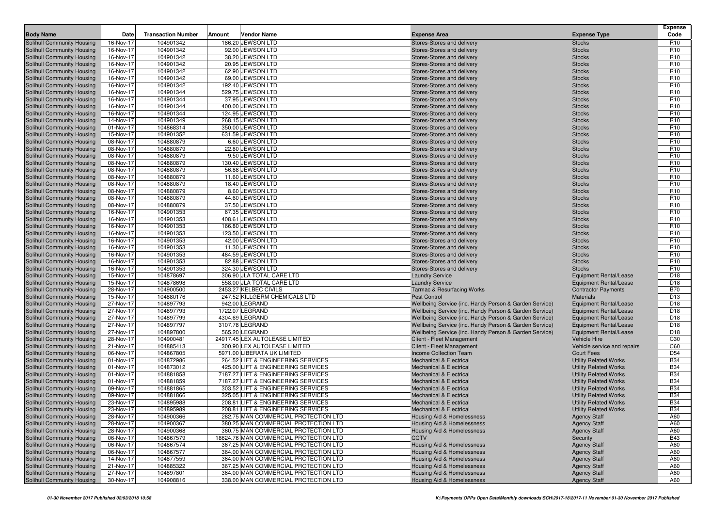| Body Name | Date | Transaction Number | Amount | Vendor Name | Expense Area | Expense Type | Expense Code |
|---|---|---|---|---|---|---|---|
| Solihull Community Housing | 16-Nov-17 | 104901342 | 186.20 | JEWSON LTD | Stores-Stores and delivery | Stocks | R10 |
| Solihull Community Housing | 16-Nov-17 | 104901342 | 92.00 | JEWSON LTD | Stores-Stores and delivery | Stocks | R10 |
| Solihull Community Housing | 16-Nov-17 | 104901342 | 38.20 | JEWSON LTD | Stores-Stores and delivery | Stocks | R10 |
| Solihull Community Housing | 16-Nov-17 | 104901342 | 20.95 | JEWSON LTD | Stores-Stores and delivery | Stocks | R10 |
| Solihull Community Housing | 16-Nov-17 | 104901342 | 62.90 | JEWSON LTD | Stores-Stores and delivery | Stocks | R10 |
| Solihull Community Housing | 16-Nov-17 | 104901342 | 69.00 | JEWSON LTD | Stores-Stores and delivery | Stocks | R10 |
| Solihull Community Housing | 16-Nov-17 | 104901342 | 192.40 | JEWSON LTD | Stores-Stores and delivery | Stocks | R10 |
| Solihull Community Housing | 16-Nov-17 | 104901344 | 529.75 | JEWSON LTD | Stores-Stores and delivery | Stocks | R10 |
| Solihull Community Housing | 16-Nov-17 | 104901344 | 37.95 | JEWSON LTD | Stores-Stores and delivery | Stocks | R10 |
| Solihull Community Housing | 16-Nov-17 | 104901344 | 400.00 | JEWSON LTD | Stores-Stores and delivery | Stocks | R10 |
| Solihull Community Housing | 16-Nov-17 | 104901344 | 124.95 | JEWSON LTD | Stores-Stores and delivery | Stocks | R10 |
| Solihull Community Housing | 14-Nov-17 | 104901349 | 268.15 | JEWSON LTD | Stores-Stores and delivery | Stocks | R10 |
| Solihull Community Housing | 01-Nov-17 | 104868314 | 350.00 | JEWSON LTD | Stores-Stores and delivery | Stocks | R10 |
| Solihull Community Housing | 15-Nov-17 | 104901352 | 631.59 | JEWSON LTD | Stores-Stores and delivery | Stocks | R10 |
| Solihull Community Housing | 08-Nov-17 | 104880879 | 6.60 | JEWSON LTD | Stores-Stores and delivery | Stocks | R10 |
| Solihull Community Housing | 08-Nov-17 | 104880879 | 22.80 | JEWSON LTD | Stores-Stores and delivery | Stocks | R10 |
| Solihull Community Housing | 08-Nov-17 | 104880879 | 9.50 | JEWSON LTD | Stores-Stores and delivery | Stocks | R10 |
| Solihull Community Housing | 08-Nov-17 | 104880879 | 130.40 | JEWSON LTD | Stores-Stores and delivery | Stocks | R10 |
| Solihull Community Housing | 08-Nov-17 | 104880879 | 56.88 | JEWSON LTD | Stores-Stores and delivery | Stocks | R10 |
| Solihull Community Housing | 08-Nov-17 | 104880879 | 11.60 | JEWSON LTD | Stores-Stores and delivery | Stocks | R10 |
| Solihull Community Housing | 08-Nov-17 | 104880879 | 18.40 | JEWSON LTD | Stores-Stores and delivery | Stocks | R10 |
| Solihull Community Housing | 08-Nov-17 | 104880879 | 8.60 | JEWSON LTD | Stores-Stores and delivery | Stocks | R10 |
| Solihull Community Housing | 08-Nov-17 | 104880879 | 44.60 | JEWSON LTD | Stores-Stores and delivery | Stocks | R10 |
| Solihull Community Housing | 08-Nov-17 | 104880879 | 37.50 | JEWSON LTD | Stores-Stores and delivery | Stocks | R10 |
| Solihull Community Housing | 16-Nov-17 | 104901353 | 67.35 | JEWSON LTD | Stores-Stores and delivery | Stocks | R10 |
| Solihull Community Housing | 16-Nov-17 | 104901353 | 408.61 | JEWSON LTD | Stores-Stores and delivery | Stocks | R10 |
| Solihull Community Housing | 16-Nov-17 | 104901353 | 166.80 | JEWSON LTD | Stores-Stores and delivery | Stocks | R10 |
| Solihull Community Housing | 16-Nov-17 | 104901353 | 123.50 | JEWSON LTD | Stores-Stores and delivery | Stocks | R10 |
| Solihull Community Housing | 16-Nov-17 | 104901353 | 42.00 | JEWSON LTD | Stores-Stores and delivery | Stocks | R10 |
| Solihull Community Housing | 16-Nov-17 | 104901353 | 11.30 | JEWSON LTD | Stores-Stores and delivery | Stocks | R10 |
| Solihull Community Housing | 16-Nov-17 | 104901353 | 484.59 | JEWSON LTD | Stores-Stores and delivery | Stocks | R10 |
| Solihull Community Housing | 16-Nov-17 | 104901353 | 82.88 | JEWSON LTD | Stores-Stores and delivery | Stocks | R10 |
| Solihull Community Housing | 16-Nov-17 | 104901353 | 324.30 | JEWSON LTD | Stores-Stores and delivery | Stocks | R10 |
| Solihull Community Housing | 15-Nov-17 | 104878697 | 306.90 | JLA TOTAL CARE LTD | Laundry Service | Equipment Rental/Lease | D18 |
| Solihull Community Housing | 15-Nov-17 | 104878698 | 558.00 | JLA TOTAL CARE LTD | Laundry Service | Equipment Rental/Lease | D18 |
| Solihull Community Housing | 28-Nov-17 | 104900500 | 2453.27 | KELBEC CIVILS | Tarmac & Resurfacing Works | Contractor Payments | B70 |
| Solihull Community Housing | 15-Nov-17 | 104880176 | 247.52 | KILLGERM CHEMICALS LTD | Pest Control | Materials | D13 |
| Solihull Community Housing | 27-Nov-17 | 104897793 | 942.00 | LEGRAND | Wellbeing Service (inc. Handy Person & Garden Service) | Equipment Rental/Lease | D18 |
| Solihull Community Housing | 27-Nov-17 | 104897793 | 1722.07 | LEGRAND | Wellbeing Service (inc. Handy Person & Garden Service) | Equipment Rental/Lease | D18 |
| Solihull Community Housing | 27-Nov-17 | 104897799 | 4304.69 | LEGRAND | Wellbeing Service (inc. Handy Person & Garden Service) | Equipment Rental/Lease | D18 |
| Solihull Community Housing | 27-Nov-17 | 104897797 | 3107.78 | LEGRAND | Wellbeing Service (inc. Handy Person & Garden Service) | Equipment Rental/Lease | D18 |
| Solihull Community Housing | 27-Nov-17 | 104897800 | 565.20 | LEGRAND | Wellbeing Service (inc. Handy Person & Garden Service) | Equipment Rental/Lease | D18 |
| Solihull Community Housing | 28-Nov-17 | 104900481 | 24917.45 | LEX AUTOLEASE LIMITED | Client - Fleet Management | Vehicle Hire | C30 |
| Solihull Community Housing | 21-Nov-17 | 104885413 | 300.90 | LEX AUTOLEASE LIMITED | Client - Fleet Management | Vehicle service and repairs | C60 |
| Solihull Community Housing | 06-Nov-17 | 104867805 | 5971.00 | LIBERATA UK LIMITED | Income Collection Team | Court Fees | D54 |
| Solihull Community Housing | 01-Nov-17 | 104872986 | 264.52 | LIFT & ENGINEERING SERVICES | Mechanical & Electrical | Utility Related Works | B34 |
| Solihull Community Housing | 01-Nov-17 | 104873012 | 425.00 | LIFT & ENGINEERING SERVICES | Mechanical & Electrical | Utility Related Works | B34 |
| Solihull Community Housing | 01-Nov-17 | 104881858 | 7187.27 | LIFT & ENGINEERING SERVICES | Mechanical & Electrical | Utility Related Works | B34 |
| Solihull Community Housing | 01-Nov-17 | 104881859 | 7187.27 | LIFT & ENGINEERING SERVICES | Mechanical & Electrical | Utility Related Works | B34 |
| Solihull Community Housing | 09-Nov-17 | 104881865 | 303.52 | LIFT & ENGINEERING SERVICES | Mechanical & Electrical | Utility Related Works | B34 |
| Solihull Community Housing | 09-Nov-17 | 104881866 | 325.05 | LIFT & ENGINEERING SERVICES | Mechanical & Electrical | Utility Related Works | B34 |
| Solihull Community Housing | 23-Nov-17 | 104895988 | 208.81 | LIFT & ENGINEERING SERVICES | Mechanical & Electrical | Utility Related Works | B34 |
| Solihull Community Housing | 23-Nov-17 | 104895989 | 208.81 | LIFT & ENGINEERING SERVICES | Mechanical & Electrical | Utility Related Works | B34 |
| Solihull Community Housing | 28-Nov-17 | 104900366 | 282.75 | MAN COMMERCIAL PROTECTION LTD | Housing Aid & Homelessness | Agency Staff | A60 |
| Solihull Community Housing | 28-Nov-17 | 104900367 | 380.25 | MAN COMMERCIAL PROTECTION LTD | Housing Aid & Homelessness | Agency Staff | A60 |
| Solihull Community Housing | 28-Nov-17 | 104900368 | 360.75 | MAN COMMERCIAL PROTECTION LTD | Housing Aid & Homelessness | Agency Staff | A60 |
| Solihull Community Housing | 06-Nov-17 | 104867579 | 18624.76 | MAN COMMERCIAL PROTECTION LTD | CCTV | Security | B43 |
| Solihull Community Housing | 06-Nov-17 | 104867574 | 367.25 | MAN COMMERCIAL PROTECTION LTD | Housing Aid & Homelessness | Agency Staff | A60 |
| Solihull Community Housing | 06-Nov-17 | 104867577 | 364.00 | MAN COMMERCIAL PROTECTION LTD | Housing Aid & Homelessness | Agency Staff | A60 |
| Solihull Community Housing | 14-Nov-17 | 104877559 | 364.00 | MAN COMMERCIAL PROTECTION LTD | Housing Aid & Homelessness | Agency Staff | A60 |
| Solihull Community Housing | 21-Nov-17 | 104885322 | 367.25 | MAN COMMERCIAL PROTECTION LTD | Housing Aid & Homelessness | Agency Staff | A60 |
| Solihull Community Housing | 27-Nov-17 | 104897801 | 364.00 | MAN COMMERCIAL PROTECTION LTD | Housing Aid & Homelessness | Agency Staff | A60 |
| Solihull Community Housing | 30-Nov-17 | 104908816 | 338.00 | MAN COMMERCIAL PROTECTION LTD | Housing Aid & Homelessness | Agency Staff | A60 |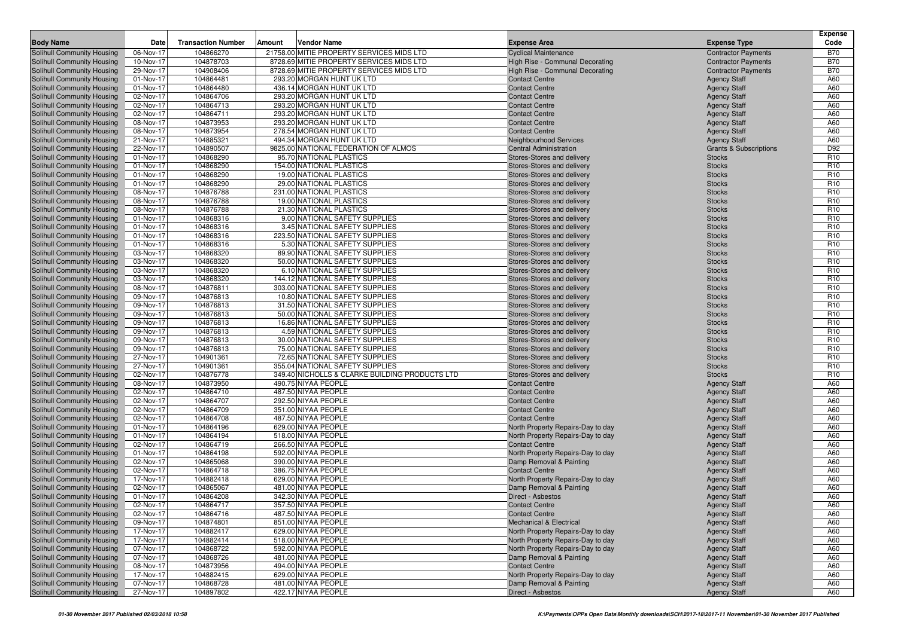| Body Name | Date | Transaction Number | Amount | Vendor Name | Expense Area | Expense Type | Expense Code |
|---|---|---|---|---|---|---|---|
| Solihull Community Housing | 06-Nov-17 | 104866270 | 21758.00 | MITIE PROPERTY SERVICES MIDS LTD | Cyclical Maintenance | Contractor Payments | B70 |
| Solihull Community Housing | 10-Nov-17 | 104878703 | 8728.69 | MITIE PROPERTY SERVICES MIDS LTD | High Rise - Communal Decorating | Contractor Payments | B70 |
| Solihull Community Housing | 29-Nov-17 | 104908406 | 8728.69 | MITIE PROPERTY SERVICES MIDS LTD | High Rise - Communal Decorating | Contractor Payments | B70 |
| Solihull Community Housing | 01-Nov-17 | 104864481 | 293.20 | MORGAN HUNT UK LTD | Contact Centre | Agency Staff | A60 |
| Solihull Community Housing | 01-Nov-17 | 104864480 | 436.14 | MORGAN HUNT UK LTD | Contact Centre | Agency Staff | A60 |
| Solihull Community Housing | 02-Nov-17 | 104864706 | 293.20 | MORGAN HUNT UK LTD | Contact Centre | Agency Staff | A60 |
| Solihull Community Housing | 02-Nov-17 | 104864713 | 293.20 | MORGAN HUNT UK LTD | Contact Centre | Agency Staff | A60 |
| Solihull Community Housing | 02-Nov-17 | 104864711 | 293.20 | MORGAN HUNT UK LTD | Contact Centre | Agency Staff | A60 |
| Solihull Community Housing | 08-Nov-17 | 104873953 | 293.20 | MORGAN HUNT UK LTD | Contact Centre | Agency Staff | A60 |
| Solihull Community Housing | 08-Nov-17 | 104873954 | 278.54 | MORGAN HUNT UK LTD | Contact Centre | Agency Staff | A60 |
| Solihull Community Housing | 21-Nov-17 | 104885321 | 494.34 | MORGAN HUNT UK LTD | Neighbourhood Services | Agency Staff | A60 |
| Solihull Community Housing | 22-Nov-17 | 104890507 | 9825.00 | NATIONAL FEDERATION OF ALMOS | Central Administration | Grants & Subscriptions | D92 |
| Solihull Community Housing | 01-Nov-17 | 104868290 | 95.70 | NATIONAL PLASTICS | Stores-Stores and delivery | Stocks | R10 |
| Solihull Community Housing | 01-Nov-17 | 104868290 | 154.00 | NATIONAL PLASTICS | Stores-Stores and delivery | Stocks | R10 |
| Solihull Community Housing | 01-Nov-17 | 104868290 | 19.00 | NATIONAL PLASTICS | Stores-Stores and delivery | Stocks | R10 |
| Solihull Community Housing | 01-Nov-17 | 104868290 | 29.00 | NATIONAL PLASTICS | Stores-Stores and delivery | Stocks | R10 |
| Solihull Community Housing | 08-Nov-17 | 104876788 | 231.00 | NATIONAL PLASTICS | Stores-Stores and delivery | Stocks | R10 |
| Solihull Community Housing | 08-Nov-17 | 104876788 | 19.00 | NATIONAL PLASTICS | Stores-Stores and delivery | Stocks | R10 |
| Solihull Community Housing | 08-Nov-17 | 104876788 | 21.30 | NATIONAL PLASTICS | Stores-Stores and delivery | Stocks | R10 |
| Solihull Community Housing | 01-Nov-17 | 104868316 | 9.00 | NATIONAL SAFETY SUPPLIES | Stores-Stores and delivery | Stocks | R10 |
| Solihull Community Housing | 01-Nov-17 | 104868316 | 3.45 | NATIONAL SAFETY SUPPLIES | Stores-Stores and delivery | Stocks | R10 |
| Solihull Community Housing | 01-Nov-17 | 104868316 | 223.50 | NATIONAL SAFETY SUPPLIES | Stores-Stores and delivery | Stocks | R10 |
| Solihull Community Housing | 01-Nov-17 | 104868316 | 5.30 | NATIONAL SAFETY SUPPLIES | Stores-Stores and delivery | Stocks | R10 |
| Solihull Community Housing | 03-Nov-17 | 104868320 | 89.90 | NATIONAL SAFETY SUPPLIES | Stores-Stores and delivery | Stocks | R10 |
| Solihull Community Housing | 03-Nov-17 | 104868320 | 50.00 | NATIONAL SAFETY SUPPLIES | Stores-Stores and delivery | Stocks | R10 |
| Solihull Community Housing | 03-Nov-17 | 104868320 | 6.10 | NATIONAL SAFETY SUPPLIES | Stores-Stores and delivery | Stocks | R10 |
| Solihull Community Housing | 03-Nov-17 | 104868320 | 144.12 | NATIONAL SAFETY SUPPLIES | Stores-Stores and delivery | Stocks | R10 |
| Solihull Community Housing | 08-Nov-17 | 104876811 | 303.00 | NATIONAL SAFETY SUPPLIES | Stores-Stores and delivery | Stocks | R10 |
| Solihull Community Housing | 09-Nov-17 | 104876813 | 10.80 | NATIONAL SAFETY SUPPLIES | Stores-Stores and delivery | Stocks | R10 |
| Solihull Community Housing | 09-Nov-17 | 104876813 | 31.50 | NATIONAL SAFETY SUPPLIES | Stores-Stores and delivery | Stocks | R10 |
| Solihull Community Housing | 09-Nov-17 | 104876813 | 50.00 | NATIONAL SAFETY SUPPLIES | Stores-Stores and delivery | Stocks | R10 |
| Solihull Community Housing | 09-Nov-17 | 104876813 | 16.86 | NATIONAL SAFETY SUPPLIES | Stores-Stores and delivery | Stocks | R10 |
| Solihull Community Housing | 09-Nov-17 | 104876813 | 4.59 | NATIONAL SAFETY SUPPLIES | Stores-Stores and delivery | Stocks | R10 |
| Solihull Community Housing | 09-Nov-17 | 104876813 | 30.00 | NATIONAL SAFETY SUPPLIES | Stores-Stores and delivery | Stocks | R10 |
| Solihull Community Housing | 09-Nov-17 | 104876813 | 75.00 | NATIONAL SAFETY SUPPLIES | Stores-Stores and delivery | Stocks | R10 |
| Solihull Community Housing | 27-Nov-17 | 104901361 | 72.65 | NATIONAL SAFETY SUPPLIES | Stores-Stores and delivery | Stocks | R10 |
| Solihull Community Housing | 27-Nov-17 | 104901361 | 355.04 | NATIONAL SAFETY SUPPLIES | Stores-Stores and delivery | Stocks | R10 |
| Solihull Community Housing | 02-Nov-17 | 104876778 | 349.40 | NICHOLLS & CLARKE BUILDING PRODUCTS LTD | Stores-Stores and delivery | Stocks | R10 |
| Solihull Community Housing | 08-Nov-17 | 104873950 | 490.75 | NIYAA PEOPLE | Contact Centre | Agency Staff | A60 |
| Solihull Community Housing | 02-Nov-17 | 104864710 | 487.50 | NIYAA PEOPLE | Contact Centre | Agency Staff | A60 |
| Solihull Community Housing | 02-Nov-17 | 104864707 | 292.50 | NIYAA PEOPLE | Contact Centre | Agency Staff | A60 |
| Solihull Community Housing | 02-Nov-17 | 104864709 | 351.00 | NIYAA PEOPLE | Contact Centre | Agency Staff | A60 |
| Solihull Community Housing | 02-Nov-17 | 104864708 | 487.50 | NIYAA PEOPLE | Contact Centre | Agency Staff | A60 |
| Solihull Community Housing | 01-Nov-17 | 104864196 | 629.00 | NIYAA PEOPLE | North Property Repairs-Day to day | Agency Staff | A60 |
| Solihull Community Housing | 01-Nov-17 | 104864194 | 518.00 | NIYAA PEOPLE | North Property Repairs-Day to day | Agency Staff | A60 |
| Solihull Community Housing | 02-Nov-17 | 104864719 | 266.50 | NIYAA PEOPLE | Contact Centre | Agency Staff | A60 |
| Solihull Community Housing | 01-Nov-17 | 104864198 | 592.00 | NIYAA PEOPLE | North Property Repairs-Day to day | Agency Staff | A60 |
| Solihull Community Housing | 02-Nov-17 | 104865068 | 390.00 | NIYAA PEOPLE | Damp Removal & Painting | Agency Staff | A60 |
| Solihull Community Housing | 02-Nov-17 | 104864718 | 386.75 | NIYAA PEOPLE | Contact Centre | Agency Staff | A60 |
| Solihull Community Housing | 17-Nov-17 | 104882418 | 629.00 | NIYAA PEOPLE | North Property Repairs-Day to day | Agency Staff | A60 |
| Solihull Community Housing | 02-Nov-17 | 104865067 | 481.00 | NIYAA PEOPLE | Damp Removal & Painting | Agency Staff | A60 |
| Solihull Community Housing | 01-Nov-17 | 104864208 | 342.30 | NIYAA PEOPLE | Direct - Asbestos | Agency Staff | A60 |
| Solihull Community Housing | 02-Nov-17 | 104864717 | 357.50 | NIYAA PEOPLE | Contact Centre | Agency Staff | A60 |
| Solihull Community Housing | 02-Nov-17 | 104864716 | 487.50 | NIYAA PEOPLE | Contact Centre | Agency Staff | A60 |
| Solihull Community Housing | 09-Nov-17 | 104874801 | 851.00 | NIYAA PEOPLE | Mechanical & Electrical | Agency Staff | A60 |
| Solihull Community Housing | 17-Nov-17 | 104882417 | 629.00 | NIYAA PEOPLE | North Property Repairs-Day to day | Agency Staff | A60 |
| Solihull Community Housing | 17-Nov-17 | 104882414 | 518.00 | NIYAA PEOPLE | North Property Repairs-Day to day | Agency Staff | A60 |
| Solihull Community Housing | 07-Nov-17 | 104868722 | 592.00 | NIYAA PEOPLE | North Property Repairs-Day to day | Agency Staff | A60 |
| Solihull Community Housing | 07-Nov-17 | 104868726 | 481.00 | NIYAA PEOPLE | Damp Removal & Painting | Agency Staff | A60 |
| Solihull Community Housing | 08-Nov-17 | 104873956 | 494.00 | NIYAA PEOPLE | Contact Centre | Agency Staff | A60 |
| Solihull Community Housing | 17-Nov-17 | 104882415 | 629.00 | NIYAA PEOPLE | North Property Repairs-Day to day | Agency Staff | A60 |
| Solihull Community Housing | 07-Nov-17 | 104868728 | 481.00 | NIYAA PEOPLE | Damp Removal & Painting | Agency Staff | A60 |
| Solihull Community Housing | 27-Nov-17 | 104897802 | 422.17 | NIYAA PEOPLE | Direct - Asbestos | Agency Staff | A60 |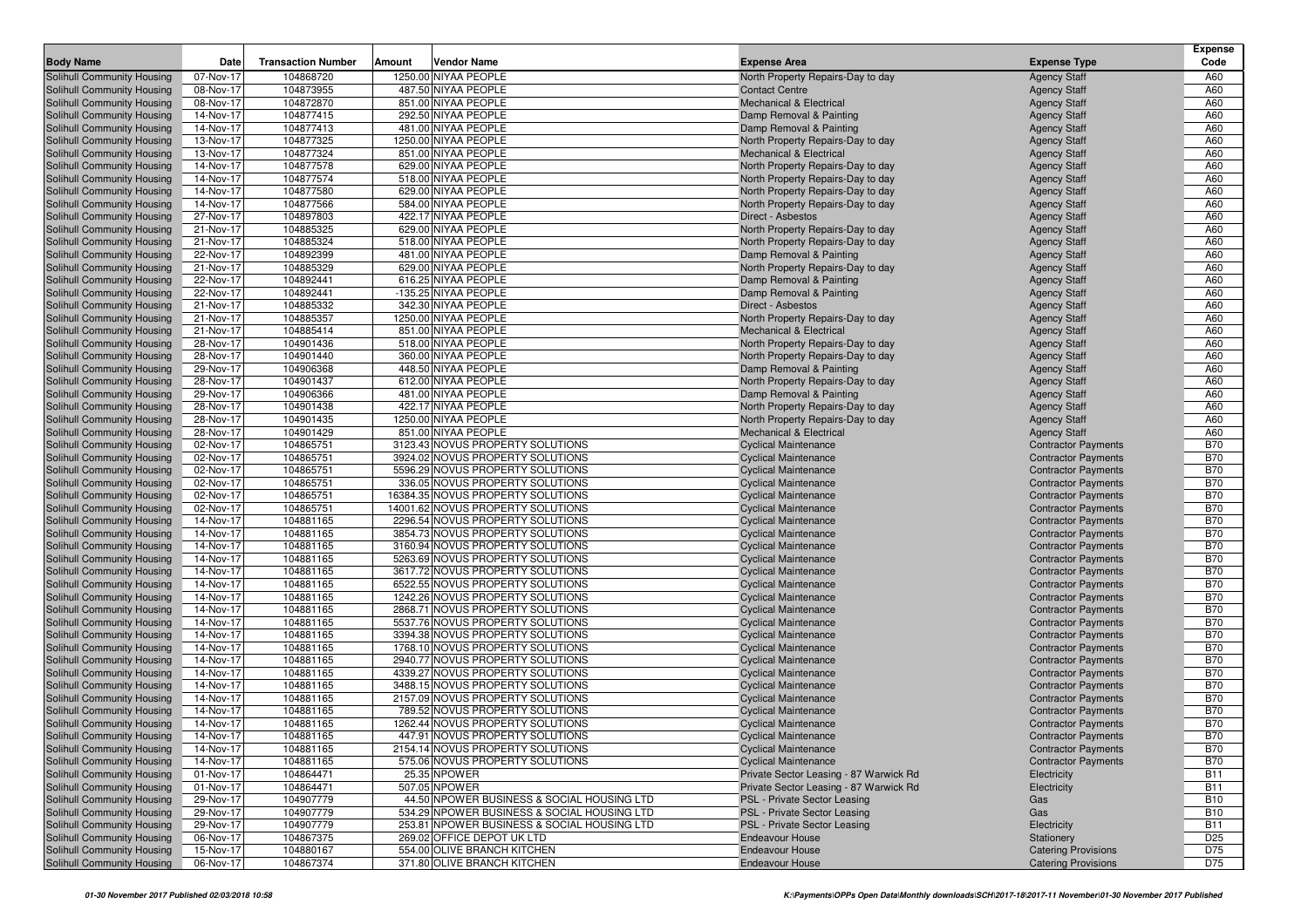| Body Name | Date | Transaction Number | Amount | Vendor Name | Expense Area | Expense Type | Expense Code |
|---|---|---|---|---|---|---|---|
| Solihull Community Housing | 07-Nov-17 | 104868720 | 1250.00 | NIYAA PEOPLE | North Property Repairs-Day to day | Agency Staff | A60 |
| Solihull Community Housing | 08-Nov-17 | 104873955 | 487.50 | NIYAA PEOPLE | Contact Centre | Agency Staff | A60 |
| Solihull Community Housing | 08-Nov-17 | 104872870 | 851.00 | NIYAA PEOPLE | Mechanical & Electrical | Agency Staff | A60 |
| Solihull Community Housing | 14-Nov-17 | 104877415 | 292.50 | NIYAA PEOPLE | Damp Removal & Painting | Agency Staff | A60 |
| Solihull Community Housing | 14-Nov-17 | 104877413 | 481.00 | NIYAA PEOPLE | Damp Removal & Painting | Agency Staff | A60 |
| Solihull Community Housing | 13-Nov-17 | 104877325 | 1250.00 | NIYAA PEOPLE | North Property Repairs-Day to day | Agency Staff | A60 |
| Solihull Community Housing | 13-Nov-17 | 104877324 | 851.00 | NIYAA PEOPLE | Mechanical & Electrical | Agency Staff | A60 |
| Solihull Community Housing | 14-Nov-17 | 104877578 | 629.00 | NIYAA PEOPLE | North Property Repairs-Day to day | Agency Staff | A60 |
| Solihull Community Housing | 14-Nov-17 | 104877574 | 518.00 | NIYAA PEOPLE | North Property Repairs-Day to day | Agency Staff | A60 |
| Solihull Community Housing | 14-Nov-17 | 104877580 | 629.00 | NIYAA PEOPLE | North Property Repairs-Day to day | Agency Staff | A60 |
| Solihull Community Housing | 14-Nov-17 | 104877566 | 584.00 | NIYAA PEOPLE | North Property Repairs-Day to day | Agency Staff | A60 |
| Solihull Community Housing | 27-Nov-17 | 104897803 | 422.17 | NIYAA PEOPLE | Direct - Asbestos | Agency Staff | A60 |
| Solihull Community Housing | 21-Nov-17 | 104885325 | 629.00 | NIYAA PEOPLE | North Property Repairs-Day to day | Agency Staff | A60 |
| Solihull Community Housing | 21-Nov-17 | 104885324 | 518.00 | NIYAA PEOPLE | North Property Repairs-Day to day | Agency Staff | A60 |
| Solihull Community Housing | 22-Nov-17 | 104892399 | 481.00 | NIYAA PEOPLE | Damp Removal & Painting | Agency Staff | A60 |
| Solihull Community Housing | 21-Nov-17 | 104885329 | 629.00 | NIYAA PEOPLE | North Property Repairs-Day to day | Agency Staff | A60 |
| Solihull Community Housing | 22-Nov-17 | 104892441 | 616.25 | NIYAA PEOPLE | Damp Removal & Painting | Agency Staff | A60 |
| Solihull Community Housing | 22-Nov-17 | 104892441 | -135.25 | NIYAA PEOPLE | Damp Removal & Painting | Agency Staff | A60 |
| Solihull Community Housing | 21-Nov-17 | 104885332 | 342.30 | NIYAA PEOPLE | Direct - Asbestos | Agency Staff | A60 |
| Solihull Community Housing | 21-Nov-17 | 104885357 | 1250.00 | NIYAA PEOPLE | North Property Repairs-Day to day | Agency Staff | A60 |
| Solihull Community Housing | 21-Nov-17 | 104885414 | 851.00 | NIYAA PEOPLE | Mechanical & Electrical | Agency Staff | A60 |
| Solihull Community Housing | 28-Nov-17 | 104901436 | 518.00 | NIYAA PEOPLE | North Property Repairs-Day to day | Agency Staff | A60 |
| Solihull Community Housing | 28-Nov-17 | 104901440 | 360.00 | NIYAA PEOPLE | North Property Repairs-Day to day | Agency Staff | A60 |
| Solihull Community Housing | 29-Nov-17 | 104906368 | 448.50 | NIYAA PEOPLE | Damp Removal & Painting | Agency Staff | A60 |
| Solihull Community Housing | 28-Nov-17 | 104901437 | 612.00 | NIYAA PEOPLE | North Property Repairs-Day to day | Agency Staff | A60 |
| Solihull Community Housing | 29-Nov-17 | 104906366 | 481.00 | NIYAA PEOPLE | Damp Removal & Painting | Agency Staff | A60 |
| Solihull Community Housing | 28-Nov-17 | 104901438 | 422.17 | NIYAA PEOPLE | North Property Repairs-Day to day | Agency Staff | A60 |
| Solihull Community Housing | 28-Nov-17 | 104901435 | 1250.00 | NIYAA PEOPLE | North Property Repairs-Day to day | Agency Staff | A60 |
| Solihull Community Housing | 28-Nov-17 | 104901429 | 851.00 | NIYAA PEOPLE | Mechanical & Electrical | Agency Staff | A60 |
| Solihull Community Housing | 02-Nov-17 | 104865751 | 3123.43 | NOVUS PROPERTY SOLUTIONS | Cyclical Maintenance | Contractor Payments | B70 |
| Solihull Community Housing | 02-Nov-17 | 104865751 | 3924.02 | NOVUS PROPERTY SOLUTIONS | Cyclical Maintenance | Contractor Payments | B70 |
| Solihull Community Housing | 02-Nov-17 | 104865751 | 5596.29 | NOVUS PROPERTY SOLUTIONS | Cyclical Maintenance | Contractor Payments | B70 |
| Solihull Community Housing | 02-Nov-17 | 104865751 | 336.05 | NOVUS PROPERTY SOLUTIONS | Cyclical Maintenance | Contractor Payments | B70 |
| Solihull Community Housing | 02-Nov-17 | 104865751 | 16384.35 | NOVUS PROPERTY SOLUTIONS | Cyclical Maintenance | Contractor Payments | B70 |
| Solihull Community Housing | 02-Nov-17 | 104865751 | 14001.62 | NOVUS PROPERTY SOLUTIONS | Cyclical Maintenance | Contractor Payments | B70 |
| Solihull Community Housing | 14-Nov-17 | 104881165 | 2296.54 | NOVUS PROPERTY SOLUTIONS | Cyclical Maintenance | Contractor Payments | B70 |
| Solihull Community Housing | 14-Nov-17 | 104881165 | 3854.73 | NOVUS PROPERTY SOLUTIONS | Cyclical Maintenance | Contractor Payments | B70 |
| Solihull Community Housing | 14-Nov-17 | 104881165 | 3160.94 | NOVUS PROPERTY SOLUTIONS | Cyclical Maintenance | Contractor Payments | B70 |
| Solihull Community Housing | 14-Nov-17 | 104881165 | 5263.69 | NOVUS PROPERTY SOLUTIONS | Cyclical Maintenance | Contractor Payments | B70 |
| Solihull Community Housing | 14-Nov-17 | 104881165 | 3617.72 | NOVUS PROPERTY SOLUTIONS | Cyclical Maintenance | Contractor Payments | B70 |
| Solihull Community Housing | 14-Nov-17 | 104881165 | 6522.55 | NOVUS PROPERTY SOLUTIONS | Cyclical Maintenance | Contractor Payments | B70 |
| Solihull Community Housing | 14-Nov-17 | 104881165 | 1242.26 | NOVUS PROPERTY SOLUTIONS | Cyclical Maintenance | Contractor Payments | B70 |
| Solihull Community Housing | 14-Nov-17 | 104881165 | 2868.71 | NOVUS PROPERTY SOLUTIONS | Cyclical Maintenance | Contractor Payments | B70 |
| Solihull Community Housing | 14-Nov-17 | 104881165 | 5537.76 | NOVUS PROPERTY SOLUTIONS | Cyclical Maintenance | Contractor Payments | B70 |
| Solihull Community Housing | 14-Nov-17 | 104881165 | 3394.38 | NOVUS PROPERTY SOLUTIONS | Cyclical Maintenance | Contractor Payments | B70 |
| Solihull Community Housing | 14-Nov-17 | 104881165 | 1768.10 | NOVUS PROPERTY SOLUTIONS | Cyclical Maintenance | Contractor Payments | B70 |
| Solihull Community Housing | 14-Nov-17 | 104881165 | 2940.77 | NOVUS PROPERTY SOLUTIONS | Cyclical Maintenance | Contractor Payments | B70 |
| Solihull Community Housing | 14-Nov-17 | 104881165 | 4339.27 | NOVUS PROPERTY SOLUTIONS | Cyclical Maintenance | Contractor Payments | B70 |
| Solihull Community Housing | 14-Nov-17 | 104881165 | 3488.15 | NOVUS PROPERTY SOLUTIONS | Cyclical Maintenance | Contractor Payments | B70 |
| Solihull Community Housing | 14-Nov-17 | 104881165 | 2157.09 | NOVUS PROPERTY SOLUTIONS | Cyclical Maintenance | Contractor Payments | B70 |
| Solihull Community Housing | 14-Nov-17 | 104881165 | 789.52 | NOVUS PROPERTY SOLUTIONS | Cyclical Maintenance | Contractor Payments | B70 |
| Solihull Community Housing | 14-Nov-17 | 104881165 | 1262.44 | NOVUS PROPERTY SOLUTIONS | Cyclical Maintenance | Contractor Payments | B70 |
| Solihull Community Housing | 14-Nov-17 | 104881165 | 447.91 | NOVUS PROPERTY SOLUTIONS | Cyclical Maintenance | Contractor Payments | B70 |
| Solihull Community Housing | 14-Nov-17 | 104881165 | 2154.14 | NOVUS PROPERTY SOLUTIONS | Cyclical Maintenance | Contractor Payments | B70 |
| Solihull Community Housing | 14-Nov-17 | 104881165 | 575.06 | NOVUS PROPERTY SOLUTIONS | Cyclical Maintenance | Contractor Payments | B70 |
| Solihull Community Housing | 01-Nov-17 | 104864471 | 25.35 | NPOWER | Private Sector Leasing - 87 Warwick Rd | Electricity | B11 |
| Solihull Community Housing | 01-Nov-17 | 104864471 | 507.05 | NPOWER | Private Sector Leasing - 87 Warwick Rd | Electricity | B11 |
| Solihull Community Housing | 29-Nov-17 | 104907779 | 44.50 | NPOWER BUSINESS & SOCIAL HOUSING LTD | PSL - Private Sector Leasing | Gas | B10 |
| Solihull Community Housing | 29-Nov-17 | 104907779 | 534.29 | NPOWER BUSINESS & SOCIAL HOUSING LTD | PSL - Private Sector Leasing | Gas | B10 |
| Solihull Community Housing | 29-Nov-17 | 104907779 | 253.81 | NPOWER BUSINESS & SOCIAL HOUSING LTD | PSL - Private Sector Leasing | Electricity | B11 |
| Solihull Community Housing | 06-Nov-17 | 104867375 | 269.02 | OFFICE DEPOT UK LTD | Endeavour House | Stationery | D25 |
| Solihull Community Housing | 15-Nov-17 | 104880167 | 554.00 | OLIVE BRANCH KITCHEN | Endeavour House | Catering Provisions | D75 |
| Solihull Community Housing | 06-Nov-17 | 104867374 | 371.80 | OLIVE BRANCH KITCHEN | Endeavour House | Catering Provisions | D75 |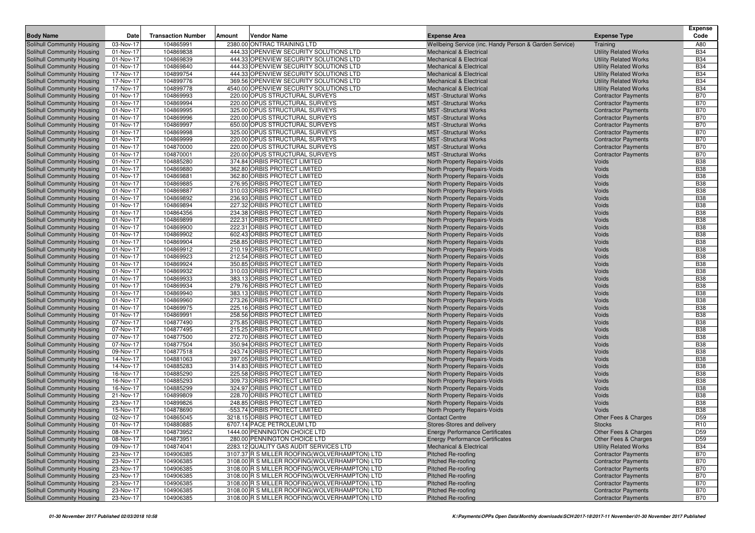| Body Name | Date | Transaction Number | Amount | Vendor Name | Expense Area | Expense Type | Expense Code |
|---|---|---|---|---|---|---|---|
| Solihull Community Housing | 03-Nov-17 | 104865991 | 2380.00 | ONTRAC TRAINING LTD | Wellbeing Service (inc. Handy Person & Garden Service) | Training | A80 |
| Solihull Community Housing | 01-Nov-17 | 104869838 | 444.33 | OPENVIEW SECURITY SOLUTIONS LTD | Mechanical & Electrical | Utility Related Works | B34 |
| Solihull Community Housing | 01-Nov-17 | 104869839 | 444.33 | OPENVIEW SECURITY SOLUTIONS LTD | Mechanical & Electrical | Utility Related Works | B34 |
| Solihull Community Housing | 01-Nov-17 | 104869840 | 444.33 | OPENVIEW SECURITY SOLUTIONS LTD | Mechanical & Electrical | Utility Related Works | B34 |
| Solihull Community Housing | 17-Nov-17 | 104899754 | 444.33 | OPENVIEW SECURITY SOLUTIONS LTD | Mechanical & Electrical | Utility Related Works | B34 |
| Solihull Community Housing | 17-Nov-17 | 104899776 | 369.56 | OPENVIEW SECURITY SOLUTIONS LTD | Mechanical & Electrical | Utility Related Works | B34 |
| Solihull Community Housing | 17-Nov-17 | 104899778 | 4540.00 | OPENVIEW SECURITY SOLUTIONS LTD | Mechanical & Electrical | Utility Related Works | B34 |
| Solihull Community Housing | 01-Nov-17 | 104869993 | 220.00 | OPUS STRUCTURAL SURVEYS | MST -Structural Works | Contractor Payments | B70 |
| Solihull Community Housing | 01-Nov-17 | 104869994 | 220.00 | OPUS STRUCTURAL SURVEYS | MST -Structural Works | Contractor Payments | B70 |
| Solihull Community Housing | 01-Nov-17 | 104869995 | 325.00 | OPUS STRUCTURAL SURVEYS | MST -Structural Works | Contractor Payments | B70 |
| Solihull Community Housing | 01-Nov-17 | 104869996 | 220.00 | OPUS STRUCTURAL SURVEYS | MST -Structural Works | Contractor Payments | B70 |
| Solihull Community Housing | 01-Nov-17 | 104869997 | 650.00 | OPUS STRUCTURAL SURVEYS | MST -Structural Works | Contractor Payments | B70 |
| Solihull Community Housing | 01-Nov-17 | 104869998 | 325.00 | OPUS STRUCTURAL SURVEYS | MST -Structural Works | Contractor Payments | B70 |
| Solihull Community Housing | 01-Nov-17 | 104869999 | 220.00 | OPUS STRUCTURAL SURVEYS | MST -Structural Works | Contractor Payments | B70 |
| Solihull Community Housing | 01-Nov-17 | 104870000 | 220.00 | OPUS STRUCTURAL SURVEYS | MST -Structural Works | Contractor Payments | B70 |
| Solihull Community Housing | 01-Nov-17 | 104870001 | 220.00 | OPUS STRUCTURAL SURVEYS | MST -Structural Works | Contractor Payments | B70 |
| Solihull Community Housing | 01-Nov-17 | 104885280 | 374.84 | ORBIS PROTECT LIMITED | North Property Repairs-Voids | Voids | B38 |
| Solihull Community Housing | 01-Nov-17 | 104869880 | 362.80 | ORBIS PROTECT LIMITED | North Property Repairs-Voids | Voids | B38 |
| Solihull Community Housing | 01-Nov-17 | 104869881 | 362.80 | ORBIS PROTECT LIMITED | North Property Repairs-Voids | Voids | B38 |
| Solihull Community Housing | 01-Nov-17 | 104869885 | 276.95 | ORBIS PROTECT LIMITED | North Property Repairs-Voids | Voids | B38 |
| Solihull Community Housing | 01-Nov-17 | 104869887 | 310.03 | ORBIS PROTECT LIMITED | North Property Repairs-Voids | Voids | B38 |
| Solihull Community Housing | 01-Nov-17 | 104869892 | 236.93 | ORBIS PROTECT LIMITED | North Property Repairs-Voids | Voids | B38 |
| Solihull Community Housing | 01-Nov-17 | 104869894 | 227.32 | ORBIS PROTECT LIMITED | North Property Repairs-Voids | Voids | B38 |
| Solihull Community Housing | 01-Nov-17 | 104864356 | 234.38 | ORBIS PROTECT LIMITED | North Property Repairs-Voids | Voids | B38 |
| Solihull Community Housing | 01-Nov-17 | 104869899 | 222.31 | ORBIS PROTECT LIMITED | North Property Repairs-Voids | Voids | B38 |
| Solihull Community Housing | 01-Nov-17 | 104869900 | 222.31 | ORBIS PROTECT LIMITED | North Property Repairs-Voids | Voids | B38 |
| Solihull Community Housing | 01-Nov-17 | 104869902 | 602.43 | ORBIS PROTECT LIMITED | North Property Repairs-Voids | Voids | B38 |
| Solihull Community Housing | 01-Nov-17 | 104869904 | 258.85 | ORBIS PROTECT LIMITED | North Property Repairs-Voids | Voids | B38 |
| Solihull Community Housing | 01-Nov-17 | 104869912 | 210.19 | ORBIS PROTECT LIMITED | North Property Repairs-Voids | Voids | B38 |
| Solihull Community Housing | 01-Nov-17 | 104869923 | 212.54 | ORBIS PROTECT LIMITED | North Property Repairs-Voids | Voids | B38 |
| Solihull Community Housing | 01-Nov-17 | 104869924 | 350.85 | ORBIS PROTECT LIMITED | North Property Repairs-Voids | Voids | B38 |
| Solihull Community Housing | 01-Nov-17 | 104869932 | 310.03 | ORBIS PROTECT LIMITED | North Property Repairs-Voids | Voids | B38 |
| Solihull Community Housing | 01-Nov-17 | 104869933 | 383.13 | ORBIS PROTECT LIMITED | North Property Repairs-Voids | Voids | B38 |
| Solihull Community Housing | 01-Nov-17 | 104869934 | 279.76 | ORBIS PROTECT LIMITED | North Property Repairs-Voids | Voids | B38 |
| Solihull Community Housing | 01-Nov-17 | 104869940 | 383.13 | ORBIS PROTECT LIMITED | North Property Repairs-Voids | Voids | B38 |
| Solihull Community Housing | 01-Nov-17 | 104869960 | 273.26 | ORBIS PROTECT LIMITED | North Property Repairs-Voids | Voids | B38 |
| Solihull Community Housing | 01-Nov-17 | 104869975 | 225.16 | ORBIS PROTECT LIMITED | North Property Repairs-Voids | Voids | B38 |
| Solihull Community Housing | 01-Nov-17 | 104869991 | 258.56 | ORBIS PROTECT LIMITED | North Property Repairs-Voids | Voids | B38 |
| Solihull Community Housing | 07-Nov-17 | 104877490 | 275.85 | ORBIS PROTECT LIMITED | North Property Repairs-Voids | Voids | B38 |
| Solihull Community Housing | 07-Nov-17 | 104877495 | 215.25 | ORBIS PROTECT LIMITED | North Property Repairs-Voids | Voids | B38 |
| Solihull Community Housing | 07-Nov-17 | 104877500 | 272.70 | ORBIS PROTECT LIMITED | North Property Repairs-Voids | Voids | B38 |
| Solihull Community Housing | 07-Nov-17 | 104877504 | 350.94 | ORBIS PROTECT LIMITED | North Property Repairs-Voids | Voids | B38 |
| Solihull Community Housing | 09-Nov-17 | 104877518 | 243.74 | ORBIS PROTECT LIMITED | North Property Repairs-Voids | Voids | B38 |
| Solihull Community Housing | 14-Nov-17 | 104881063 | 397.05 | ORBIS PROTECT LIMITED | North Property Repairs-Voids | Voids | B38 |
| Solihull Community Housing | 14-Nov-17 | 104885283 | 314.83 | ORBIS PROTECT LIMITED | North Property Repairs-Voids | Voids | B38 |
| Solihull Community Housing | 16-Nov-17 | 104885290 | 225.58 | ORBIS PROTECT LIMITED | North Property Repairs-Voids | Voids | B38 |
| Solihull Community Housing | 16-Nov-17 | 104885293 | 309.73 | ORBIS PROTECT LIMITED | North Property Repairs-Voids | Voids | B38 |
| Solihull Community Housing | 16-Nov-17 | 104885299 | 324.97 | ORBIS PROTECT LIMITED | North Property Repairs-Voids | Voids | B38 |
| Solihull Community Housing | 21-Nov-17 | 104899809 | 228.70 | ORBIS PROTECT LIMITED | North Property Repairs-Voids | Voids | B38 |
| Solihull Community Housing | 23-Nov-17 | 104899826 | 248.85 | ORBIS PROTECT LIMITED | North Property Repairs-Voids | Voids | B38 |
| Solihull Community Housing | 15-Nov-17 | 104878690 | -553.74 | ORBIS PROTECT LIMITED | North Property Repairs-Voids | Voids | B38 |
| Solihull Community Housing | 02-Nov-17 | 104865045 | 3218.15 | ORBIS PROTECT LIMITED | Contact Centre | Other Fees & Charges | D59 |
| Solihull Community Housing | 01-Nov-17 | 104880885 | 6707.14 | PACE PETROLEUM LTD | Stores-Stores and delivery | Stocks | R10 |
| Solihull Community Housing | 08-Nov-17 | 104873952 | 1444.00 | PENNINGTON CHOICE LTD | Energy Performance Certificates | Other Fees & Charges | D59 |
| Solihull Community Housing | 08-Nov-17 | 104873951 | 280.00 | PENNINGTON CHOICE LTD | Energy Performance Certificates | Other Fees & Charges | D59 |
| Solihull Community Housing | 09-Nov-17 | 104874041 | 2283.12 | QUALITY GAS AUDIT SERVICES LTD | Mechanical & Electrical | Utility Related Works | B34 |
| Solihull Community Housing | 23-Nov-17 | 104906385 | 3107.37 | R S MILLER ROOFING(WOLVERHAMPTON) LTD | Pitched Re-roofing | Contractor Payments | B70 |
| Solihull Community Housing | 23-Nov-17 | 104906385 | 3108.00 | R S MILLER ROOFING(WOLVERHAMPTON) LTD | Pitched Re-roofing | Contractor Payments | B70 |
| Solihull Community Housing | 23-Nov-17 | 104906385 | 3108.00 | R S MILLER ROOFING(WOLVERHAMPTON) LTD | Pitched Re-roofing | Contractor Payments | B70 |
| Solihull Community Housing | 23-Nov-17 | 104906385 | 3108.00 | R S MILLER ROOFING(WOLVERHAMPTON) LTD | Pitched Re-roofing | Contractor Payments | B70 |
| Solihull Community Housing | 23-Nov-17 | 104906385 | 3108.00 | R S MILLER ROOFING(WOLVERHAMPTON) LTD | Pitched Re-roofing | Contractor Payments | B70 |
| Solihull Community Housing | 23-Nov-17 | 104906385 | 3108.00 | R S MILLER ROOFING(WOLVERHAMPTON) LTD | Pitched Re-roofing | Contractor Payments | B70 |
| Solihull Community Housing | 23-Nov-17 | 104906385 | 3108.00 | R S MILLER ROOFING(WOLVERHAMPTON) LTD | Pitched Re-roofing | Contractor Payments | B70 |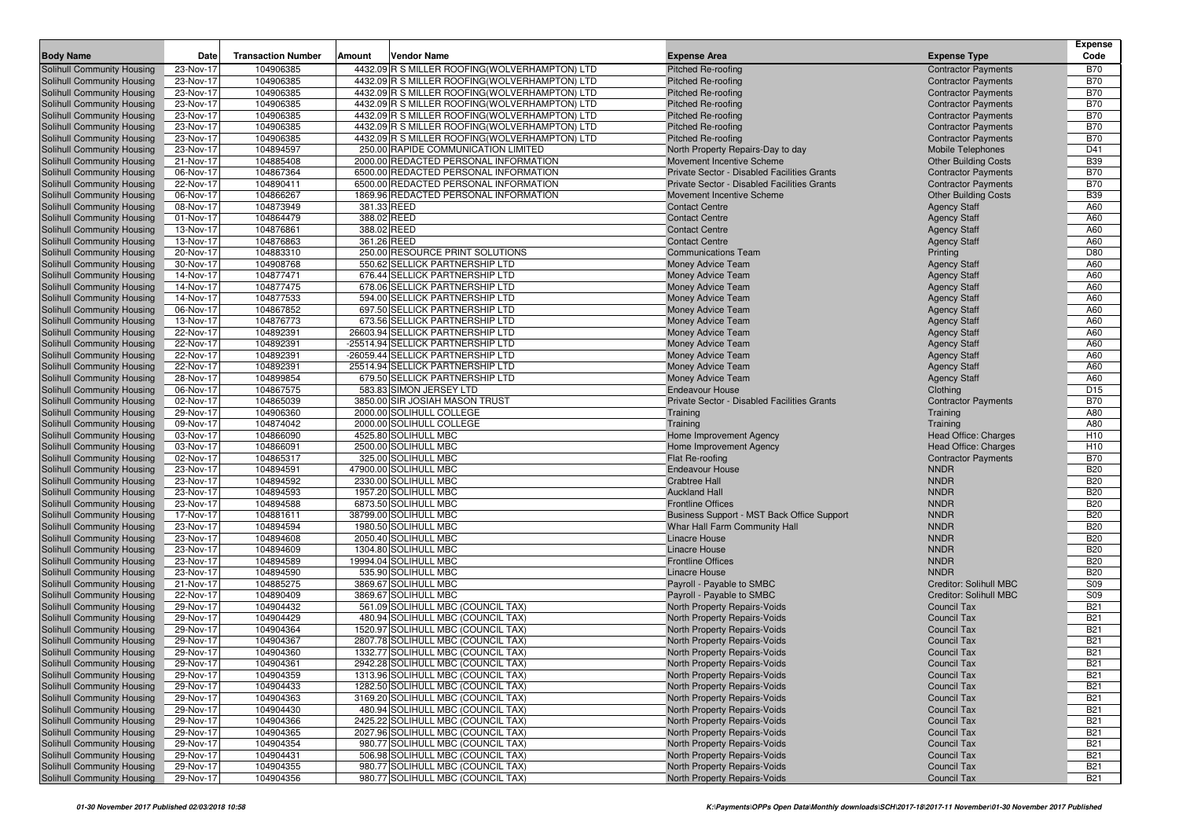| Body Name | Date | Transaction Number | Amount | Vendor Name | Expense Area | Expense Type | Expense Code |
|---|---|---|---|---|---|---|---|
| Solihull Community Housing | 23-Nov-17 | 104906385 | 4432.09 | R S MILLER ROOFING(WOLVERHAMPTON) LTD | Pitched Re-roofing | Contractor Payments | B70 |
| Solihull Community Housing | 23-Nov-17 | 104906385 | 4432.09 | R S MILLER ROOFING(WOLVERHAMPTON) LTD | Pitched Re-roofing | Contractor Payments | B70 |
| Solihull Community Housing | 23-Nov-17 | 104906385 | 4432.09 | R S MILLER ROOFING(WOLVERHAMPTON) LTD | Pitched Re-roofing | Contractor Payments | B70 |
| Solihull Community Housing | 23-Nov-17 | 104906385 | 4432.09 | R S MILLER ROOFING(WOLVERHAMPTON) LTD | Pitched Re-roofing | Contractor Payments | B70 |
| Solihull Community Housing | 23-Nov-17 | 104906385 | 4432.09 | R S MILLER ROOFING(WOLVERHAMPTON) LTD | Pitched Re-roofing | Contractor Payments | B70 |
| Solihull Community Housing | 23-Nov-17 | 104906385 | 4432.09 | R S MILLER ROOFING(WOLVERHAMPTON) LTD | Pitched Re-roofing | Contractor Payments | B70 |
| Solihull Community Housing | 23-Nov-17 | 104906385 | 4432.09 | R S MILLER ROOFING(WOLVERHAMPTON) LTD | Pitched Re-roofing | Contractor Payments | B70 |
| Solihull Community Housing | 23-Nov-17 | 104894597 | 250.00 | RAPIDE COMMUNICATION LIMITED | North Property Repairs-Day to day | Mobile Telephones | D41 |
| Solihull Community Housing | 21-Nov-17 | 104885408 | 2000.00 | REDACTED PERSONAL INFORMATION | Movement Incentive Scheme | Other Building Costs | B39 |
| Solihull Community Housing | 06-Nov-17 | 104867364 | 6500.00 | REDACTED PERSONAL INFORMATION | Private Sector - Disabled Facilities Grants | Contractor Payments | B70 |
| Solihull Community Housing | 22-Nov-17 | 104890411 | 6500.00 | REDACTED PERSONAL INFORMATION | Private Sector - Disabled Facilities Grants | Contractor Payments | B70 |
| Solihull Community Housing | 06-Nov-17 | 104866267 | 1869.96 | REDACTED PERSONAL INFORMATION | Movement Incentive Scheme | Other Building Costs | B39 |
| Solihull Community Housing | 08-Nov-17 | 104873949 | 381.33 | REED | Contact Centre | Agency Staff | A60 |
| Solihull Community Housing | 01-Nov-17 | 104864479 | 388.02 | REED | Contact Centre | Agency Staff | A60 |
| Solihull Community Housing | 13-Nov-17 | 104876861 | 388.02 | REED | Contact Centre | Agency Staff | A60 |
| Solihull Community Housing | 13-Nov-17 | 104876863 | 361.26 | REED | Contact Centre | Agency Staff | A60 |
| Solihull Community Housing | 20-Nov-17 | 104883310 | 250.00 | RESOURCE PRINT SOLUTIONS | Communications Team | Printing | D80 |
| Solihull Community Housing | 30-Nov-17 | 104908768 | 550.62 | SELLICK PARTNERSHIP LTD | Money Advice Team | Agency Staff | A60 |
| Solihull Community Housing | 14-Nov-17 | 104877471 | 676.44 | SELLICK PARTNERSHIP LTD | Money Advice Team | Agency Staff | A60 |
| Solihull Community Housing | 14-Nov-17 | 104877475 | 678.06 | SELLICK PARTNERSHIP LTD | Money Advice Team | Agency Staff | A60 |
| Solihull Community Housing | 14-Nov-17 | 104877533 | 594.00 | SELLICK PARTNERSHIP LTD | Money Advice Team | Agency Staff | A60 |
| Solihull Community Housing | 06-Nov-17 | 104867852 | 697.50 | SELLICK PARTNERSHIP LTD | Money Advice Team | Agency Staff | A60 |
| Solihull Community Housing | 13-Nov-17 | 104876773 | 673.56 | SELLICK PARTNERSHIP LTD | Money Advice Team | Agency Staff | A60 |
| Solihull Community Housing | 22-Nov-17 | 104892391 | 26603.94 | SELLICK PARTNERSHIP LTD | Money Advice Team | Agency Staff | A60 |
| Solihull Community Housing | 22-Nov-17 | 104892391 | -25514.94 | SELLICK PARTNERSHIP LTD | Money Advice Team | Agency Staff | A60 |
| Solihull Community Housing | 22-Nov-17 | 104892391 | -26059.44 | SELLICK PARTNERSHIP LTD | Money Advice Team | Agency Staff | A60 |
| Solihull Community Housing | 22-Nov-17 | 104892391 | 25514.94 | SELLICK PARTNERSHIP LTD | Money Advice Team | Agency Staff | A60 |
| Solihull Community Housing | 28-Nov-17 | 104899854 | 679.50 | SELLICK PARTNERSHIP LTD | Money Advice Team | Agency Staff | A60 |
| Solihull Community Housing | 06-Nov-17 | 104867575 | 583.83 | SIMON JERSEY LTD | Endeavour House | Clothing | D15 |
| Solihull Community Housing | 02-Nov-17 | 104865039 | 3850.00 | SIR JOSIAH MASON TRUST | Private Sector - Disabled Facilities Grants | Contractor Payments | B70 |
| Solihull Community Housing | 29-Nov-17 | 104906360 | 2000.00 | SOLIHULL COLLEGE | Training | Training | A80 |
| Solihull Community Housing | 09-Nov-17 | 104874042 | 2000.00 | SOLIHULL COLLEGE | Training | Training | A80 |
| Solihull Community Housing | 03-Nov-17 | 104866090 | 4525.80 | SOLIHULL MBC | Home Improvement Agency | Head Office: Charges | H10 |
| Solihull Community Housing | 03-Nov-17 | 104866091 | 2500.00 | SOLIHULL MBC | Home Improvement Agency | Head Office: Charges | H10 |
| Solihull Community Housing | 02-Nov-17 | 104865317 | 325.00 | SOLIHULL MBC | Flat Re-roofing | Contractor Payments | B70 |
| Solihull Community Housing | 23-Nov-17 | 104894591 | 47900.00 | SOLIHULL MBC | Endeavour House | NNDR | B20 |
| Solihull Community Housing | 23-Nov-17 | 104894592 | 2330.00 | SOLIHULL MBC | Crabtree Hall | NNDR | B20 |
| Solihull Community Housing | 23-Nov-17 | 104894593 | 1957.20 | SOLIHULL MBC | Auckland Hall | NNDR | B20 |
| Solihull Community Housing | 23-Nov-17 | 104894588 | 6873.50 | SOLIHULL MBC | Frontline Offices | NNDR | B20 |
| Solihull Community Housing | 17-Nov-17 | 104881611 | 38799.00 | SOLIHULL MBC | Business Support - MST Back Office Support | NNDR | B20 |
| Solihull Community Housing | 23-Nov-17 | 104894594 | 1980.50 | SOLIHULL MBC | Whar Hall Farm Community Hall | NNDR | B20 |
| Solihull Community Housing | 23-Nov-17 | 104894608 | 2050.40 | SOLIHULL MBC | Linacre House | NNDR | B20 |
| Solihull Community Housing | 23-Nov-17 | 104894609 | 1304.80 | SOLIHULL MBC | Linacre House | NNDR | B20 |
| Solihull Community Housing | 23-Nov-17 | 104894589 | 19994.04 | SOLIHULL MBC | Frontline Offices | NNDR | B20 |
| Solihull Community Housing | 23-Nov-17 | 104894590 | 535.90 | SOLIHULL MBC | Linacre House | NNDR | B20 |
| Solihull Community Housing | 21-Nov-17 | 104885275 | 3869.67 | SOLIHULL MBC | Payroll - Payable to SMBC | Creditor: Solihull MBC | S09 |
| Solihull Community Housing | 22-Nov-17 | 104890409 | 3869.67 | SOLIHULL MBC | Payroll - Payable to SMBC | Creditor: Solihull MBC | S09 |
| Solihull Community Housing | 29-Nov-17 | 104904432 | 561.09 | SOLIHULL MBC (COUNCIL TAX) | North Property Repairs-Voids | Council Tax | B21 |
| Solihull Community Housing | 29-Nov-17 | 104904429 | 480.94 | SOLIHULL MBC (COUNCIL TAX) | North Property Repairs-Voids | Council Tax | B21 |
| Solihull Community Housing | 29-Nov-17 | 104904364 | 1520.97 | SOLIHULL MBC (COUNCIL TAX) | North Property Repairs-Voids | Council Tax | B21 |
| Solihull Community Housing | 29-Nov-17 | 104904367 | 2807.78 | SOLIHULL MBC (COUNCIL TAX) | North Property Repairs-Voids | Council Tax | B21 |
| Solihull Community Housing | 29-Nov-17 | 104904360 | 1332.77 | SOLIHULL MBC (COUNCIL TAX) | North Property Repairs-Voids | Council Tax | B21 |
| Solihull Community Housing | 29-Nov-17 | 104904361 | 2942.28 | SOLIHULL MBC (COUNCIL TAX) | North Property Repairs-Voids | Council Tax | B21 |
| Solihull Community Housing | 29-Nov-17 | 104904359 | 1313.96 | SOLIHULL MBC (COUNCIL TAX) | North Property Repairs-Voids | Council Tax | B21 |
| Solihull Community Housing | 29-Nov-17 | 104904433 | 1282.50 | SOLIHULL MBC (COUNCIL TAX) | North Property Repairs-Voids | Council Tax | B21 |
| Solihull Community Housing | 29-Nov-17 | 104904363 | 3169.20 | SOLIHULL MBC (COUNCIL TAX) | North Property Repairs-Voids | Council Tax | B21 |
| Solihull Community Housing | 29-Nov-17 | 104904430 | 480.94 | SOLIHULL MBC (COUNCIL TAX) | North Property Repairs-Voids | Council Tax | B21 |
| Solihull Community Housing | 29-Nov-17 | 104904366 | 2425.22 | SOLIHULL MBC (COUNCIL TAX) | North Property Repairs-Voids | Council Tax | B21 |
| Solihull Community Housing | 29-Nov-17 | 104904365 | 2027.96 | SOLIHULL MBC (COUNCIL TAX) | North Property Repairs-Voids | Council Tax | B21 |
| Solihull Community Housing | 29-Nov-17 | 104904354 | 980.77 | SOLIHULL MBC (COUNCIL TAX) | North Property Repairs-Voids | Council Tax | B21 |
| Solihull Community Housing | 29-Nov-17 | 104904431 | 506.98 | SOLIHULL MBC (COUNCIL TAX) | North Property Repairs-Voids | Council Tax | B21 |
| Solihull Community Housing | 29-Nov-17 | 104904355 | 980.77 | SOLIHULL MBC (COUNCIL TAX) | North Property Repairs-Voids | Council Tax | B21 |
| Solihull Community Housing | 29-Nov-17 | 104904356 | 980.77 | SOLIHULL MBC (COUNCIL TAX) | North Property Repairs-Voids | Council Tax | B21 |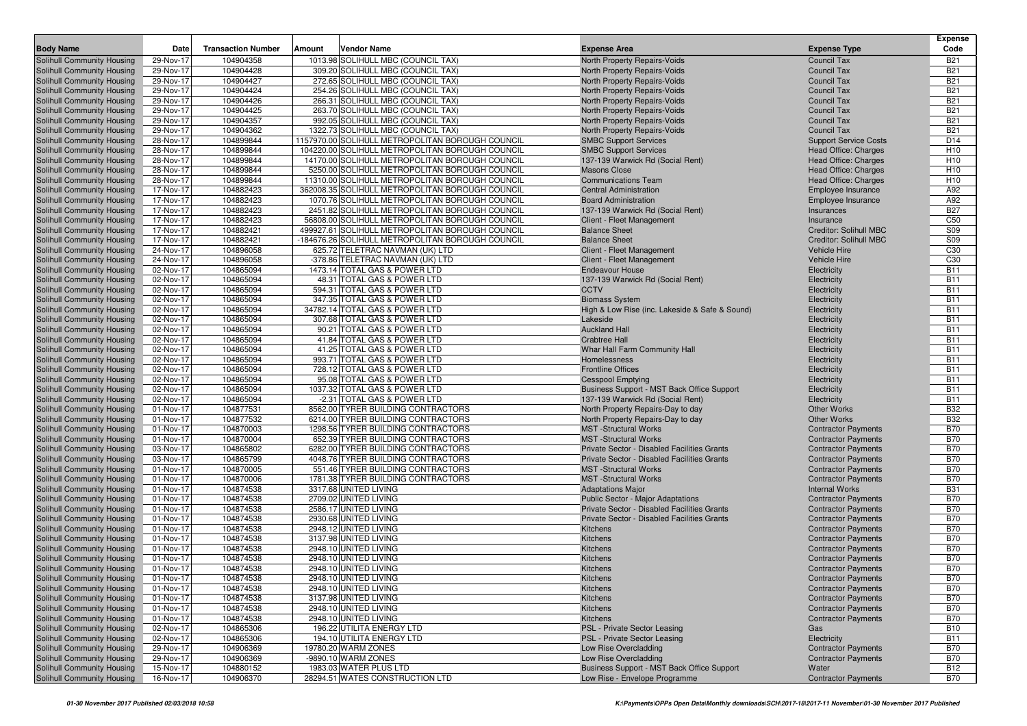| Body Name | Date | Transaction Number | Amount | Vendor Name | Expense Area | Expense Type | Expense Code |
|---|---|---|---|---|---|---|---|
| Solihull Community Housing | 29-Nov-17 | 104904358 | 1013.98 | SOLIHULL MBC (COUNCIL TAX) | North Property Repairs-Voids | Council Tax | B21 |
| Solihull Community Housing | 29-Nov-17 | 104904428 | 309.20 | SOLIHULL MBC (COUNCIL TAX) | North Property Repairs-Voids | Council Tax | B21 |
| Solihull Community Housing | 29-Nov-17 | 104904427 | 272.65 | SOLIHULL MBC (COUNCIL TAX) | North Property Repairs-Voids | Council Tax | B21 |
| Solihull Community Housing | 29-Nov-17 | 104904424 | 254.26 | SOLIHULL MBC (COUNCIL TAX) | North Property Repairs-Voids | Council Tax | B21 |
| Solihull Community Housing | 29-Nov-17 | 104904426 | 266.31 | SOLIHULL MBC (COUNCIL TAX) | North Property Repairs-Voids | Council Tax | B21 |
| Solihull Community Housing | 29-Nov-17 | 104904425 | 263.70 | SOLIHULL MBC (COUNCIL TAX) | North Property Repairs-Voids | Council Tax | B21 |
| Solihull Community Housing | 29-Nov-17 | 104904357 | 992.05 | SOLIHULL MBC (COUNCIL TAX) | North Property Repairs-Voids | Council Tax | B21 |
| Solihull Community Housing | 29-Nov-17 | 104904362 | 1322.73 | SOLIHULL MBC (COUNCIL TAX) | North Property Repairs-Voids | Council Tax | B21 |
| Solihull Community Housing | 28-Nov-17 | 104899844 | 1157970.00 | SOLIHULL METROPOLITAN BOROUGH COUNCIL | SMBC Support Services | Support Service Costs | D14 |
| Solihull Community Housing | 28-Nov-17 | 104899844 | 104220.00 | SOLIHULL METROPOLITAN BOROUGH COUNCIL | SMBC Support Services | Head Office: Charges | H10 |
| Solihull Community Housing | 28-Nov-17 | 104899844 | 14170.00 | SOLIHULL METROPOLITAN BOROUGH COUNCIL | 137-139 Warwick Rd (Social Rent) | Head Office: Charges | H10 |
| Solihull Community Housing | 28-Nov-17 | 104899844 | 5250.00 | SOLIHULL METROPOLITAN BOROUGH COUNCIL | Masons Close | Head Office: Charges | H10 |
| Solihull Community Housing | 28-Nov-17 | 104899844 | 11310.00 | SOLIHULL METROPOLITAN BOROUGH COUNCIL | Communications Team | Head Office: Charges | H10 |
| Solihull Community Housing | 17-Nov-17 | 104882423 | 362008.35 | SOLIHULL METROPOLITAN BOROUGH COUNCIL | Central Administration | Employee Insurance | A92 |
| Solihull Community Housing | 17-Nov-17 | 104882423 | 1070.76 | SOLIHULL METROPOLITAN BOROUGH COUNCIL | Board Administration | Employee Insurance | A92 |
| Solihull Community Housing | 17-Nov-17 | 104882423 | 2451.82 | SOLIHULL METROPOLITAN BOROUGH COUNCIL | 137-139 Warwick Rd (Social Rent) | Insurances | B27 |
| Solihull Community Housing | 17-Nov-17 | 104882423 | 56808.00 | SOLIHULL METROPOLITAN BOROUGH COUNCIL | Client - Fleet Management | Insurance | C50 |
| Solihull Community Housing | 17-Nov-17 | 104882421 | 499927.61 | SOLIHULL METROPOLITAN BOROUGH COUNCIL | Balance Sheet | Creditor: Solihull MBC | S09 |
| Solihull Community Housing | 17-Nov-17 | 104882421 | -184676.26 | SOLIHULL METROPOLITAN BOROUGH COUNCIL | Balance Sheet | Creditor: Solihull MBC | S09 |
| Solihull Community Housing | 24-Nov-17 | 104896058 | 625.72 | TELETRAC NAVMAN (UK) LTD | Client - Fleet Management | Vehicle Hire | C30 |
| Solihull Community Housing | 24-Nov-17 | 104896058 | -378.86 | TELETRAC NAVMAN (UK) LTD | Client - Fleet Management | Vehicle Hire | C30 |
| Solihull Community Housing | 02-Nov-17 | 104865094 | 1473.14 | TOTAL GAS & POWER LTD | Endeavour House | Electricity | B11 |
| Solihull Community Housing | 02-Nov-17 | 104865094 | 48.31 | TOTAL GAS & POWER LTD | 137-139 Warwick Rd (Social Rent) | Electricity | B11 |
| Solihull Community Housing | 02-Nov-17 | 104865094 | 594.31 | TOTAL GAS & POWER LTD | CCTV | Electricity | B11 |
| Solihull Community Housing | 02-Nov-17 | 104865094 | 347.35 | TOTAL GAS & POWER LTD | Biomass System | Electricity | B11 |
| Solihull Community Housing | 02-Nov-17 | 104865094 | 34782.14 | TOTAL GAS & POWER LTD | High & Low Rise (inc. Lakeside & Safe & Sound) | Electricity | B11 |
| Solihull Community Housing | 02-Nov-17 | 104865094 | 307.68 | TOTAL GAS & POWER LTD | Lakeside | Electricity | B11 |
| Solihull Community Housing | 02-Nov-17 | 104865094 | 90.21 | TOTAL GAS & POWER LTD | Auckland Hall | Electricity | B11 |
| Solihull Community Housing | 02-Nov-17 | 104865094 | 41.84 | TOTAL GAS & POWER LTD | Crabtree Hall | Electricity | B11 |
| Solihull Community Housing | 02-Nov-17 | 104865094 | 41.25 | TOTAL GAS & POWER LTD | Whar Hall Farm Community Hall | Electricity | B11 |
| Solihull Community Housing | 02-Nov-17 | 104865094 | 993.71 | TOTAL GAS & POWER LTD | Homelessness | Electricity | B11 |
| Solihull Community Housing | 02-Nov-17 | 104865094 | 728.12 | TOTAL GAS & POWER LTD | Frontline Offices | Electricity | B11 |
| Solihull Community Housing | 02-Nov-17 | 104865094 | 95.08 | TOTAL GAS & POWER LTD | Cesspool Emptying | Electricity | B11 |
| Solihull Community Housing | 02-Nov-17 | 104865094 | 1037.32 | TOTAL GAS & POWER LTD | Business Support - MST Back Office Support | Electricity | B11 |
| Solihull Community Housing | 02-Nov-17 | 104865094 | -2.31 | TOTAL GAS & POWER LTD | 137-139 Warwick Rd (Social Rent) | Electricity | B11 |
| Solihull Community Housing | 01-Nov-17 | 104877531 | 8562.00 | TYRER BUILDING CONTRACTORS | North Property Repairs-Day to day | Other Works | B32 |
| Solihull Community Housing | 01-Nov-17 | 104877532 | 6214.00 | TYRER BUILDING CONTRACTORS | North Property Repairs-Day to day | Other Works | B32 |
| Solihull Community Housing | 01-Nov-17 | 104870003 | 1298.56 | TYRER BUILDING CONTRACTORS | MST -Structural Works | Contractor Payments | B70 |
| Solihull Community Housing | 01-Nov-17 | 104870004 | 652.39 | TYRER BUILDING CONTRACTORS | MST -Structural Works | Contractor Payments | B70 |
| Solihull Community Housing | 03-Nov-17 | 104865802 | 6282.00 | TYRER BUILDING CONTRACTORS | Private Sector - Disabled Facilities Grants | Contractor Payments | B70 |
| Solihull Community Housing | 03-Nov-17 | 104865799 | 4048.76 | TYRER BUILDING CONTRACTORS | Private Sector - Disabled Facilities Grants | Contractor Payments | B70 |
| Solihull Community Housing | 01-Nov-17 | 104870005 | 551.46 | TYRER BUILDING CONTRACTORS | MST -Structural Works | Contractor Payments | B70 |
| Solihull Community Housing | 01-Nov-17 | 104870006 | 1781.38 | TYRER BUILDING CONTRACTORS | MST -Structural Works | Contractor Payments | B70 |
| Solihull Community Housing | 01-Nov-17 | 104874538 | 3317.68 | UNITED LIVING | Adaptations Major | Internal Works | B31 |
| Solihull Community Housing | 01-Nov-17 | 104874538 | 2709.02 | UNITED LIVING | Public Sector - Major Adaptations | Contractor Payments | B70 |
| Solihull Community Housing | 01-Nov-17 | 104874538 | 2586.17 | UNITED LIVING | Private Sector - Disabled Facilities Grants | Contractor Payments | B70 |
| Solihull Community Housing | 01-Nov-17 | 104874538 | 2930.68 | UNITED LIVING | Private Sector - Disabled Facilities Grants | Contractor Payments | B70 |
| Solihull Community Housing | 01-Nov-17 | 104874538 | 2948.12 | UNITED LIVING | Kitchens | Contractor Payments | B70 |
| Solihull Community Housing | 01-Nov-17 | 104874538 | 3137.98 | UNITED LIVING | Kitchens | Contractor Payments | B70 |
| Solihull Community Housing | 01-Nov-17 | 104874538 | 2948.10 | UNITED LIVING | Kitchens | Contractor Payments | B70 |
| Solihull Community Housing | 01-Nov-17 | 104874538 | 2948.10 | UNITED LIVING | Kitchens | Contractor Payments | B70 |
| Solihull Community Housing | 01-Nov-17 | 104874538 | 2948.10 | UNITED LIVING | Kitchens | Contractor Payments | B70 |
| Solihull Community Housing | 01-Nov-17 | 104874538 | 2948.10 | UNITED LIVING | Kitchens | Contractor Payments | B70 |
| Solihull Community Housing | 01-Nov-17 | 104874538 | 2948.10 | UNITED LIVING | Kitchens | Contractor Payments | B70 |
| Solihull Community Housing | 01-Nov-17 | 104874538 | 3137.98 | UNITED LIVING | Kitchens | Contractor Payments | B70 |
| Solihull Community Housing | 01-Nov-17 | 104874538 | 2948.10 | UNITED LIVING | Kitchens | Contractor Payments | B70 |
| Solihull Community Housing | 01-Nov-17 | 104874538 | 2948.10 | UNITED LIVING | Kitchens | Contractor Payments | B70 |
| Solihull Community Housing | 02-Nov-17 | 104865306 | 196.22 | UTILITA ENERGY LTD | PSL - Private Sector Leasing | Gas | B10 |
| Solihull Community Housing | 02-Nov-17 | 104865306 | 194.10 | UTILITA ENERGY LTD | PSL - Private Sector Leasing | Electricity | B11 |
| Solihull Community Housing | 29-Nov-17 | 104906369 | 19780.20 | WARM ZONES | Low Rise Overcladding | Contractor Payments | B70 |
| Solihull Community Housing | 29-Nov-17 | 104906369 | -9890.10 | WARM ZONES | Low Rise Overcladding | Contractor Payments | B70 |
| Solihull Community Housing | 15-Nov-17 | 104880152 | 1983.03 | WATER PLUS LTD | Business Support - MST Back Office Support | Water | B12 |
| Solihull Community Housing | 16-Nov-17 | 104906370 | 28294.51 | WATES CONSTRUCTION LTD | Low Rise - Envelope Programme | Contractor Payments | B70 |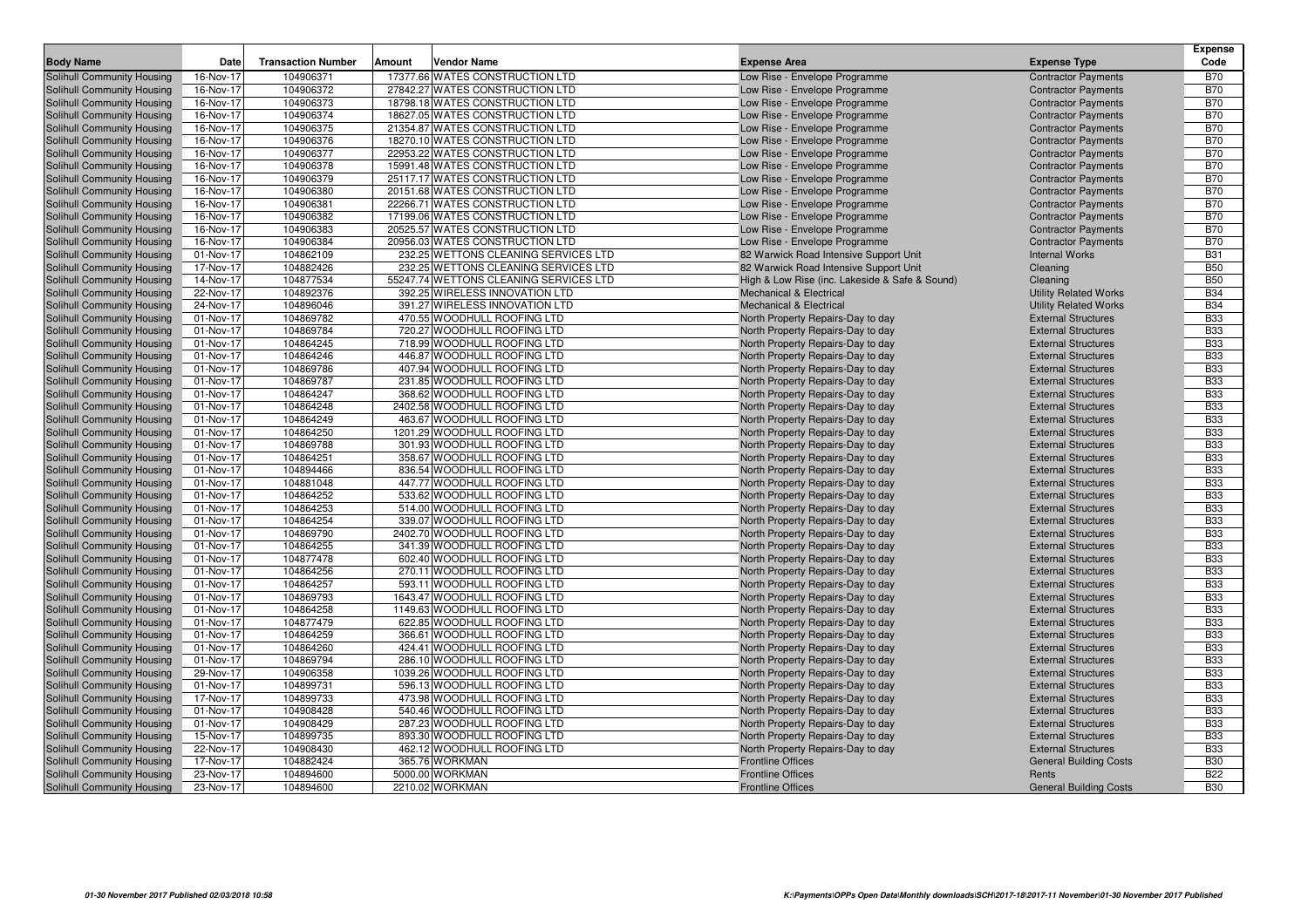| Body Name | Date | Transaction Number | Amount | Vendor Name | Expense Area | Expense Type | Expense Code |
|---|---|---|---|---|---|---|---|
| Solihull Community Housing | 16-Nov-17 | 104906371 | 17377.66 | WATES CONSTRUCTION LTD | Low Rise - Envelope Programme | Contractor Payments | B70 |
| Solihull Community Housing | 16-Nov-17 | 104906372 | 27842.27 | WATES CONSTRUCTION LTD | Low Rise - Envelope Programme | Contractor Payments | B70 |
| Solihull Community Housing | 16-Nov-17 | 104906373 | 18798.18 | WATES CONSTRUCTION LTD | Low Rise - Envelope Programme | Contractor Payments | B70 |
| Solihull Community Housing | 16-Nov-17 | 104906374 | 18627.05 | WATES CONSTRUCTION LTD | Low Rise - Envelope Programme | Contractor Payments | B70 |
| Solihull Community Housing | 16-Nov-17 | 104906375 | 21354.87 | WATES CONSTRUCTION LTD | Low Rise - Envelope Programme | Contractor Payments | B70 |
| Solihull Community Housing | 16-Nov-17 | 104906376 | 18270.10 | WATES CONSTRUCTION LTD | Low Rise - Envelope Programme | Contractor Payments | B70 |
| Solihull Community Housing | 16-Nov-17 | 104906377 | 22953.22 | WATES CONSTRUCTION LTD | Low Rise - Envelope Programme | Contractor Payments | B70 |
| Solihull Community Housing | 16-Nov-17 | 104906378 | 15991.48 | WATES CONSTRUCTION LTD | Low Rise - Envelope Programme | Contractor Payments | B70 |
| Solihull Community Housing | 16-Nov-17 | 104906379 | 25117.17 | WATES CONSTRUCTION LTD | Low Rise - Envelope Programme | Contractor Payments | B70 |
| Solihull Community Housing | 16-Nov-17 | 104906380 | 20151.68 | WATES CONSTRUCTION LTD | Low Rise - Envelope Programme | Contractor Payments | B70 |
| Solihull Community Housing | 16-Nov-17 | 104906381 | 22266.71 | WATES CONSTRUCTION LTD | Low Rise - Envelope Programme | Contractor Payments | B70 |
| Solihull Community Housing | 16-Nov-17 | 104906382 | 17199.06 | WATES CONSTRUCTION LTD | Low Rise - Envelope Programme | Contractor Payments | B70 |
| Solihull Community Housing | 16-Nov-17 | 104906383 | 20525.57 | WATES CONSTRUCTION LTD | Low Rise - Envelope Programme | Contractor Payments | B70 |
| Solihull Community Housing | 16-Nov-17 | 104906384 | 20956.03 | WATES CONSTRUCTION LTD | Low Rise - Envelope Programme | Contractor Payments | B70 |
| Solihull Community Housing | 01-Nov-17 | 104862109 | 232.25 | WETTONS CLEANING SERVICES LTD | 82 Warwick Road Intensive Support Unit | Internal Works | B31 |
| Solihull Community Housing | 17-Nov-17 | 104882426 | 232.25 | WETTONS CLEANING SERVICES LTD | 82 Warwick Road Intensive Support Unit | Cleaning | B50 |
| Solihull Community Housing | 14-Nov-17 | 104877534 | 55247.74 | WETTONS CLEANING SERVICES LTD | High & Low Rise (inc. Lakeside & Safe & Sound) | Cleaning | B50 |
| Solihull Community Housing | 22-Nov-17 | 104892376 | 392.25 | WIRELESS INNOVATION LTD | Mechanical & Electrical | Utility Related Works | B34 |
| Solihull Community Housing | 24-Nov-17 | 104896046 | 391.27 | WIRELESS INNOVATION LTD | Mechanical & Electrical | Utility Related Works | B34 |
| Solihull Community Housing | 01-Nov-17 | 104869782 | 470.55 | WOODHULL ROOFING LTD | North Property Repairs-Day to day | External Structures | B33 |
| Solihull Community Housing | 01-Nov-17 | 104869784 | 720.27 | WOODHULL ROOFING LTD | North Property Repairs-Day to day | External Structures | B33 |
| Solihull Community Housing | 01-Nov-17 | 104864245 | 718.99 | WOODHULL ROOFING LTD | North Property Repairs-Day to day | External Structures | B33 |
| Solihull Community Housing | 01-Nov-17 | 104864246 | 446.87 | WOODHULL ROOFING LTD | North Property Repairs-Day to day | External Structures | B33 |
| Solihull Community Housing | 01-Nov-17 | 104869786 | 407.94 | WOODHULL ROOFING LTD | North Property Repairs-Day to day | External Structures | B33 |
| Solihull Community Housing | 01-Nov-17 | 104869787 | 231.85 | WOODHULL ROOFING LTD | North Property Repairs-Day to day | External Structures | B33 |
| Solihull Community Housing | 01-Nov-17 | 104864247 | 368.62 | WOODHULL ROOFING LTD | North Property Repairs-Day to day | External Structures | B33 |
| Solihull Community Housing | 01-Nov-17 | 104864248 | 2402.58 | WOODHULL ROOFING LTD | North Property Repairs-Day to day | External Structures | B33 |
| Solihull Community Housing | 01-Nov-17 | 104864249 | 463.67 | WOODHULL ROOFING LTD | North Property Repairs-Day to day | External Structures | B33 |
| Solihull Community Housing | 01-Nov-17 | 104864250 | 1201.29 | WOODHULL ROOFING LTD | North Property Repairs-Day to day | External Structures | B33 |
| Solihull Community Housing | 01-Nov-17 | 104869788 | 301.93 | WOODHULL ROOFING LTD | North Property Repairs-Day to day | External Structures | B33 |
| Solihull Community Housing | 01-Nov-17 | 104864251 | 358.67 | WOODHULL ROOFING LTD | North Property Repairs-Day to day | External Structures | B33 |
| Solihull Community Housing | 01-Nov-17 | 104894466 | 836.54 | WOODHULL ROOFING LTD | North Property Repairs-Day to day | External Structures | B33 |
| Solihull Community Housing | 01-Nov-17 | 104881048 | 447.77 | WOODHULL ROOFING LTD | North Property Repairs-Day to day | External Structures | B33 |
| Solihull Community Housing | 01-Nov-17 | 104864252 | 533.62 | WOODHULL ROOFING LTD | North Property Repairs-Day to day | External Structures | B33 |
| Solihull Community Housing | 01-Nov-17 | 104864253 | 514.00 | WOODHULL ROOFING LTD | North Property Repairs-Day to day | External Structures | B33 |
| Solihull Community Housing | 01-Nov-17 | 104864254 | 339.07 | WOODHULL ROOFING LTD | North Property Repairs-Day to day | External Structures | B33 |
| Solihull Community Housing | 01-Nov-17 | 104869790 | 2402.70 | WOODHULL ROOFING LTD | North Property Repairs-Day to day | External Structures | B33 |
| Solihull Community Housing | 01-Nov-17 | 104864255 | 341.39 | WOODHULL ROOFING LTD | North Property Repairs-Day to day | External Structures | B33 |
| Solihull Community Housing | 01-Nov-17 | 104877478 | 602.40 | WOODHULL ROOFING LTD | North Property Repairs-Day to day | External Structures | B33 |
| Solihull Community Housing | 01-Nov-17 | 104864256 | 270.11 | WOODHULL ROOFING LTD | North Property Repairs-Day to day | External Structures | B33 |
| Solihull Community Housing | 01-Nov-17 | 104864257 | 593.11 | WOODHULL ROOFING LTD | North Property Repairs-Day to day | External Structures | B33 |
| Solihull Community Housing | 01-Nov-17 | 104869793 | 1643.47 | WOODHULL ROOFING LTD | North Property Repairs-Day to day | External Structures | B33 |
| Solihull Community Housing | 01-Nov-17 | 104864258 | 1149.63 | WOODHULL ROOFING LTD | North Property Repairs-Day to day | External Structures | B33 |
| Solihull Community Housing | 01-Nov-17 | 104877479 | 622.85 | WOODHULL ROOFING LTD | North Property Repairs-Day to day | External Structures | B33 |
| Solihull Community Housing | 01-Nov-17 | 104864259 | 366.61 | WOODHULL ROOFING LTD | North Property Repairs-Day to day | External Structures | B33 |
| Solihull Community Housing | 01-Nov-17 | 104864260 | 424.41 | WOODHULL ROOFING LTD | North Property Repairs-Day to day | External Structures | B33 |
| Solihull Community Housing | 01-Nov-17 | 104869794 | 286.10 | WOODHULL ROOFING LTD | North Property Repairs-Day to day | External Structures | B33 |
| Solihull Community Housing | 29-Nov-17 | 104906358 | 1039.26 | WOODHULL ROOFING LTD | North Property Repairs-Day to day | External Structures | B33 |
| Solihull Community Housing | 01-Nov-17 | 104899731 | 596.13 | WOODHULL ROOFING LTD | North Property Repairs-Day to day | External Structures | B33 |
| Solihull Community Housing | 17-Nov-17 | 104899733 | 473.98 | WOODHULL ROOFING LTD | North Property Repairs-Day to day | External Structures | B33 |
| Solihull Community Housing | 01-Nov-17 | 104908428 | 540.46 | WOODHULL ROOFING LTD | North Property Repairs-Day to day | External Structures | B33 |
| Solihull Community Housing | 01-Nov-17 | 104908429 | 287.23 | WOODHULL ROOFING LTD | North Property Repairs-Day to day | External Structures | B33 |
| Solihull Community Housing | 15-Nov-17 | 104899735 | 893.30 | WOODHULL ROOFING LTD | North Property Repairs-Day to day | External Structures | B33 |
| Solihull Community Housing | 22-Nov-17 | 104908430 | 462.12 | WOODHULL ROOFING LTD | North Property Repairs-Day to day | External Structures | B33 |
| Solihull Community Housing | 17-Nov-17 | 104882424 | 365.76 | WORKMAN | Frontline Offices | General Building Costs | B30 |
| Solihull Community Housing | 23-Nov-17 | 104894600 | 5000.00 | WORKMAN | Frontline Offices | Rents | B22 |
| Solihull Community Housing | 23-Nov-17 | 104894600 | 2210.02 | WORKMAN | Frontline Offices | General Building Costs | B30 |